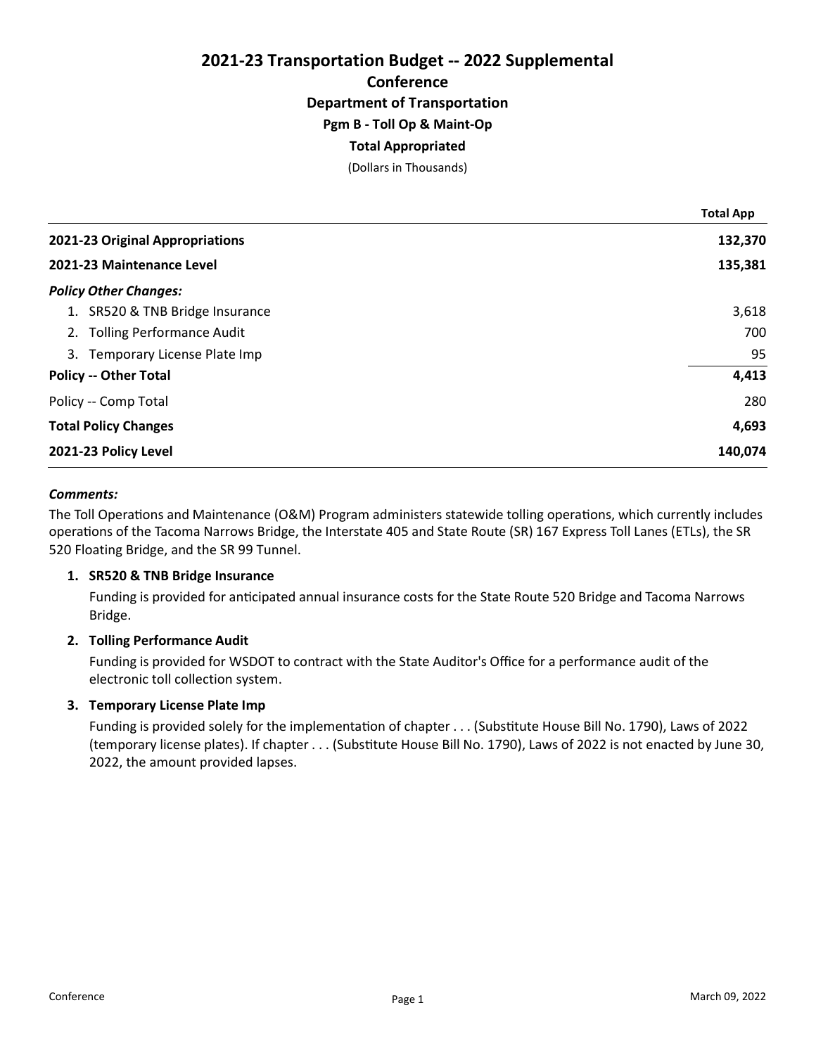# 2021-23 Transportation Budget -- 2022 Supplemental

## Conference

### Department of Transportation

### Pgm B - Toll Op & Maint-Op

### Total Appropriated

(Dollars in Thousands)

| | Total App |
|---|---|
| **2021-23 Original Appropriations** | **132,370** |
| **2021-23 Maintenance Level** | **135,381** |
| ***Policy Other Changes:*** | |
| 1. SR520 & TNB Bridge Insurance | 3,618 |
| 2. Tolling Performance Audit | 700 |
| 3. Temporary License Plate Imp | 95 |
| **Policy -- Other Total** | **4,413** |
| Policy -- Comp Total | 280 |
| **Total Policy Changes** | **4,693** |
| **2021-23 Policy Level** | **140,074** |

***Comments:***

The Toll Operations and Maintenance (O&M) Program administers statewide tolling operations, which currently includes operations of the Tacoma Narrows Bridge, the Interstate 405 and State Route (SR) 167 Express Toll Lanes (ETLs), the SR 520 Floating Bridge, and the SR 99 Tunnel.

1. **SR520 & TNB Bridge Insurance**

   Funding is provided for anticipated annual insurance costs for the State Route 520 Bridge and Tacoma Narrows Bridge.

2. **Tolling Performance Audit**

   Funding is provided for WSDOT to contract with the State Auditor's Office for a performance audit of the electronic toll collection system.

3. **Temporary License Plate Imp**

   Funding is provided solely for the implementation of chapter . . . (Substitute House Bill No. 1790), Laws of 2022 (temporary license plates). If chapter . . . (Substitute House Bill No. 1790), Laws of 2022 is not enacted by June 30, 2022, the amount provided lapses.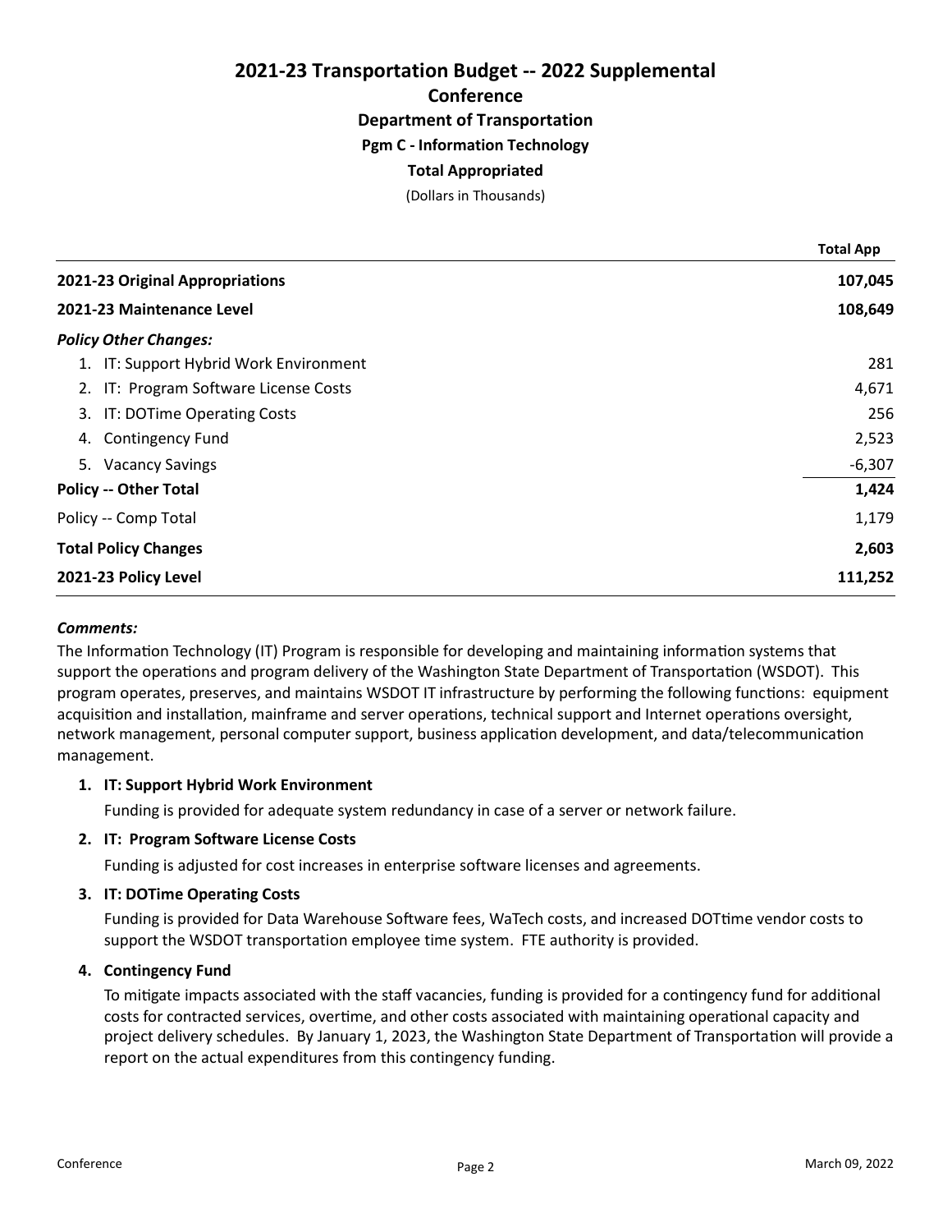# 2021-23 Transportation Budget -- 2022 Supplemental

## Conference

## Department of Transportation

### Pgm C - Information Technology

### Total Appropriated

(Dollars in Thousands)

| | Total App |
|---|---|
| **2021-23 Original Appropriations** | **107,045** |
| **2021-23 Maintenance Level** | **108,649** |
| ***Policy Other Changes:*** | |
| 1. IT: Support Hybrid Work Environment | 281 |
| 2. IT: Program Software License Costs | 4,671 |
| 3. IT: DOTime Operating Costs | 256 |
| 4. Contingency Fund | 2,523 |
| 5. Vacancy Savings | -6,307 |
| **Policy -- Other Total** | **1,424** |
| Policy -- Comp Total | 1,179 |
| **Total Policy Changes** | **2,603** |
| **2021-23 Policy Level** | **111,252** |

***Comments:***

The Information Technology (IT) Program is responsible for developing and maintaining information systems that support the operations and program delivery of the Washington State Department of Transportation (WSDOT). This program operates, preserves, and maintains WSDOT IT infrastructure by performing the following functions: equipment acquisition and installation, mainframe and server operations, technical support and Internet operations oversight, network management, personal computer support, business application development, and data/telecommunication management.

1. **IT: Support Hybrid Work Environment**

   Funding is provided for adequate system redundancy in case of a server or network failure.

2. **IT: Program Software License Costs**

   Funding is adjusted for cost increases in enterprise software licenses and agreements.

3. **IT: DOTime Operating Costs**

   Funding is provided for Data Warehouse Software fees, WaTech costs, and increased DOTtime vendor costs to support the WSDOT transportation employee time system. FTE authority is provided.

4. **Contingency Fund**

   To mitigate impacts associated with the staff vacancies, funding is provided for a contingency fund for additional costs for contracted services, overtime, and other costs associated with maintaining operational capacity and project delivery schedules. By January 1, 2023, the Washington State Department of Transportation will provide a report on the actual expenditures from this contingency funding.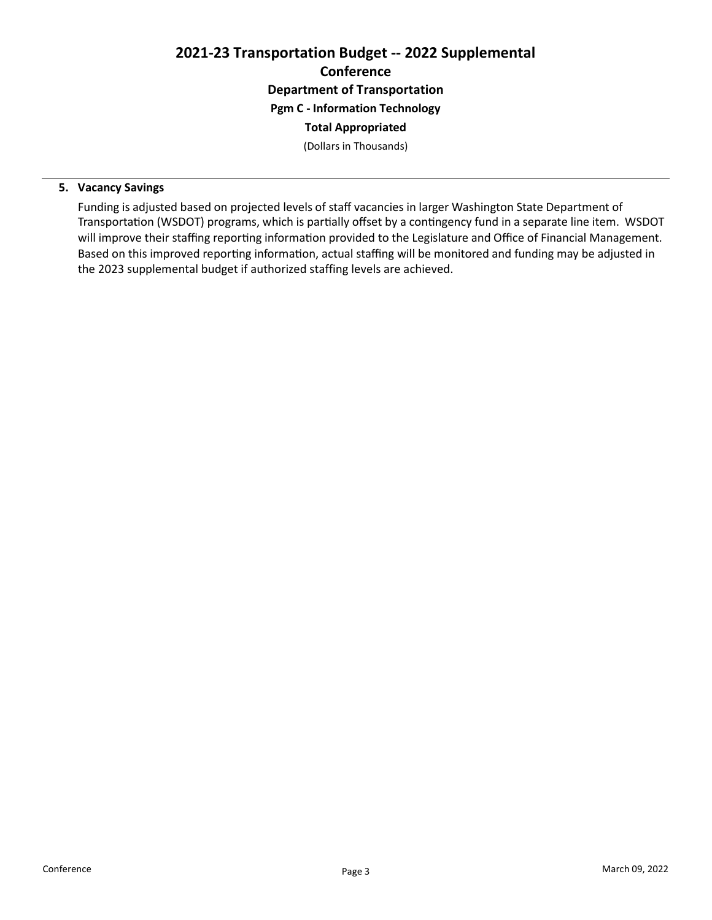# 2021-23 Transportation Budget -- 2022 Supplemental

## Conference

### Department of Transportation

### Pgm C - Information Technology

### Total Appropriated

(Dollars in Thousands)

---

**5. Vacancy Savings**

Funding is adjusted based on projected levels of staff vacancies in larger Washington State Department of Transportation (WSDOT) programs, which is partially offset by a contingency fund in a separate line item. WSDOT will improve their staffing reporting information provided to the Legislature and Office of Financial Management. Based on this improved reporting information, actual staffing will be monitored and funding may be adjusted in the 2023 supplemental budget if authorized staffing levels are achieved.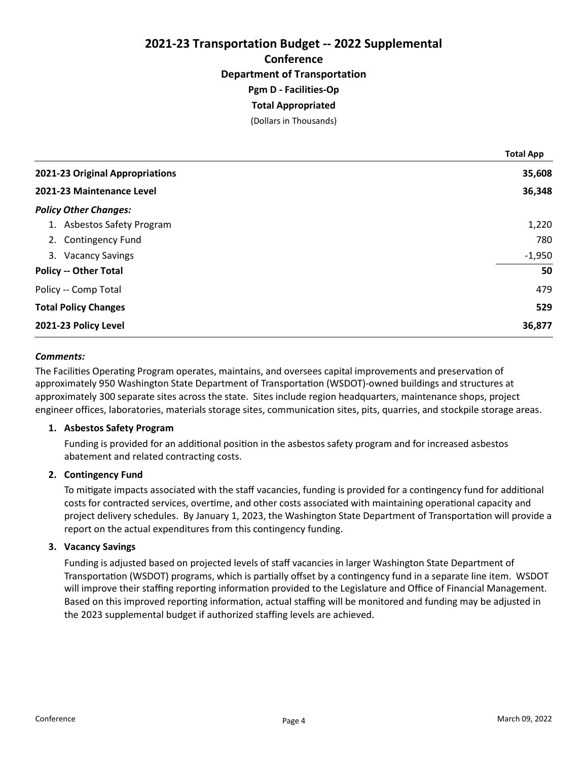# 2021-23 Transportation Budget -- 2022 Supplemental

## Conference

### Department of Transportation

### Pgm D - Facilities-Op

### Total Appropriated

(Dollars in Thousands)

| | Total App |
|---|---|
| **2021-23 Original Appropriations** | **35,608** |
| **2021-23 Maintenance Level** | **36,348** |
| ***Policy Other Changes:*** | |
| 1. Asbestos Safety Program | 1,220 |
| 2. Contingency Fund | 780 |
| 3. Vacancy Savings | -1,950 |
| **Policy -- Other Total** | **50** |
| Policy -- Comp Total | 479 |
| **Total Policy Changes** | **529** |
| **2021-23 Policy Level** | **36,877** |

***Comments:***

The Facilities Operating Program operates, maintains, and oversees capital improvements and preservation of approximately 950 Washington State Department of Transportation (WSDOT)-owned buildings and structures at approximately 300 separate sites across the state. Sites include region headquarters, maintenance shops, project engineer offices, laboratories, materials storage sites, communication sites, pits, quarries, and stockpile storage areas.

1. **Asbestos Safety Program**

   Funding is provided for an additional position in the asbestos safety program and for increased asbestos abatement and related contracting costs.

2. **Contingency Fund**

   To mitigate impacts associated with the staff vacancies, funding is provided for a contingency fund for additional costs for contracted services, overtime, and other costs associated with maintaining operational capacity and project delivery schedules. By January 1, 2023, the Washington State Department of Transportation will provide a report on the actual expenditures from this contingency funding.

3. **Vacancy Savings**

   Funding is adjusted based on projected levels of staff vacancies in larger Washington State Department of Transportation (WSDOT) programs, which is partially offset by a contingency fund in a separate line item. WSDOT will improve their staffing reporting information provided to the Legislature and Office of Financial Management. Based on this improved reporting information, actual staffing will be monitored and funding may be adjusted in the 2023 supplemental budget if authorized staffing levels are achieved.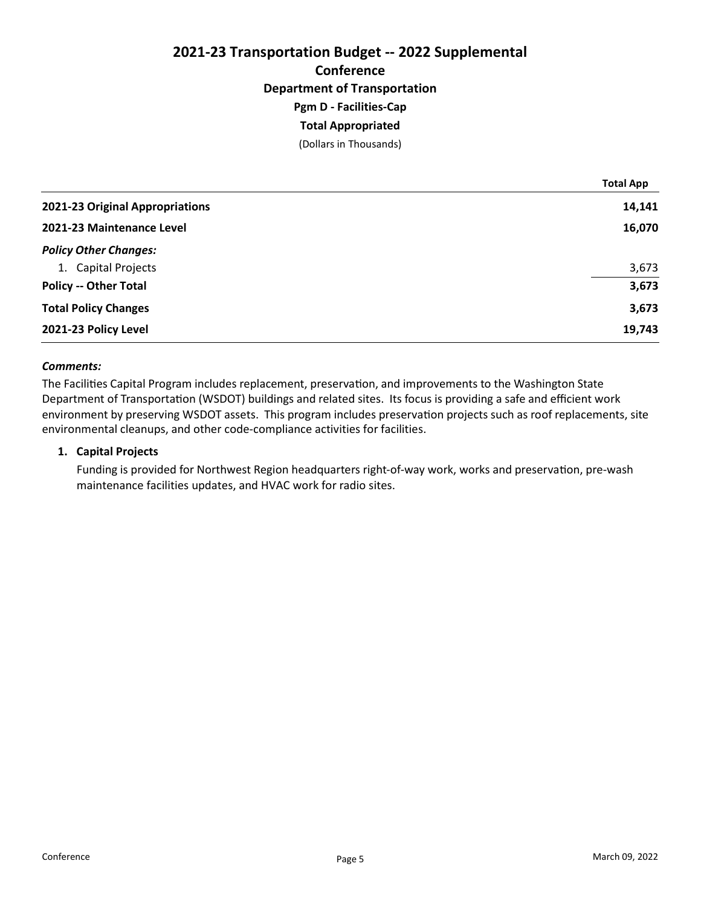# 2021-23 Transportation Budget -- 2022 Supplemental

## Conference

### Department of Transportation

### Pgm D - Facilities-Cap

### Total Appropriated

(Dollars in Thousands)

| | Total App |
|---|---|
| **2021-23 Original Appropriations** | **14,141** |
| **2021-23 Maintenance Level** | **16,070** |
| ***Policy Other Changes:*** | |
| 1. Capital Projects | 3,673 |
| **Policy -- Other Total** | **3,673** |
| **Total Policy Changes** | **3,673** |
| **2021-23 Policy Level** | **19,743** |

***Comments:***

The Facilities Capital Program includes replacement, preservation, and improvements to the Washington State Department of Transportation (WSDOT) buildings and related sites. Its focus is providing a safe and efficient work environment by preserving WSDOT assets. This program includes preservation projects such as roof replacements, site environmental cleanups, and other code-compliance activities for facilities.

1. **Capital Projects**

   Funding is provided for Northwest Region headquarters right-of-way work, works and preservation, pre-wash maintenance facilities updates, and HVAC work for radio sites.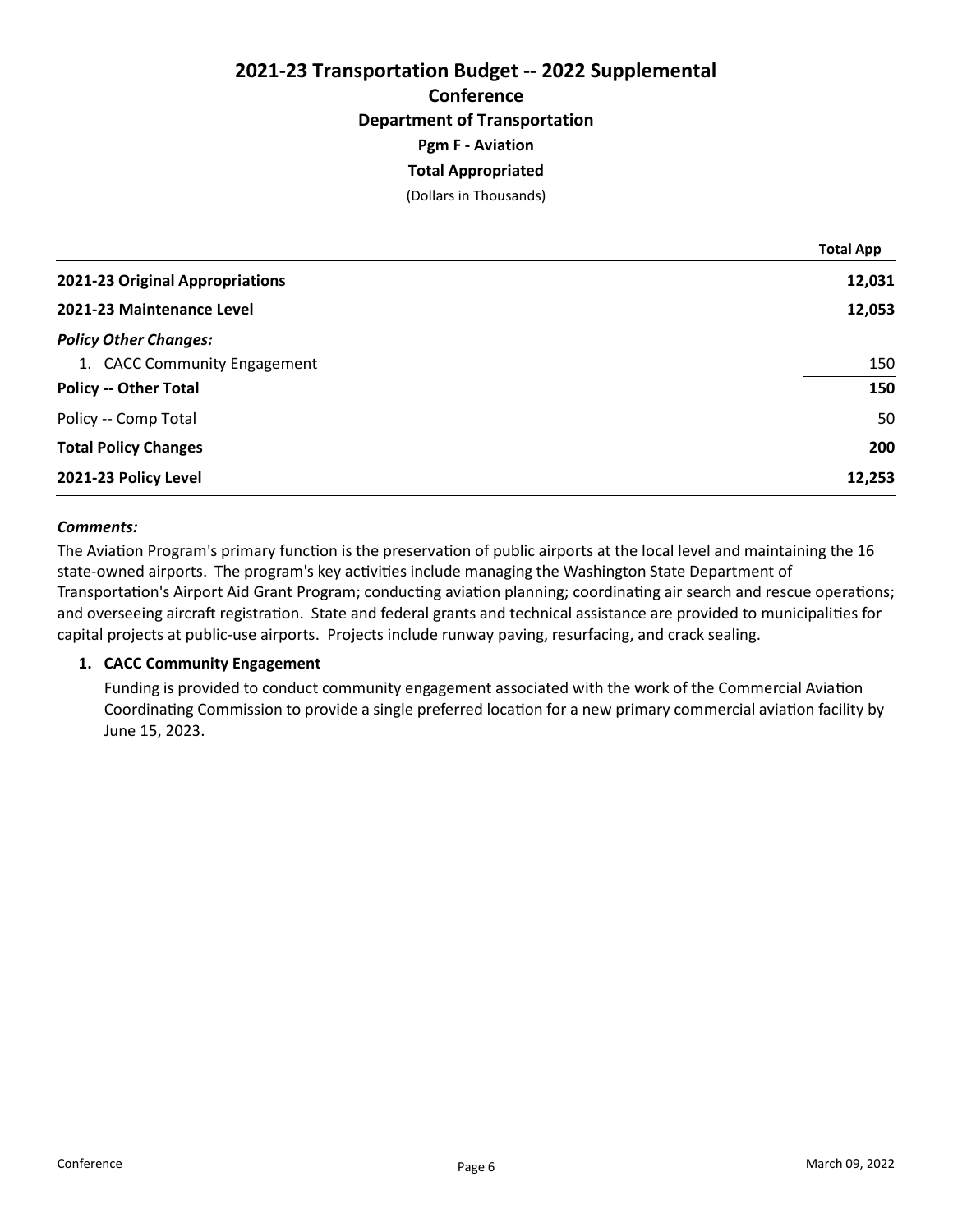# 2021-23 Transportation Budget -- 2022 Supplemental

## Conference

### Department of Transportation

### Pgm F - Aviation

### Total Appropriated

(Dollars in Thousands)

| | Total App |
|---|---|
| **2021-23 Original Appropriations** | **12,031** |
| **2021-23 Maintenance Level** | **12,053** |
| ***Policy Other Changes:*** | |
| 1. CACC Community Engagement | 150 |
| **Policy -- Other Total** | **150** |
| Policy -- Comp Total | 50 |
| **Total Policy Changes** | **200** |
| **2021-23 Policy Level** | **12,253** |

***Comments:***

The Aviation Program's primary function is the preservation of public airports at the local level and maintaining the 16 state-owned airports. The program's key activities include managing the Washington State Department of Transportation's Airport Aid Grant Program; conducting aviation planning; coordinating air search and rescue operations; and overseeing aircraft registration. State and federal grants and technical assistance are provided to municipalities for capital projects at public-use airports. Projects include runway paving, resurfacing, and crack sealing.

1. **CACC Community Engagement**

   Funding is provided to conduct community engagement associated with the work of the Commercial Aviation Coordinating Commission to provide a single preferred location for a new primary commercial aviation facility by June 15, 2023.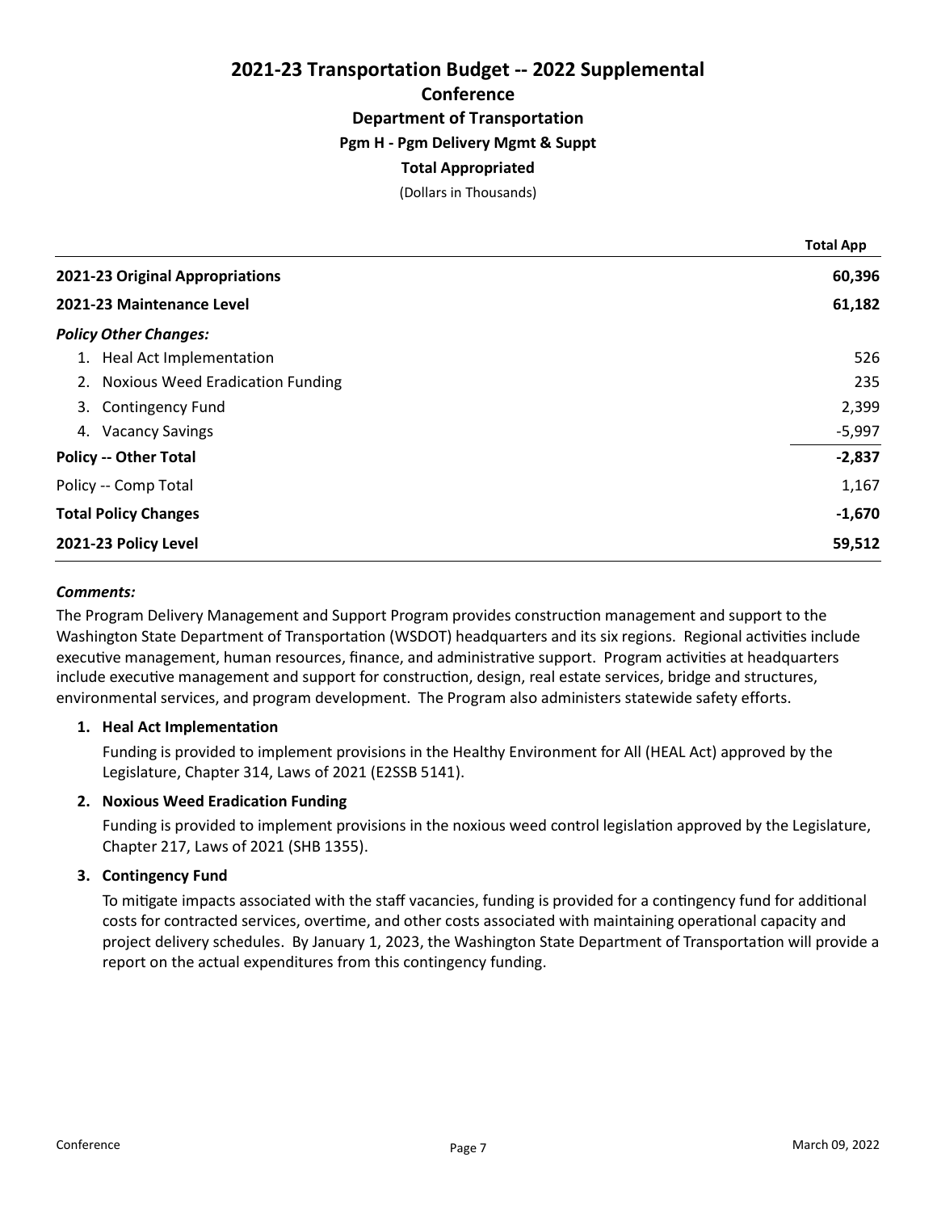# 2021-23 Transportation Budget -- 2022 Supplemental

## Conference

### Department of Transportation

### Pgm H - Pgm Delivery Mgmt & Suppt

### Total Appropriated

(Dollars in Thousands)

| | Total App |
|---|---|
| **2021-23 Original Appropriations** | **60,396** |
| **2021-23 Maintenance Level** | **61,182** |
| ***Policy Other Changes:*** | |
| 1. Heal Act Implementation | 526 |
| 2. Noxious Weed Eradication Funding | 235 |
| 3. Contingency Fund | 2,399 |
| 4. Vacancy Savings | -5,997 |
| **Policy -- Other Total** | **-2,837** |
| Policy -- Comp Total | 1,167 |
| **Total Policy Changes** | **-1,670** |
| **2021-23 Policy Level** | **59,512** |

***Comments:***

The Program Delivery Management and Support Program provides construction management and support to the Washington State Department of Transportation (WSDOT) headquarters and its six regions. Regional activities include executive management, human resources, finance, and administrative support. Program activities at headquarters include executive management and support for construction, design, real estate services, bridge and structures, environmental services, and program development. The Program also administers statewide safety efforts.

**1. Heal Act Implementation**

Funding is provided to implement provisions in the Healthy Environment for All (HEAL Act) approved by the Legislature, Chapter 314, Laws of 2021 (E2SSB 5141).

**2. Noxious Weed Eradication Funding**

Funding is provided to implement provisions in the noxious weed control legislation approved by the Legislature, Chapter 217, Laws of 2021 (SHB 1355).

**3. Contingency Fund**

To mitigate impacts associated with the staff vacancies, funding is provided for a contingency fund for additional costs for contracted services, overtime, and other costs associated with maintaining operational capacity and project delivery schedules. By January 1, 2023, the Washington State Department of Transportation will provide a report on the actual expenditures from this contingency funding.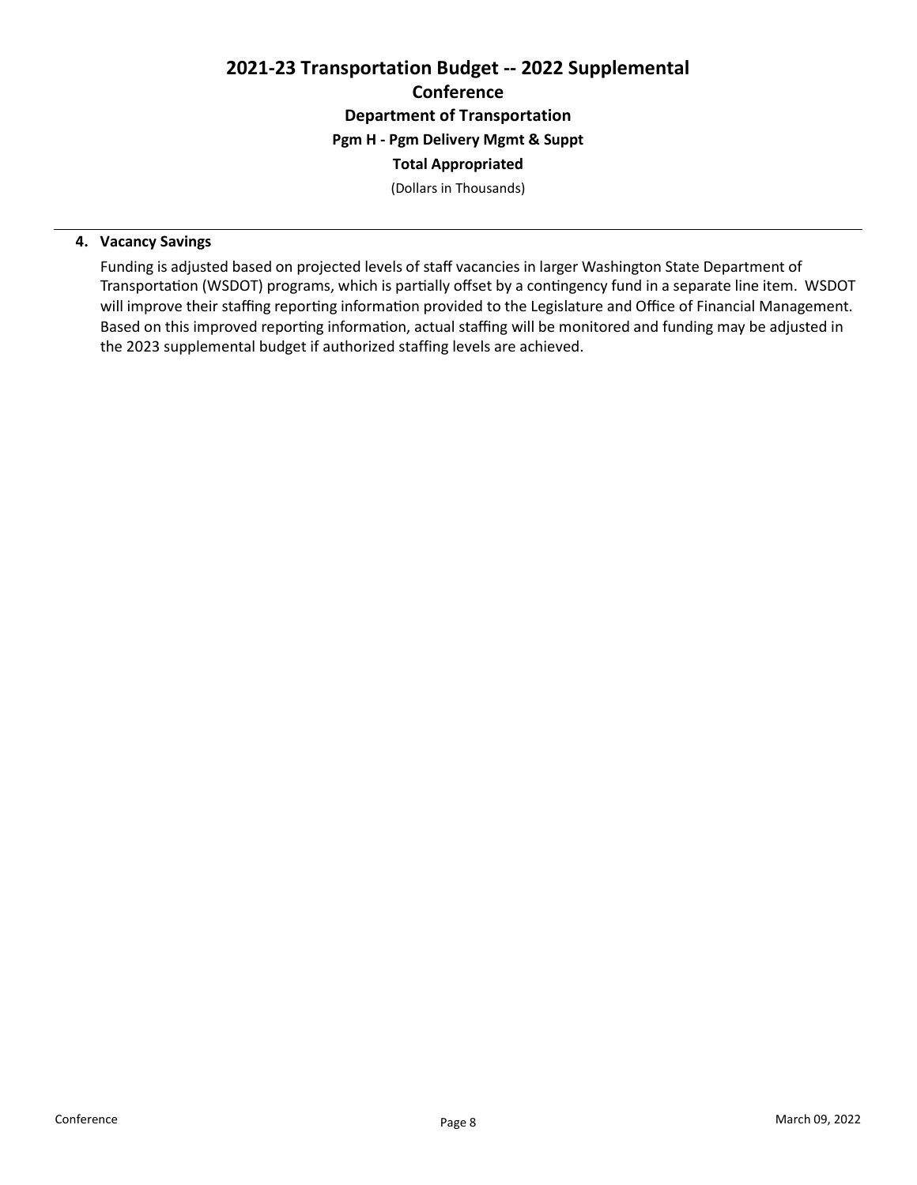# 2021-23 Transportation Budget -- 2022 Supplemental

## Conference

### Department of Transportation

### Pgm H - Pgm Delivery Mgmt & Suppt

### Total Appropriated

(Dollars in Thousands)

---

**4. Vacancy Savings**

Funding is adjusted based on projected levels of staff vacancies in larger Washington State Department of Transportation (WSDOT) programs, which is partially offset by a contingency fund in a separate line item. WSDOT will improve their staffing reporting information provided to the Legislature and Office of Financial Management. Based on this improved reporting information, actual staffing will be monitored and funding may be adjusted in the 2023 supplemental budget if authorized staffing levels are achieved.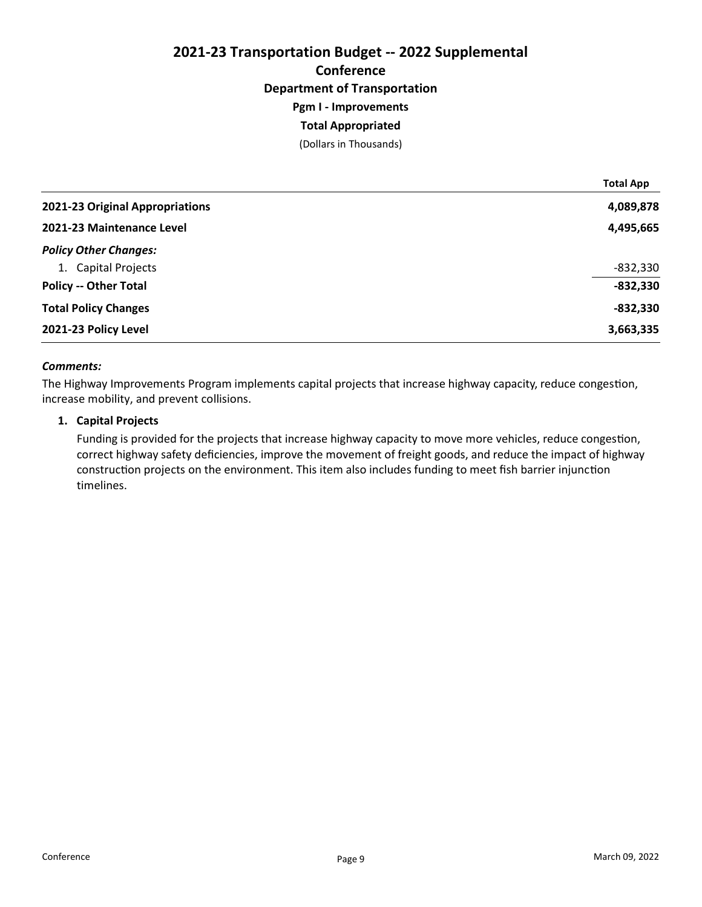# 2021-23 Transportation Budget -- 2022 Supplemental

## Conference

### Department of Transportation

### Pgm I - Improvements

### Total Appropriated

(Dollars in Thousands)

| | Total App |
|---|---|
| **2021-23 Original Appropriations** | **4,089,878** |
| **2021-23 Maintenance Level** | **4,495,665** |
| ***Policy Other Changes:*** | |
| 1. Capital Projects | -832,330 |
| **Policy -- Other Total** | **-832,330** |
| **Total Policy Changes** | **-832,330** |
| **2021-23 Policy Level** | **3,663,335** |

***Comments:***

The Highway Improvements Program implements capital projects that increase highway capacity, reduce congestion, increase mobility, and prevent collisions.

1. **Capital Projects**

   Funding is provided for the projects that increase highway capacity to move more vehicles, reduce congestion, correct highway safety deficiencies, improve the movement of freight goods, and reduce the impact of highway construction projects on the environment. This item also includes funding to meet fish barrier injunction timelines.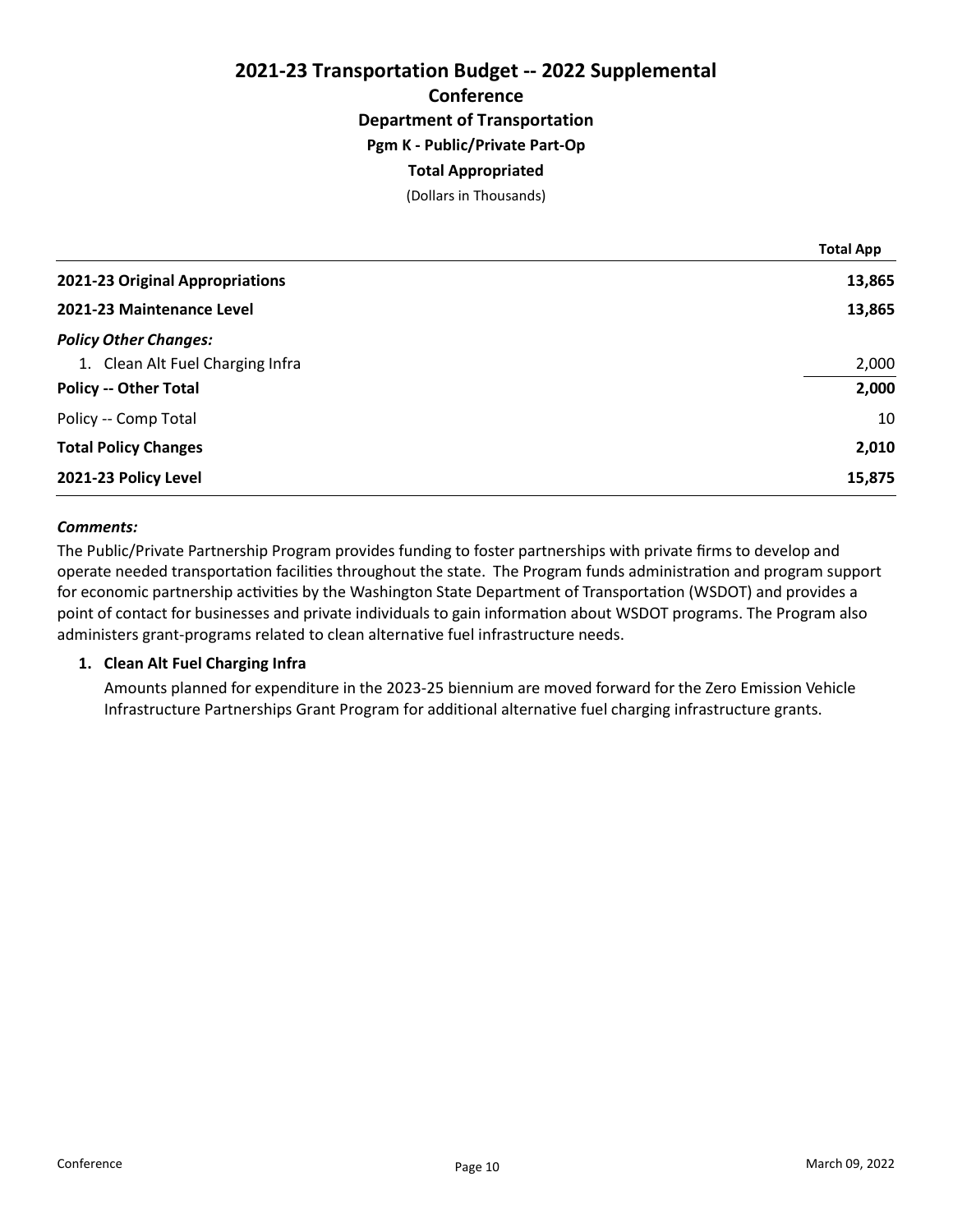# 2021-23 Transportation Budget -- 2022 Supplemental
## Conference
### Department of Transportation
### Pgm K - Public/Private Part-Op
### Total Appropriated
(Dollars in Thousands)

| | Total App |
|---|---|
| **2021-23 Original Appropriations** | **13,865** |
| **2021-23 Maintenance Level** | **13,865** |
| ***Policy Other Changes:*** | |
| 1. Clean Alt Fuel Charging Infra | 2,000 |
| **Policy -- Other Total** | **2,000** |
| Policy -- Comp Total | 10 |
| **Total Policy Changes** | **2,010** |
| **2021-23 Policy Level** | **15,875** |

***Comments:***

The Public/Private Partnership Program provides funding to foster partnerships with private firms to develop and operate needed transportation facilities throughout the state. The Program funds administration and program support for economic partnership activities by the Washington State Department of Transportation (WSDOT) and provides a point of contact for businesses and private individuals to gain information about WSDOT programs. The Program also administers grant-programs related to clean alternative fuel infrastructure needs.

1. **Clean Alt Fuel Charging Infra**

   Amounts planned for expenditure in the 2023-25 biennium are moved forward for the Zero Emission Vehicle Infrastructure Partnerships Grant Program for additional alternative fuel charging infrastructure grants.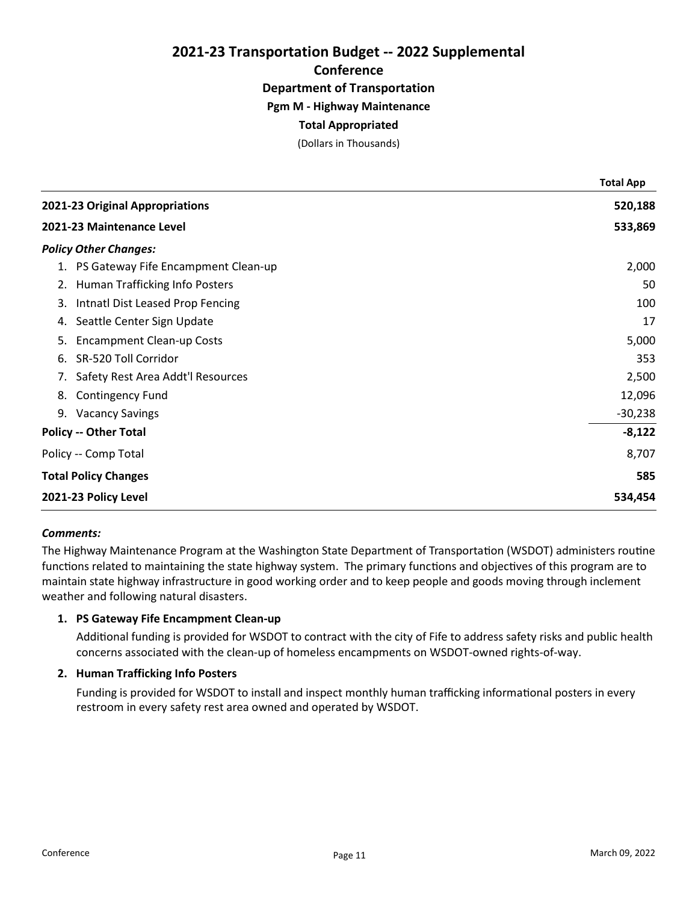# 2021-23 Transportation Budget -- 2022 Supplemental

## Conference

### Department of Transportation

### Pgm M - Highway Maintenance

### Total Appropriated

(Dollars in Thousands)

| | Total App |
|---|---|
| **2021-23 Original Appropriations** | **520,188** |
| **2021-23 Maintenance Level** | **533,869** |
| ***Policy Other Changes:*** | |
| 1. PS Gateway Fife Encampment Clean-up | 2,000 |
| 2. Human Trafficking Info Posters | 50 |
| 3. Intntl Dist Leased Prop Fencing | 100 |
| 4. Seattle Center Sign Update | 17 |
| 5. Encampment Clean-up Costs | 5,000 |
| 6. SR-520 Toll Corridor | 353 |
| 7. Safety Rest Area Addt'l Resources | 2,500 |
| 8. Contingency Fund | 12,096 |
| 9. Vacancy Savings | -30,238 |
| **Policy -- Other Total** | **-8,122** |
| Policy -- Comp Total | 8,707 |
| **Total Policy Changes** | **585** |
| **2021-23 Policy Level** | **534,454** |

***Comments:***

The Highway Maintenance Program at the Washington State Department of Transportation (WSDOT) administers routine functions related to maintaining the state highway system. The primary functions and objectives of this program are to maintain state highway infrastructure in good working order and to keep people and goods moving through inclement weather and following natural disasters.

1. **PS Gateway Fife Encampment Clean-up**

   Additional funding is provided for WSDOT to contract with the city of Fife to address safety risks and public health concerns associated with the clean-up of homeless encampments on WSDOT-owned rights-of-way.

2. **Human Trafficking Info Posters**

   Funding is provided for WSDOT to install and inspect monthly human trafficking informational posters in every restroom in every safety rest area owned and operated by WSDOT.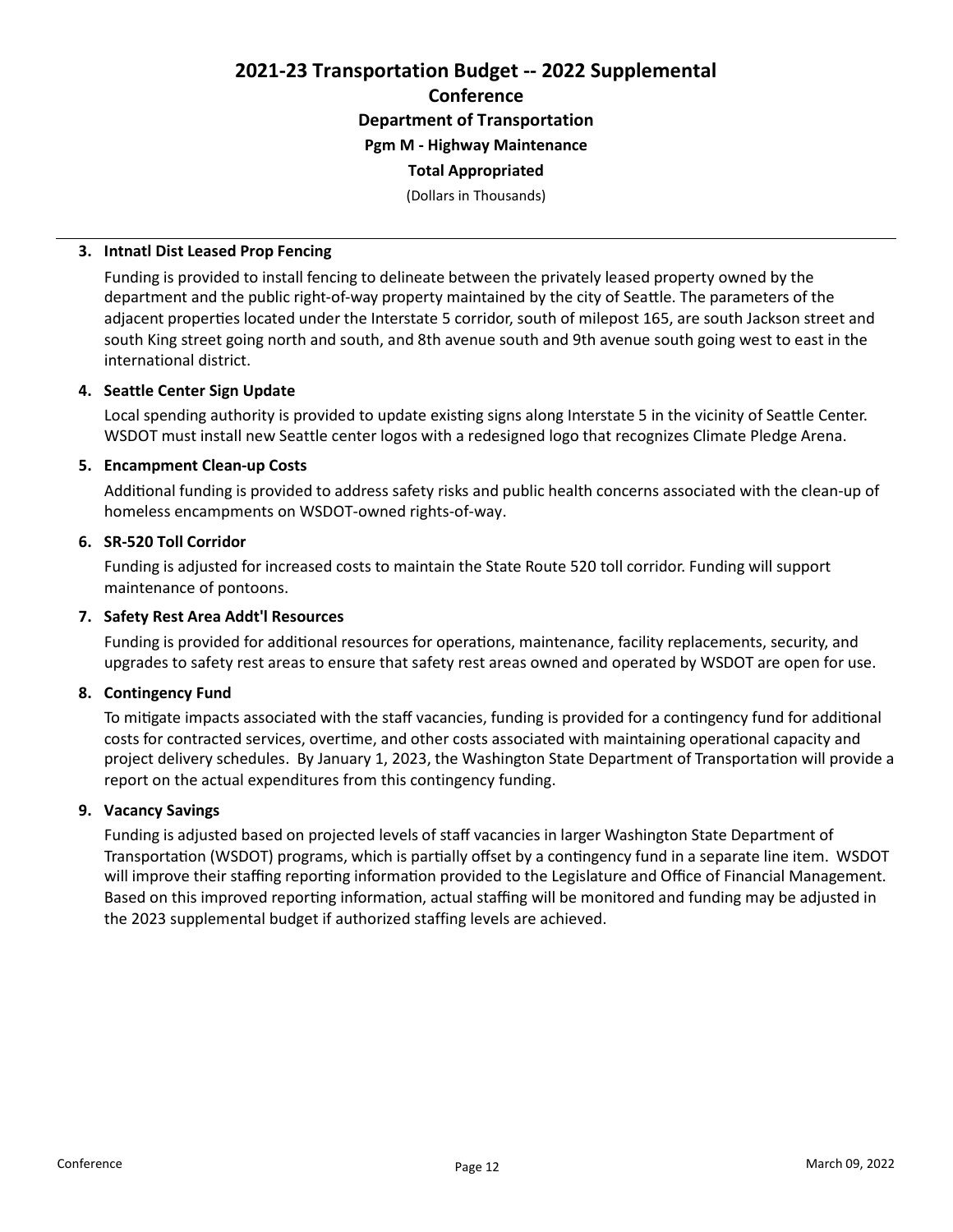# 2021-23 Transportation Budget -- 2022 Supplemental

## Conference

### Department of Transportation

### Pgm M - Highway Maintenance

### Total Appropriated

(Dollars in Thousands)

---

**3. Intnatl Dist Leased Prop Fencing**

Funding is provided to install fencing to delineate between the privately leased property owned by the department and the public right-of-way property maintained by the city of Seattle. The parameters of the adjacent properties located under the Interstate 5 corridor, south of milepost 165, are south Jackson street and south King street going north and south, and 8th avenue south and 9th avenue south going west to east in the international district.

**4. Seattle Center Sign Update**

Local spending authority is provided to update existing signs along Interstate 5 in the vicinity of Seattle Center. WSDOT must install new Seattle center logos with a redesigned logo that recognizes Climate Pledge Arena.

**5. Encampment Clean-up Costs**

Additional funding is provided to address safety risks and public health concerns associated with the clean-up of homeless encampments on WSDOT-owned rights-of-way.

**6. SR-520 Toll Corridor**

Funding is adjusted for increased costs to maintain the State Route 520 toll corridor. Funding will support maintenance of pontoons.

**7. Safety Rest Area Addt'l Resources**

Funding is provided for additional resources for operations, maintenance, facility replacements, security, and upgrades to safety rest areas to ensure that safety rest areas owned and operated by WSDOT are open for use.

**8. Contingency Fund**

To mitigate impacts associated with the staff vacancies, funding is provided for a contingency fund for additional costs for contracted services, overtime, and other costs associated with maintaining operational capacity and project delivery schedules. By January 1, 2023, the Washington State Department of Transportation will provide a report on the actual expenditures from this contingency funding.

**9. Vacancy Savings**

Funding is adjusted based on projected levels of staff vacancies in larger Washington State Department of Transportation (WSDOT) programs, which is partially offset by a contingency fund in a separate line item. WSDOT will improve their staffing reporting information provided to the Legislature and Office of Financial Management. Based on this improved reporting information, actual staffing will be monitored and funding may be adjusted in the 2023 supplemental budget if authorized staffing levels are achieved.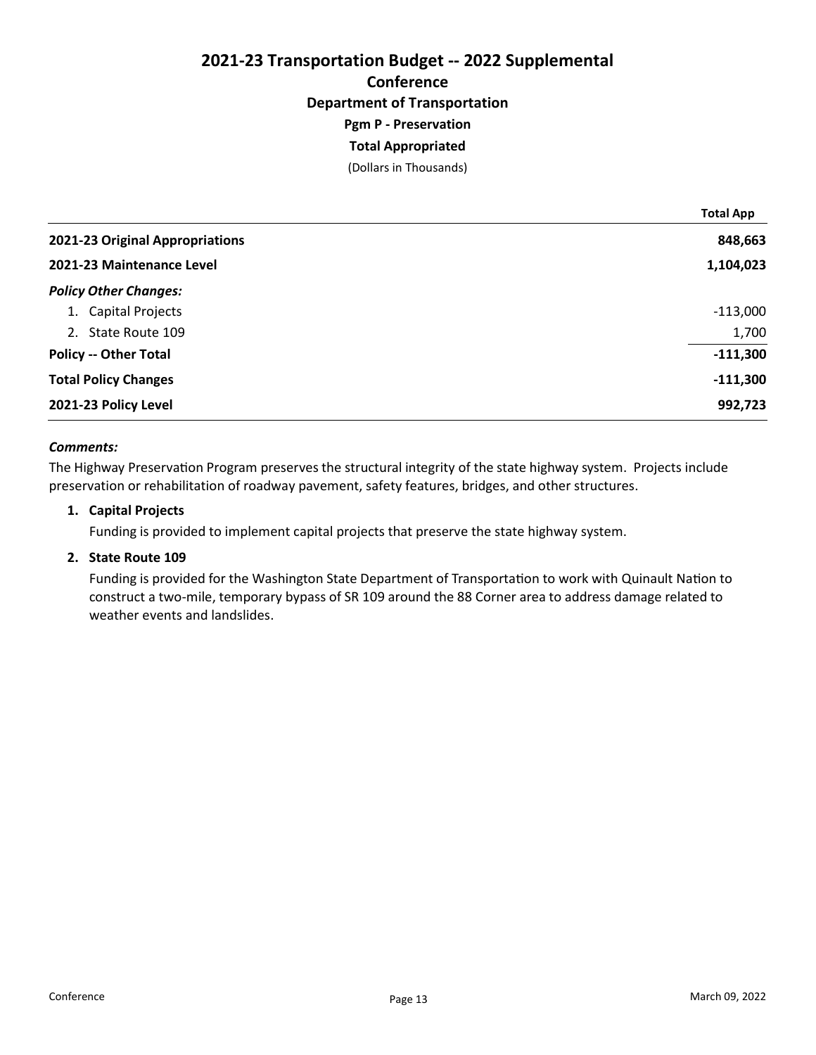# 2021-23 Transportation Budget -- 2022 Supplemental

## Conference

### Department of Transportation

#### Pgm P - Preservation

#### Total Appropriated

(Dollars in Thousands)

| | Total App |
|---|---|
| **2021-23 Original Appropriations** | **848,663** |
| **2021-23 Maintenance Level** | **1,104,023** |
| ***Policy Other Changes:*** | |
| 1. Capital Projects | -113,000 |
| 2. State Route 109 | 1,700 |
| **Policy -- Other Total** | **-111,300** |
| **Total Policy Changes** | **-111,300** |
| **2021-23 Policy Level** | **992,723** |

***Comments:***

The Highway Preservation Program preserves the structural integrity of the state highway system. Projects include preservation or rehabilitation of roadway pavement, safety features, bridges, and other structures.

1. **Capital Projects**

   Funding is provided to implement capital projects that preserve the state highway system.

2. **State Route 109**

   Funding is provided for the Washington State Department of Transportation to work with Quinault Nation to construct a two-mile, temporary bypass of SR 109 around the 88 Corner area to address damage related to weather events and landslides.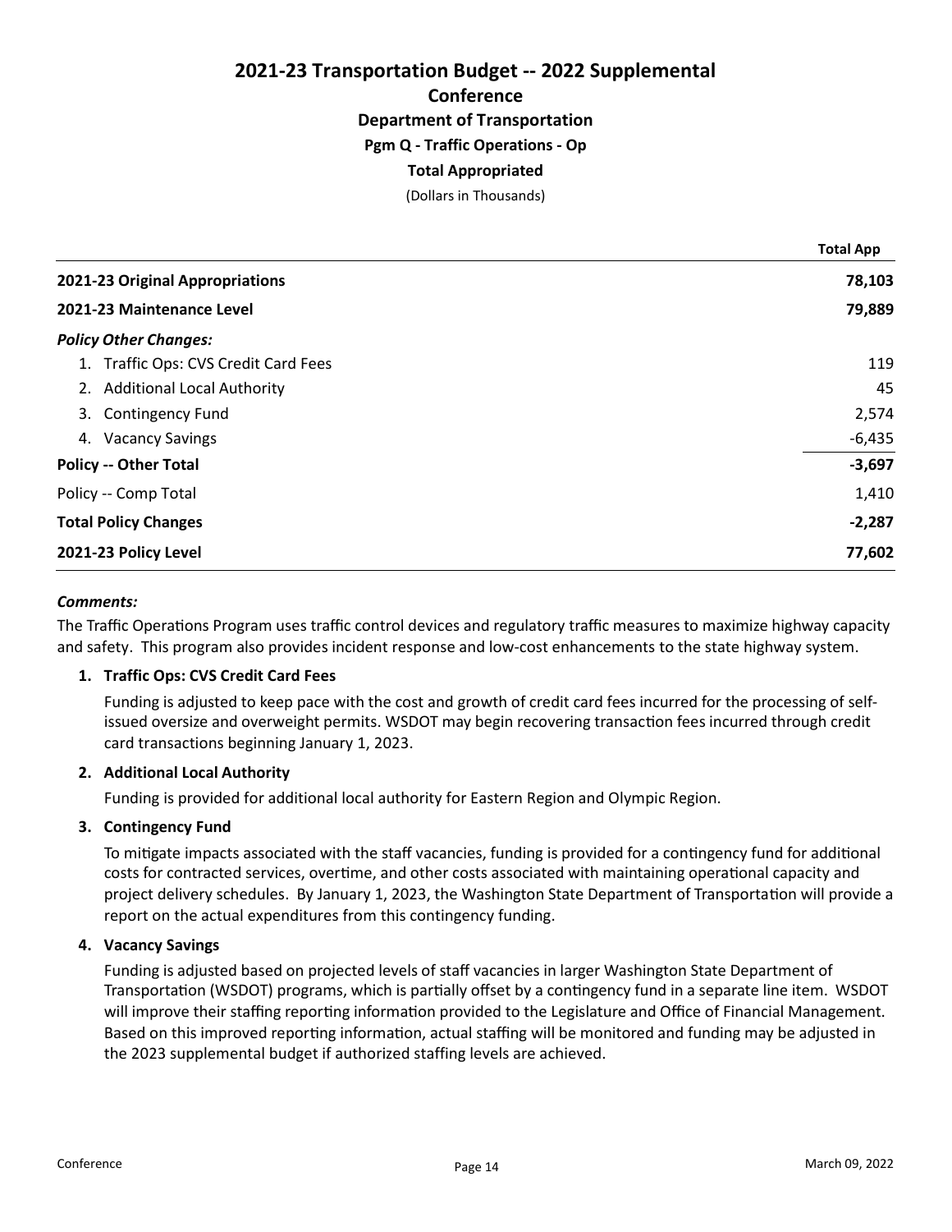# 2021-23 Transportation Budget -- 2022 Supplemental

## Conference

### Department of Transportation

### Pgm Q - Traffic Operations - Op

### Total Appropriated

(Dollars in Thousands)

| | Total App |
|---|---|
| **2021-23 Original Appropriations** | **78,103** |
| **2021-23 Maintenance Level** | **79,889** |
| ***Policy Other Changes:*** | |
| 1. Traffic Ops: CVS Credit Card Fees | 119 |
| 2. Additional Local Authority | 45 |
| 3. Contingency Fund | 2,574 |
| 4. Vacancy Savings | -6,435 |
| **Policy -- Other Total** | **-3,697** |
| Policy -- Comp Total | 1,410 |
| **Total Policy Changes** | **-2,287** |
| **2021-23 Policy Level** | **77,602** |

***Comments:***

The Traffic Operations Program uses traffic control devices and regulatory traffic measures to maximize highway capacity and safety. This program also provides incident response and low-cost enhancements to the state highway system.

**1. Traffic Ops: CVS Credit Card Fees**

Funding is adjusted to keep pace with the cost and growth of credit card fees incurred for the processing of self-issued oversize and overweight permits. WSDOT may begin recovering transaction fees incurred through credit card transactions beginning January 1, 2023.

**2. Additional Local Authority**

Funding is provided for additional local authority for Eastern Region and Olympic Region.

**3. Contingency Fund**

To mitigate impacts associated with the staff vacancies, funding is provided for a contingency fund for additional costs for contracted services, overtime, and other costs associated with maintaining operational capacity and project delivery schedules. By January 1, 2023, the Washington State Department of Transportation will provide a report on the actual expenditures from this contingency funding.

**4. Vacancy Savings**

Funding is adjusted based on projected levels of staff vacancies in larger Washington State Department of Transportation (WSDOT) programs, which is partially offset by a contingency fund in a separate line item. WSDOT will improve their staffing reporting information provided to the Legislature and Office of Financial Management. Based on this improved reporting information, actual staffing will be monitored and funding may be adjusted in the 2023 supplemental budget if authorized staffing levels are achieved.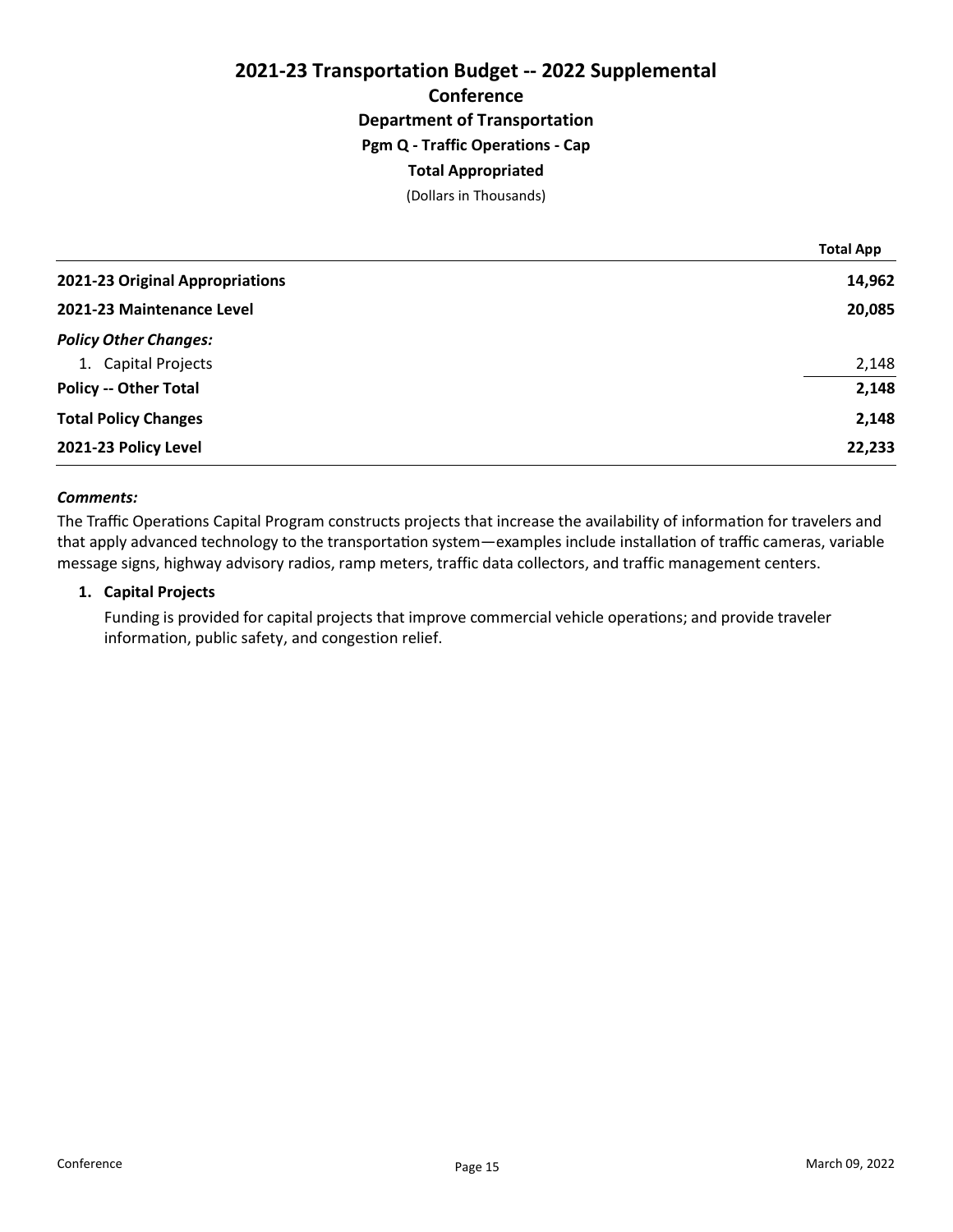# 2021-23 Transportation Budget -- 2022 Supplemental

## Conference

### Department of Transportation

### Pgm Q - Traffic Operations - Cap

### Total Appropriated

(Dollars in Thousands)

| | Total App |
|---|---|
| **2021-23 Original Appropriations** | **14,962** |
| **2021-23 Maintenance Level** | **20,085** |
| ***Policy Other Changes:*** | |
| 1. Capital Projects | 2,148 |
| **Policy -- Other Total** | **2,148** |
| **Total Policy Changes** | **2,148** |
| **2021-23 Policy Level** | **22,233** |

***Comments:***

The Traffic Operations Capital Program constructs projects that increase the availability of information for travelers and that apply advanced technology to the transportation system—examples include installation of traffic cameras, variable message signs, highway advisory radios, ramp meters, traffic data collectors, and traffic management centers.

1. **Capital Projects**

   Funding is provided for capital projects that improve commercial vehicle operations; and provide traveler information, public safety, and congestion relief.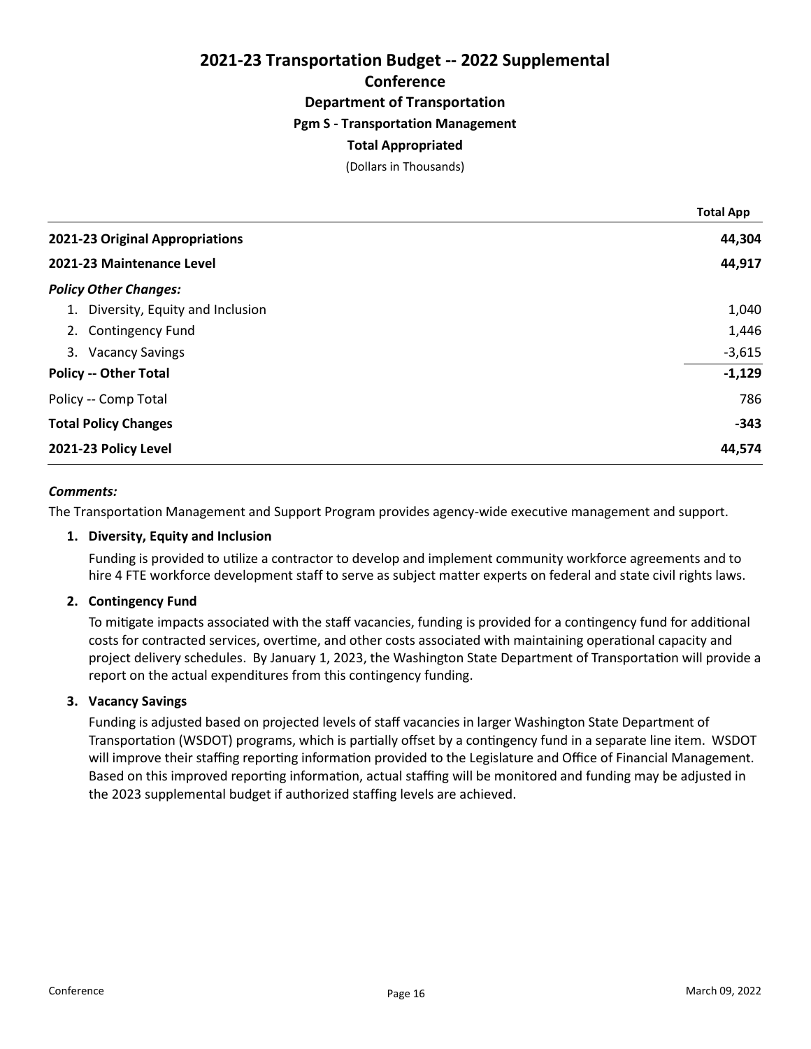# 2021-23 Transportation Budget -- 2022 Supplemental

## Conference

### Department of Transportation

### Pgm S - Transportation Management

### Total Appropriated

(Dollars in Thousands)

| | Total App |
|---|---|
| **2021-23 Original Appropriations** | **44,304** |
| **2021-23 Maintenance Level** | **44,917** |
| ***Policy Other Changes:*** | |
| 1. Diversity, Equity and Inclusion | 1,040 |
| 2. Contingency Fund | 1,446 |
| 3. Vacancy Savings | -3,615 |
| **Policy -- Other Total** | **-1,129** |
| Policy -- Comp Total | 786 |
| **Total Policy Changes** | **-343** |
| **2021-23 Policy Level** | **44,574** |

***Comments:***

The Transportation Management and Support Program provides agency-wide executive management and support.

**1. Diversity, Equity and Inclusion**

Funding is provided to utilize a contractor to develop and implement community workforce agreements and to hire 4 FTE workforce development staff to serve as subject matter experts on federal and state civil rights laws.

**2. Contingency Fund**

To mitigate impacts associated with the staff vacancies, funding is provided for a contingency fund for additional costs for contracted services, overtime, and other costs associated with maintaining operational capacity and project delivery schedules. By January 1, 2023, the Washington State Department of Transportation will provide a report on the actual expenditures from this contingency funding.

**3. Vacancy Savings**

Funding is adjusted based on projected levels of staff vacancies in larger Washington State Department of Transportation (WSDOT) programs, which is partially offset by a contingency fund in a separate line item. WSDOT will improve their staffing reporting information provided to the Legislature and Office of Financial Management. Based on this improved reporting information, actual staffing will be monitored and funding may be adjusted in the 2023 supplemental budget if authorized staffing levels are achieved.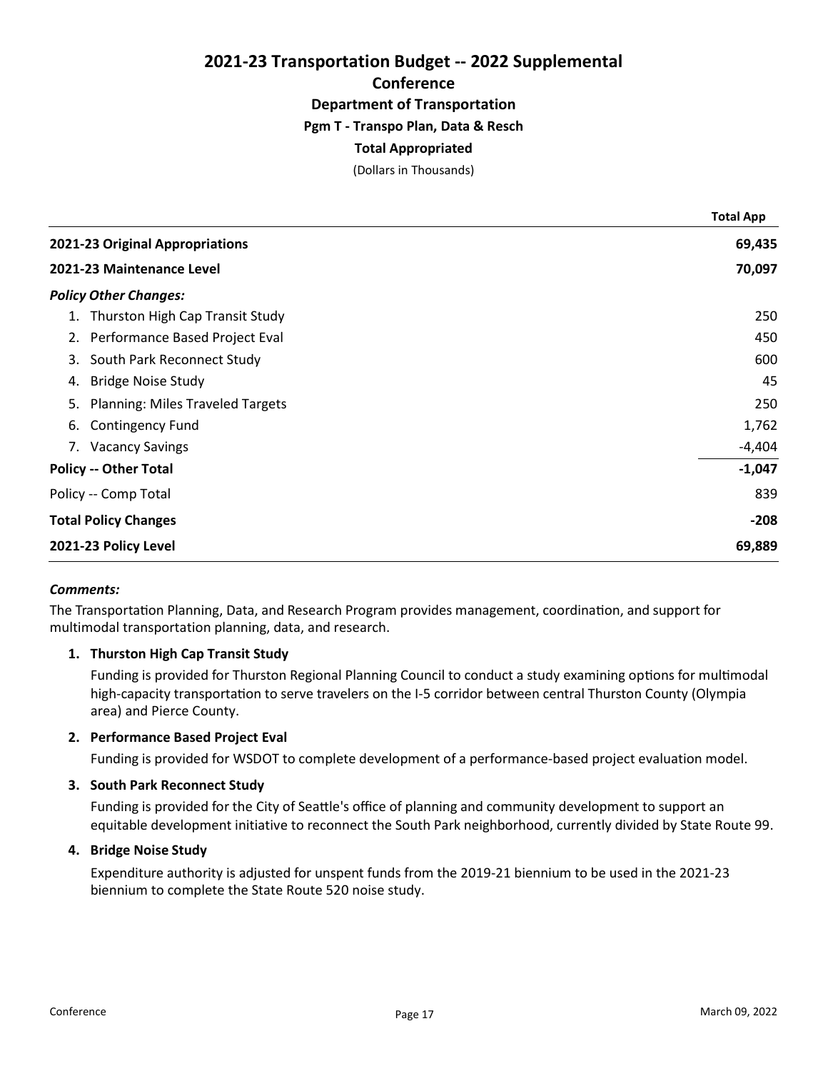# 2021-23 Transportation Budget -- 2022 Supplemental

## Conference

### Department of Transportation

### Pgm T - Transpo Plan, Data & Resch

### Total Appropriated

(Dollars in Thousands)

| | Total App |
|---|---|
| **2021-23 Original Appropriations** | **69,435** |
| **2021-23 Maintenance Level** | **70,097** |
| ***Policy Other Changes:*** | |
| 1. Thurston High Cap Transit Study | 250 |
| 2. Performance Based Project Eval | 450 |
| 3. South Park Reconnect Study | 600 |
| 4. Bridge Noise Study | 45 |
| 5. Planning: Miles Traveled Targets | 250 |
| 6. Contingency Fund | 1,762 |
| 7. Vacancy Savings | -4,404 |
| **Policy -- Other Total** | **-1,047** |
| Policy -- Comp Total | 839 |
| **Total Policy Changes** | **-208** |
| **2021-23 Policy Level** | **69,889** |

***Comments:***

The Transportation Planning, Data, and Research Program provides management, coordination, and support for multimodal transportation planning, data, and research.

**1. Thurston High Cap Transit Study**

Funding is provided for Thurston Regional Planning Council to conduct a study examining options for multimodal high-capacity transportation to serve travelers on the I-5 corridor between central Thurston County (Olympia area) and Pierce County.

**2. Performance Based Project Eval**

Funding is provided for WSDOT to complete development of a performance-based project evaluation model.

**3. South Park Reconnect Study**

Funding is provided for the City of Seattle's office of planning and community development to support an equitable development initiative to reconnect the South Park neighborhood, currently divided by State Route 99.

**4. Bridge Noise Study**

Expenditure authority is adjusted for unspent funds from the 2019-21 biennium to be used in the 2021-23 biennium to complete the State Route 520 noise study.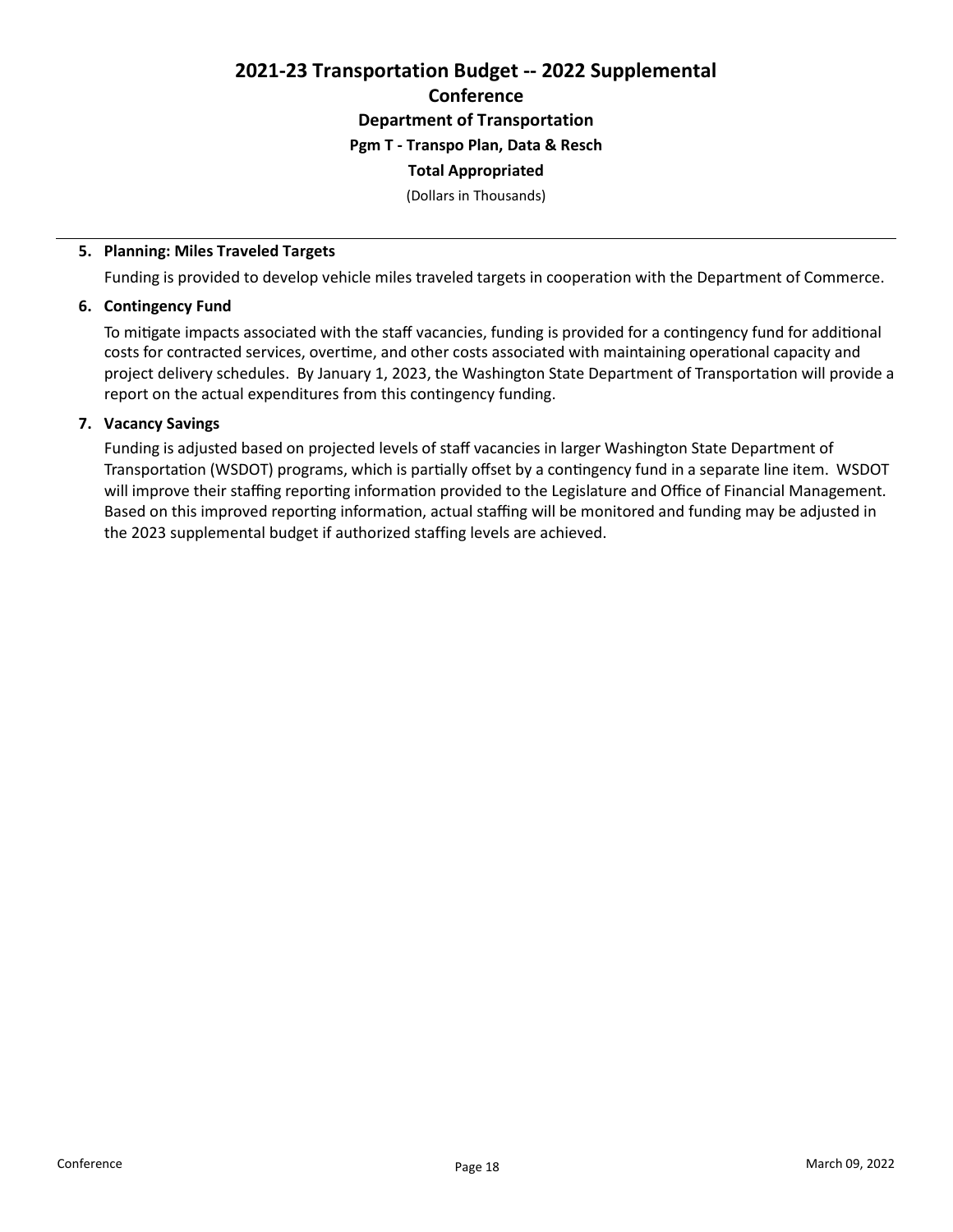# 2021-23 Transportation Budget -- 2022 Supplemental

## Conference

### Department of Transportation

### Pgm T - Transpo Plan, Data & Resch

### Total Appropriated

(Dollars in Thousands)

---

**5. Planning: Miles Traveled Targets**

Funding is provided to develop vehicle miles traveled targets in cooperation with the Department of Commerce.

**6. Contingency Fund**

To mitigate impacts associated with the staff vacancies, funding is provided for a contingency fund for additional costs for contracted services, overtime, and other costs associated with maintaining operational capacity and project delivery schedules. By January 1, 2023, the Washington State Department of Transportation will provide a report on the actual expenditures from this contingency funding.

**7. Vacancy Savings**

Funding is adjusted based on projected levels of staff vacancies in larger Washington State Department of Transportation (WSDOT) programs, which is partially offset by a contingency fund in a separate line item. WSDOT will improve their staffing reporting information provided to the Legislature and Office of Financial Management. Based on this improved reporting information, actual staffing will be monitored and funding may be adjusted in the 2023 supplemental budget if authorized staffing levels are achieved.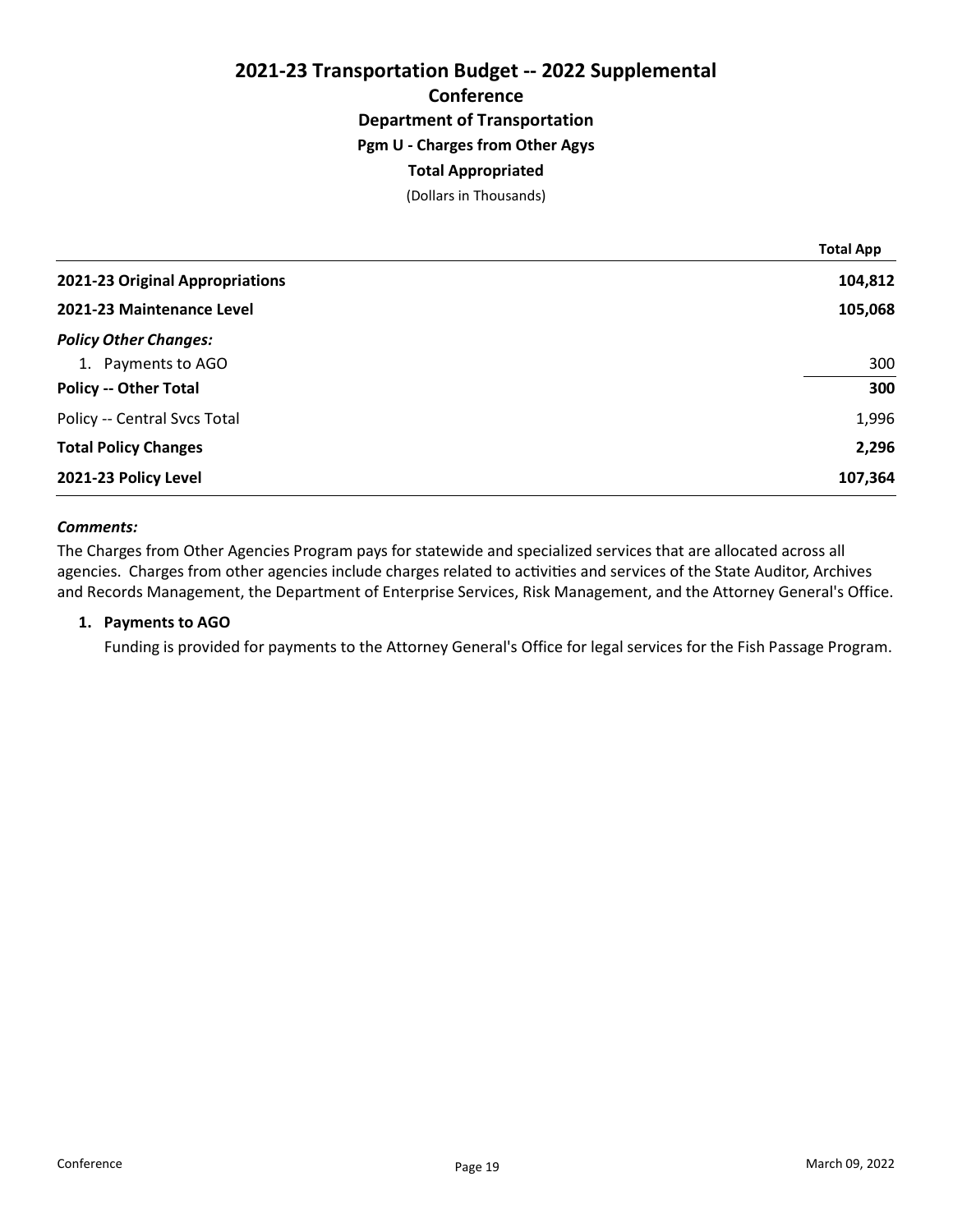# 2021-23 Transportation Budget -- 2022 Supplemental

## Conference

### Department of Transportation

### Pgm U - Charges from Other Agys

### Total Appropriated

(Dollars in Thousands)

| | Total App |
|---|---|
| **2021-23 Original Appropriations** | **104,812** |
| **2021-23 Maintenance Level** | **105,068** |
| ***Policy Other Changes:*** | |
| 1. Payments to AGO | 300 |
| **Policy -- Other Total** | **300** |
| Policy -- Central Svcs Total | 1,996 |
| **Total Policy Changes** | **2,296** |
| **2021-23 Policy Level** | **107,364** |

***Comments:***

The Charges from Other Agencies Program pays for statewide and specialized services that are allocated across all agencies. Charges from other agencies include charges related to activities and services of the State Auditor, Archives and Records Management, the Department of Enterprise Services, Risk Management, and the Attorney General's Office.

1. **Payments to AGO**

   Funding is provided for payments to the Attorney General's Office for legal services for the Fish Passage Program.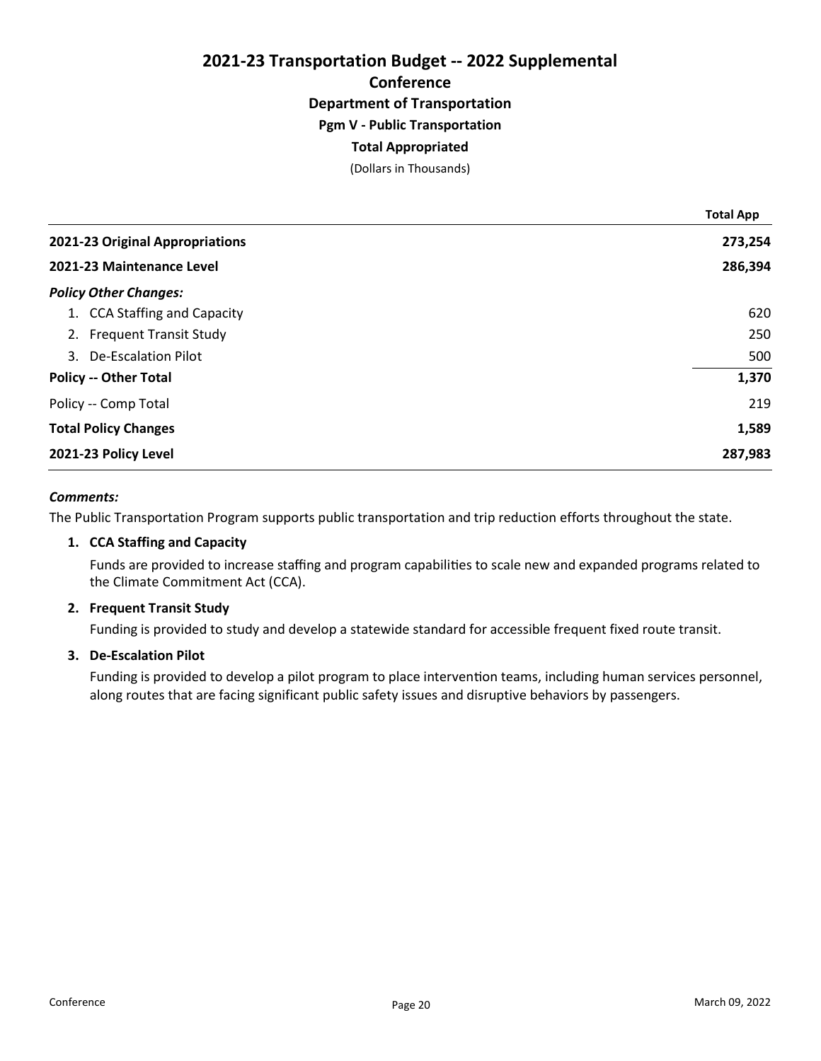# 2021-23 Transportation Budget -- 2022 Supplemental

## Conference

### Department of Transportation

### Pgm V - Public Transportation

### Total Appropriated

(Dollars in Thousands)

| | Total App |
|---|---|
| **2021-23 Original Appropriations** | **273,254** |
| **2021-23 Maintenance Level** | **286,394** |
| ***Policy Other Changes:*** | |
| 1. CCA Staffing and Capacity | 620 |
| 2. Frequent Transit Study | 250 |
| 3. De-Escalation Pilot | 500 |
| **Policy -- Other Total** | **1,370** |
| Policy -- Comp Total | 219 |
| **Total Policy Changes** | **1,589** |
| **2021-23 Policy Level** | **287,983** |

***Comments:***

The Public Transportation Program supports public transportation and trip reduction efforts throughout the state.

**1. CCA Staffing and Capacity**

Funds are provided to increase staffing and program capabilities to scale new and expanded programs related to the Climate Commitment Act (CCA).

**2. Frequent Transit Study**

Funding is provided to study and develop a statewide standard for accessible frequent fixed route transit.

**3. De-Escalation Pilot**

Funding is provided to develop a pilot program to place intervention teams, including human services personnel, along routes that are facing significant public safety issues and disruptive behaviors by passengers.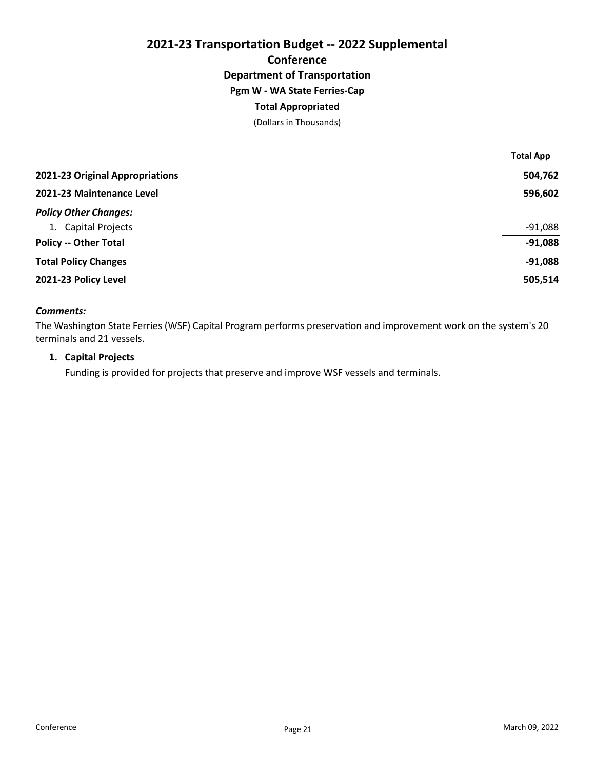# 2021-23 Transportation Budget -- 2022 Supplemental

## Conference

### Department of Transportation

### Pgm W - WA State Ferries-Cap

### Total Appropriated

(Dollars in Thousands)

| | Total App |
|---|---|
| **2021-23 Original Appropriations** | **504,762** |
| **2021-23 Maintenance Level** | **596,602** |
| ***Policy Other Changes:*** | |
| 1. Capital Projects | -91,088 |
| **Policy -- Other Total** | **-91,088** |
| **Total Policy Changes** | **-91,088** |
| **2021-23 Policy Level** | **505,514** |

***Comments:***

The Washington State Ferries (WSF) Capital Program performs preservation and improvement work on the system's 20 terminals and 21 vessels.

1. **Capital Projects**

   Funding is provided for projects that preserve and improve WSF vessels and terminals.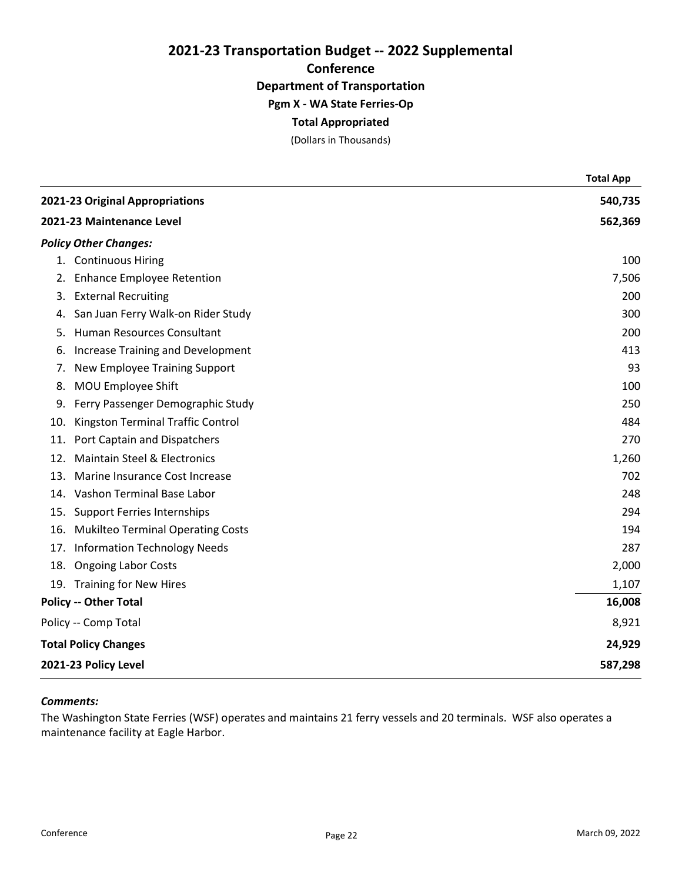# 2021-23 Transportation Budget -- 2022 Supplemental

## Conference

### Department of Transportation

### Pgm X - WA State Ferries-Op

### Total Appropriated

(Dollars in Thousands)

| | Total App |
|---|---|
| **2021-23 Original Appropriations** | **540,735** |
| **2021-23 Maintenance Level** | **562,369** |
| ***Policy Other Changes:*** | |
| 1. Continuous Hiring | 100 |
| 2. Enhance Employee Retention | 7,506 |
| 3. External Recruiting | 200 |
| 4. San Juan Ferry Walk-on Rider Study | 300 |
| 5. Human Resources Consultant | 200 |
| 6. Increase Training and Development | 413 |
| 7. New Employee Training Support | 93 |
| 8. MOU Employee Shift | 100 |
| 9. Ferry Passenger Demographic Study | 250 |
| 10. Kingston Terminal Traffic Control | 484 |
| 11. Port Captain and Dispatchers | 270 |
| 12. Maintain Steel & Electronics | 1,260 |
| 13. Marine Insurance Cost Increase | 702 |
| 14. Vashon Terminal Base Labor | 248 |
| 15. Support Ferries Internships | 294 |
| 16. Mukilteo Terminal Operating Costs | 194 |
| 17. Information Technology Needs | 287 |
| 18. Ongoing Labor Costs | 2,000 |
| 19. Training for New Hires | 1,107 |
| **Policy -- Other Total** | **16,008** |
| Policy -- Comp Total | 8,921 |
| **Total Policy Changes** | **24,929** |
| **2021-23 Policy Level** | **587,298** |

***Comments:***

The Washington State Ferries (WSF) operates and maintains 21 ferry vessels and 20 terminals. WSF also operates a maintenance facility at Eagle Harbor.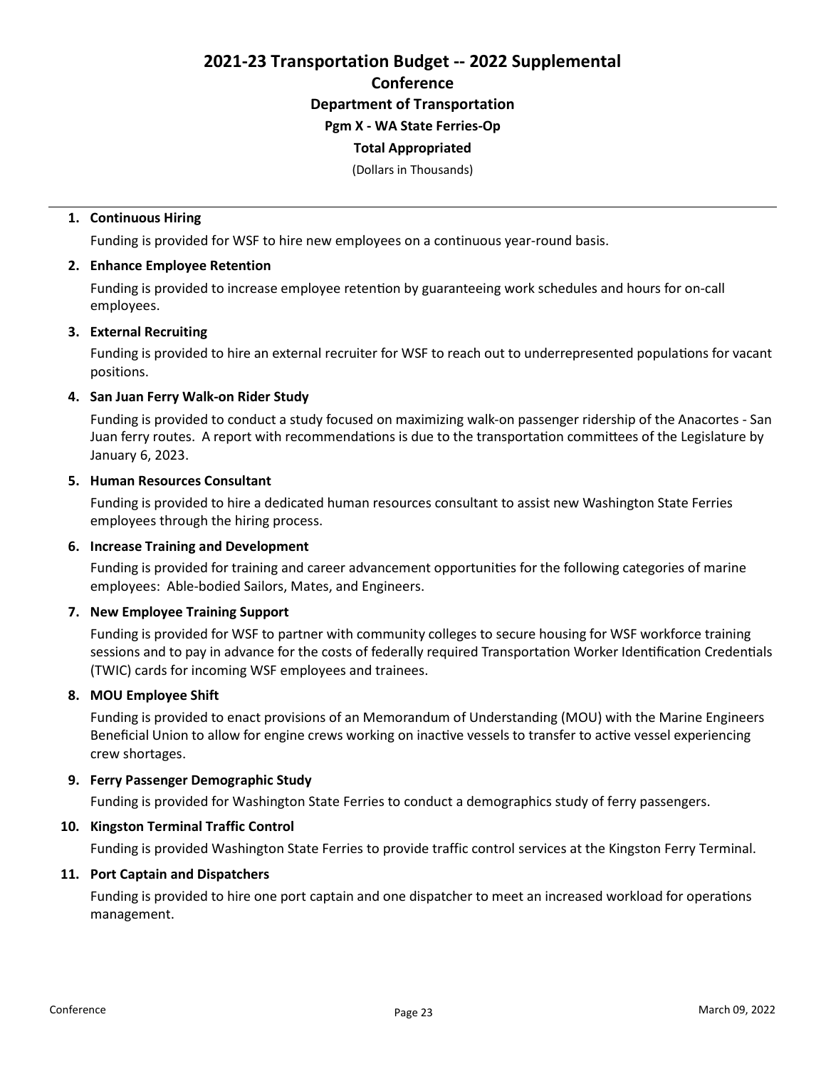# 2021-23 Transportation Budget -- 2022 Supplemental

## Conference

### Department of Transportation

### Pgm X - WA State Ferries-Op

### Total Appropriated

(Dollars in Thousands)

---

1. **Continuous Hiring**

   Funding is provided for WSF to hire new employees on a continuous year-round basis.

2. **Enhance Employee Retention**

   Funding is provided to increase employee retention by guaranteeing work schedules and hours for on-call employees.

3. **External Recruiting**

   Funding is provided to hire an external recruiter for WSF to reach out to underrepresented populations for vacant positions.

4. **San Juan Ferry Walk-on Rider Study**

   Funding is provided to conduct a study focused on maximizing walk-on passenger ridership of the Anacortes - San Juan ferry routes. A report with recommendations is due to the transportation committees of the Legislature by January 6, 2023.

5. **Human Resources Consultant**

   Funding is provided to hire a dedicated human resources consultant to assist new Washington State Ferries employees through the hiring process.

6. **Increase Training and Development**

   Funding is provided for training and career advancement opportunities for the following categories of marine employees: Able-bodied Sailors, Mates, and Engineers.

7. **New Employee Training Support**

   Funding is provided for WSF to partner with community colleges to secure housing for WSF workforce training sessions and to pay in advance for the costs of federally required Transportation Worker Identification Credentials (TWIC) cards for incoming WSF employees and trainees.

8. **MOU Employee Shift**

   Funding is provided to enact provisions of an Memorandum of Understanding (MOU) with the Marine Engineers Beneficial Union to allow for engine crews working on inactive vessels to transfer to active vessel experiencing crew shortages.

9. **Ferry Passenger Demographic Study**

   Funding is provided for Washington State Ferries to conduct a demographics study of ferry passengers.

10. **Kingston Terminal Traffic Control**

    Funding is provided Washington State Ferries to provide traffic control services at the Kingston Ferry Terminal.

11. **Port Captain and Dispatchers**

    Funding is provided to hire one port captain and one dispatcher to meet an increased workload for operations management.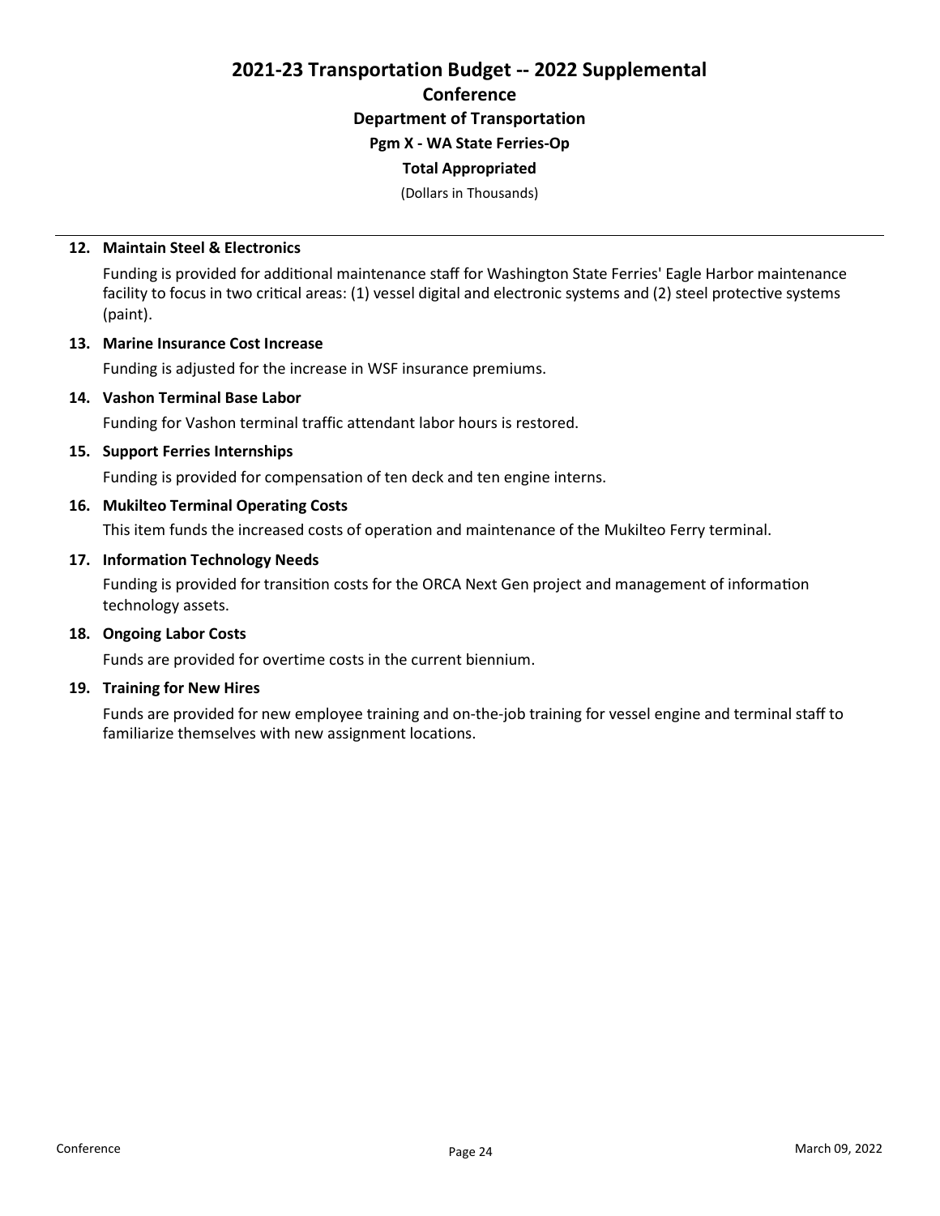# 2021-23 Transportation Budget -- 2022 Supplemental

## Conference

### Department of Transportation

### Pgm X - WA State Ferries-Op

### Total Appropriated

(Dollars in Thousands)

**12. Maintain Steel & Electronics**

Funding is provided for additional maintenance staff for Washington State Ferries' Eagle Harbor maintenance facility to focus in two critical areas: (1) vessel digital and electronic systems and (2) steel protective systems (paint).

**13. Marine Insurance Cost Increase**

Funding is adjusted for the increase in WSF insurance premiums.

**14. Vashon Terminal Base Labor**

Funding for Vashon terminal traffic attendant labor hours is restored.

**15. Support Ferries Internships**

Funding is provided for compensation of ten deck and ten engine interns.

**16. Mukilteo Terminal Operating Costs**

This item funds the increased costs of operation and maintenance of the Mukilteo Ferry terminal.

**17. Information Technology Needs**

Funding is provided for transition costs for the ORCA Next Gen project and management of information technology assets.

**18. Ongoing Labor Costs**

Funds are provided for overtime costs in the current biennium.

**19. Training for New Hires**

Funds are provided for new employee training and on-the-job training for vessel engine and terminal staff to familiarize themselves with new assignment locations.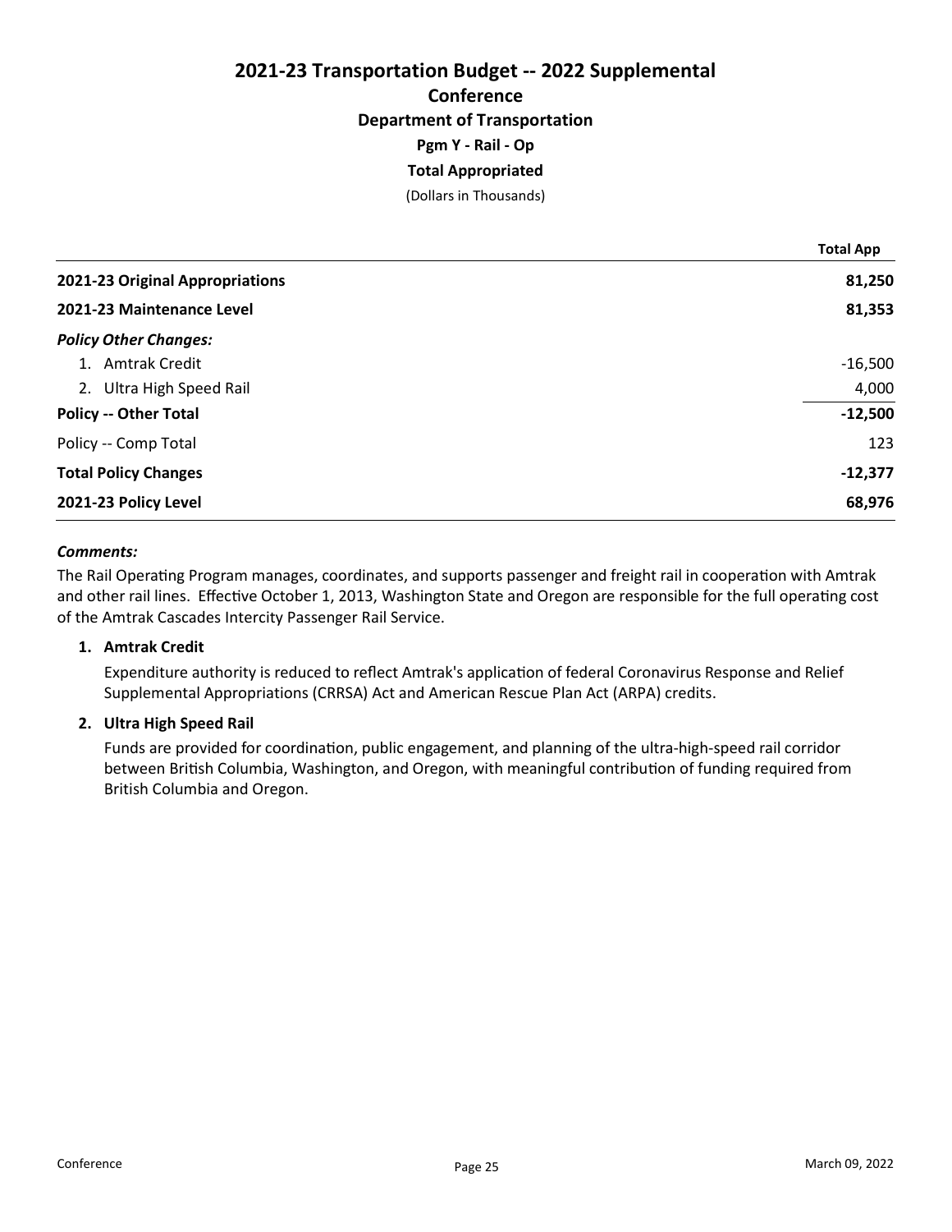# 2021-23 Transportation Budget -- 2022 Supplemental

## Conference

### Department of Transportation

### Pgm Y - Rail - Op

### Total Appropriated

(Dollars in Thousands)

| | Total App |
|---|---|
| **2021-23 Original Appropriations** | **81,250** |
| **2021-23 Maintenance Level** | **81,353** |
| ***Policy Other Changes:*** | |
| 1. Amtrak Credit | -16,500 |
| 2. Ultra High Speed Rail | 4,000 |
| **Policy -- Other Total** | **-12,500** |
| Policy -- Comp Total | 123 |
| **Total Policy Changes** | **-12,377** |
| **2021-23 Policy Level** | **68,976** |

***Comments:***

The Rail Operating Program manages, coordinates, and supports passenger and freight rail in cooperation with Amtrak and other rail lines. Effective October 1, 2013, Washington State and Oregon are responsible for the full operating cost of the Amtrak Cascades Intercity Passenger Rail Service.

1. **Amtrak Credit**

   Expenditure authority is reduced to reflect Amtrak's application of federal Coronavirus Response and Relief Supplemental Appropriations (CRRSA) Act and American Rescue Plan Act (ARPA) credits.

2. **Ultra High Speed Rail**

   Funds are provided for coordination, public engagement, and planning of the ultra-high-speed rail corridor between British Columbia, Washington, and Oregon, with meaningful contribution of funding required from British Columbia and Oregon.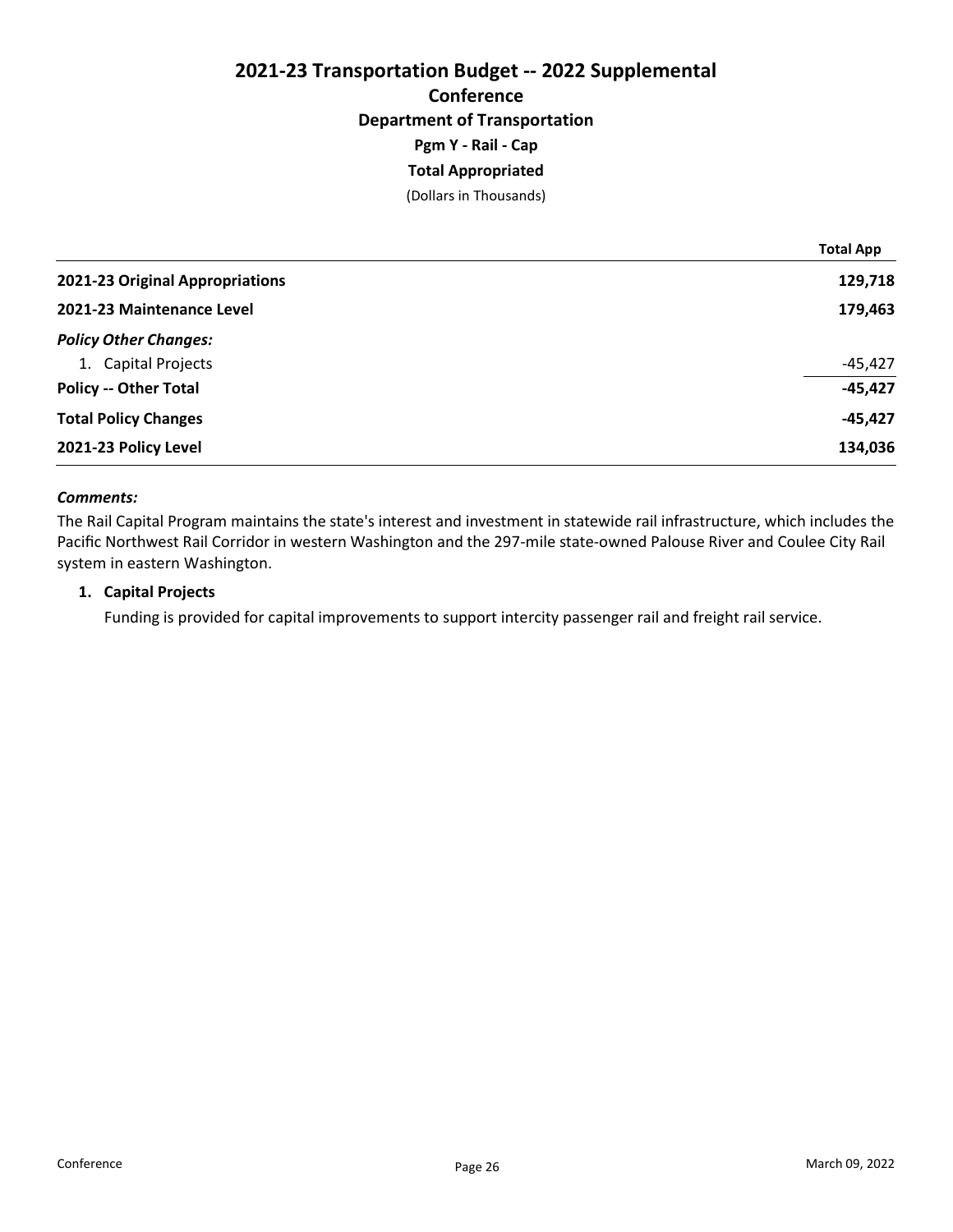# 2021-23 Transportation Budget -- 2022 Supplemental

## Conference

### Department of Transportation

### Pgm Y - Rail - Cap

### Total Appropriated

(Dollars in Thousands)

| | Total App |
|---|---|
| **2021-23 Original Appropriations** | **129,718** |
| **2021-23 Maintenance Level** | **179,463** |
| ***Policy Other Changes:*** | |
| 1. Capital Projects | -45,427 |
| **Policy -- Other Total** | **-45,427** |
| **Total Policy Changes** | **-45,427** |
| **2021-23 Policy Level** | **134,036** |

***Comments:***

The Rail Capital Program maintains the state's interest and investment in statewide rail infrastructure, which includes the Pacific Northwest Rail Corridor in western Washington and the 297-mile state-owned Palouse River and Coulee City Rail system in eastern Washington.

1. **Capital Projects**

   Funding is provided for capital improvements to support intercity passenger rail and freight rail service.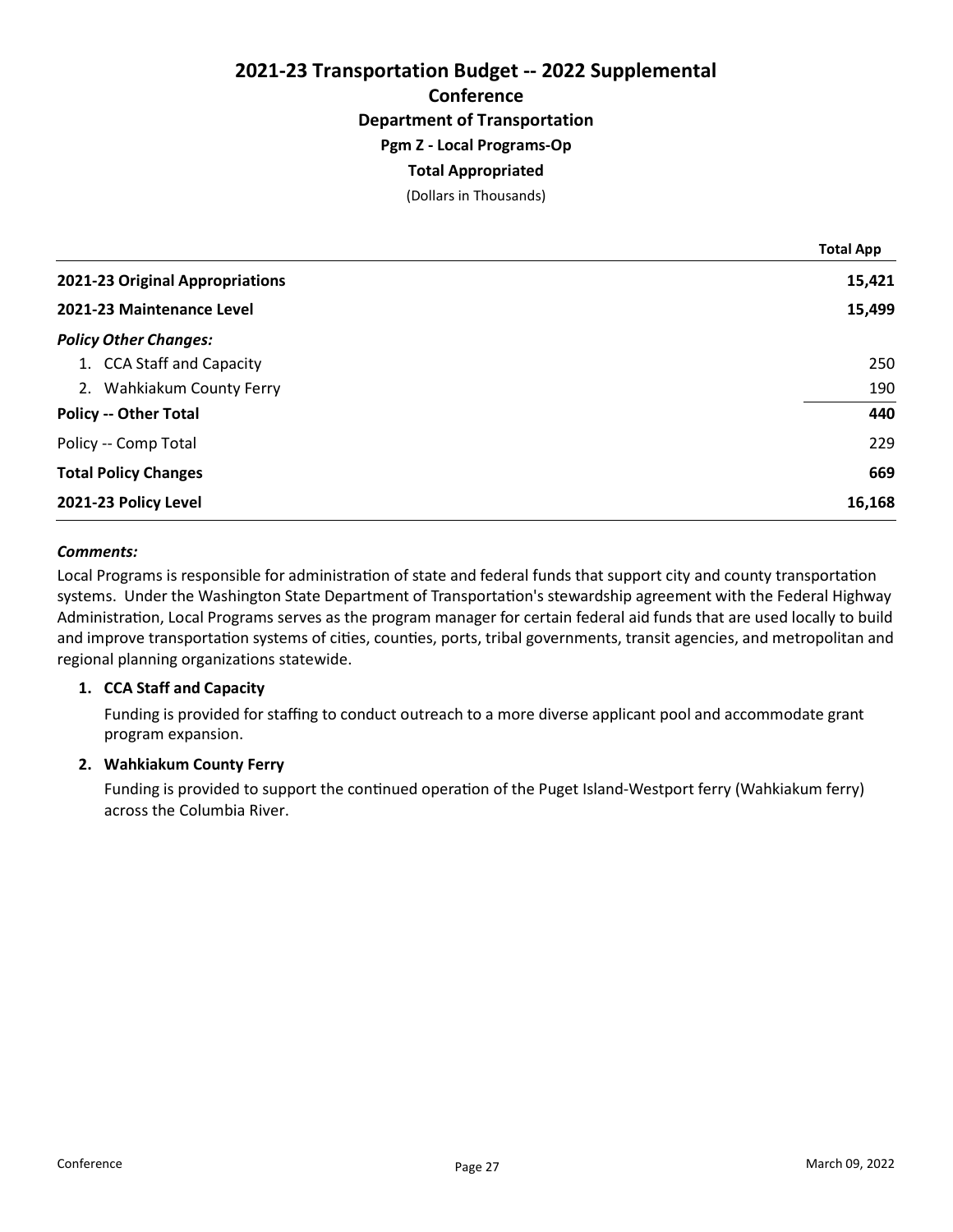# 2021-23 Transportation Budget -- 2022 Supplemental

## Conference

### Department of Transportation

### Pgm Z - Local Programs-Op

### Total Appropriated

(Dollars in Thousands)

| | Total App |
|---|---|
| **2021-23 Original Appropriations** | **15,421** |
| **2021-23 Maintenance Level** | **15,499** |
| ***Policy Other Changes:*** | |
| 1. CCA Staff and Capacity | 250 |
| 2. Wahkiakum County Ferry | 190 |
| **Policy -- Other Total** | **440** |
| Policy -- Comp Total | 229 |
| **Total Policy Changes** | **669** |
| **2021-23 Policy Level** | **16,168** |

***Comments:***

Local Programs is responsible for administration of state and federal funds that support city and county transportation systems. Under the Washington State Department of Transportation's stewardship agreement with the Federal Highway Administration, Local Programs serves as the program manager for certain federal aid funds that are used locally to build and improve transportation systems of cities, counties, ports, tribal governments, transit agencies, and metropolitan and regional planning organizations statewide.

1. **CCA Staff and Capacity**

   Funding is provided for staffing to conduct outreach to a more diverse applicant pool and accommodate grant program expansion.

2. **Wahkiakum County Ferry**

   Funding is provided to support the continued operation of the Puget Island-Westport ferry (Wahkiakum ferry) across the Columbia River.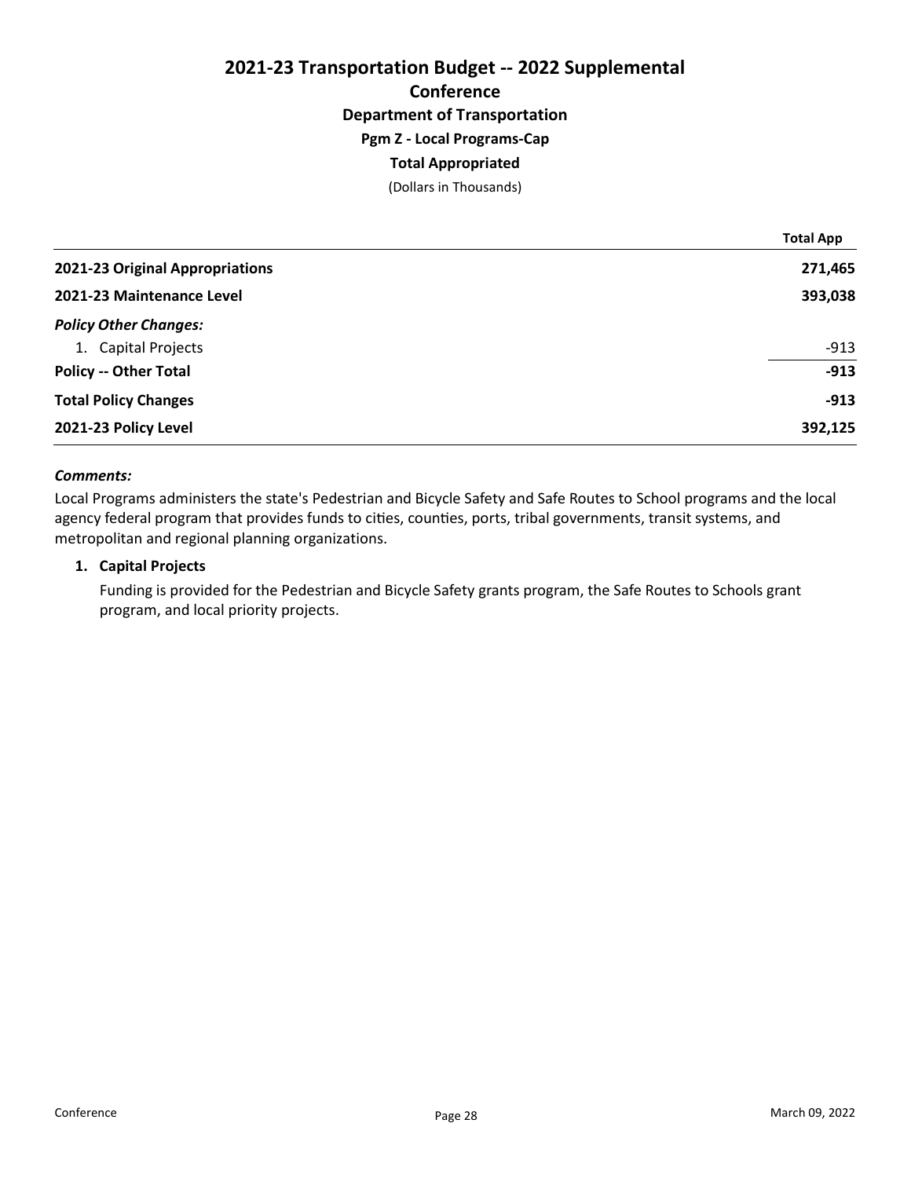# 2021-23 Transportation Budget -- 2022 Supplemental

## Conference

### Department of Transportation

### Pgm Z - Local Programs-Cap

### Total Appropriated

(Dollars in Thousands)

| | Total App |
|---|---|
| **2021-23 Original Appropriations** | **271,465** |
| **2021-23 Maintenance Level** | **393,038** |
| ***Policy Other Changes:*** | |
| 1. Capital Projects | -913 |
| **Policy -- Other Total** | **-913** |
| **Total Policy Changes** | **-913** |
| **2021-23 Policy Level** | **392,125** |

***Comments:***

Local Programs administers the state's Pedestrian and Bicycle Safety and Safe Routes to School programs and the local agency federal program that provides funds to cities, counties, ports, tribal governments, transit systems, and metropolitan and regional planning organizations.

**1. Capital Projects**

Funding is provided for the Pedestrian and Bicycle Safety grants program, the Safe Routes to Schools grant program, and local priority projects.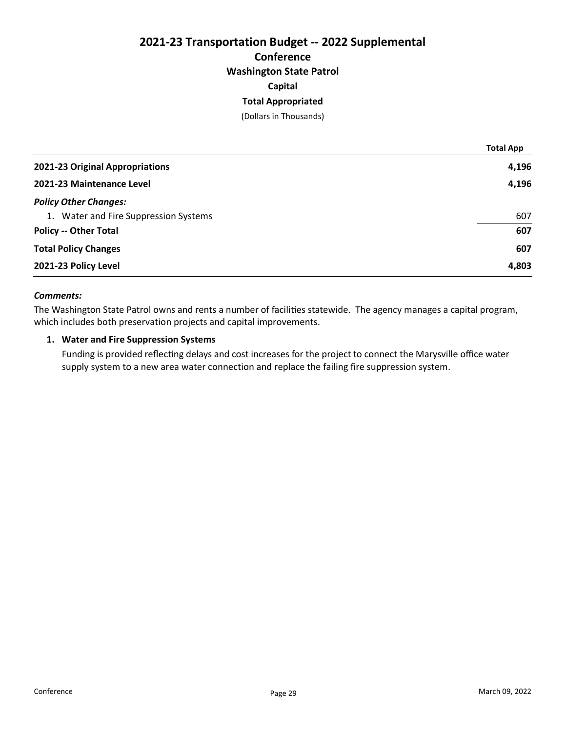# 2021-23 Transportation Budget -- 2022 Supplemental

## Conference

## Washington State Patrol

### Capital

### Total Appropriated

(Dollars in Thousands)

| | Total App |
|---|---|
| **2021-23 Original Appropriations** | **4,196** |
| **2021-23 Maintenance Level** | **4,196** |
| ***Policy Other Changes:*** | |
| 1. Water and Fire Suppression Systems | 607 |
| **Policy -- Other Total** | **607** |
| **Total Policy Changes** | **607** |
| **2021-23 Policy Level** | **4,803** |

***Comments:***

The Washington State Patrol owns and rents a number of facilities statewide. The agency manages a capital program, which includes both preservation projects and capital improvements.

1. **Water and Fire Suppression Systems**

   Funding is provided reflecting delays and cost increases for the project to connect the Marysville office water supply system to a new area water connection and replace the failing fire suppression system.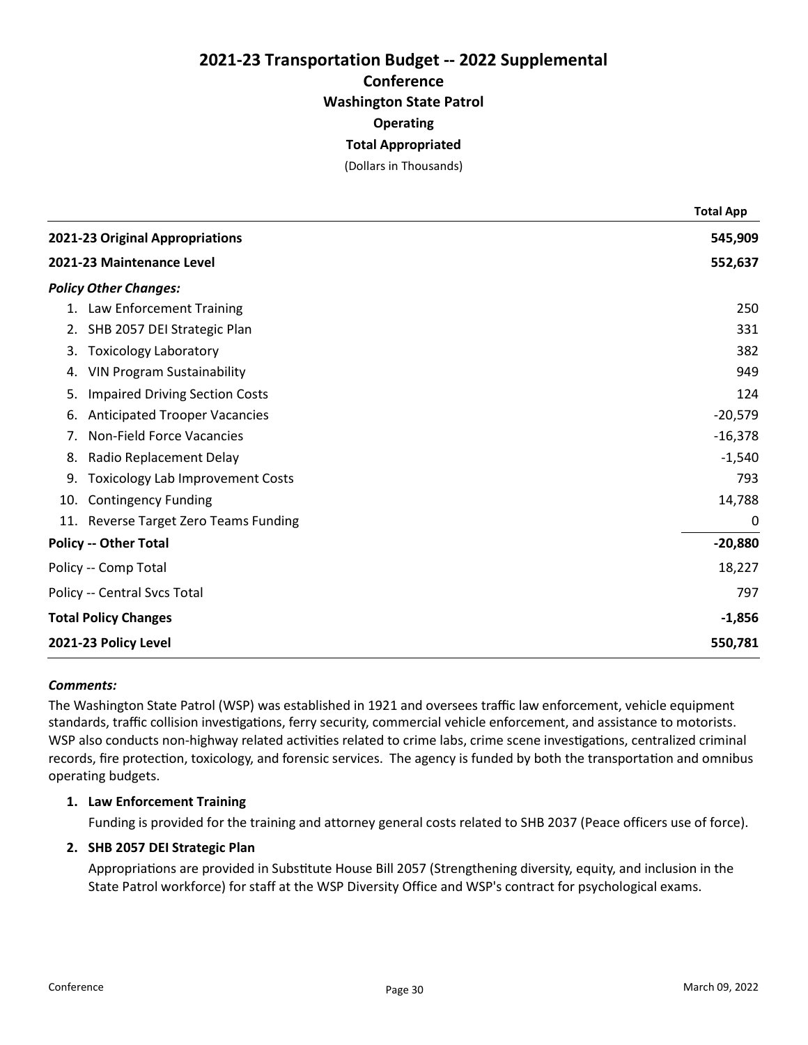# 2021-23 Transportation Budget -- 2022 Supplemental

## Conference

## Washington State Patrol

### Operating

### Total Appropriated

(Dollars in Thousands)

| | Total App |
|---|---|
| **2021-23 Original Appropriations** | **545,909** |
| **2021-23 Maintenance Level** | **552,637** |
| ***Policy Other Changes:*** | |
| 1. Law Enforcement Training | 250 |
| 2. SHB 2057 DEI Strategic Plan | 331 |
| 3. Toxicology Laboratory | 382 |
| 4. VIN Program Sustainability | 949 |
| 5. Impaired Driving Section Costs | 124 |
| 6. Anticipated Trooper Vacancies | -20,579 |
| 7. Non-Field Force Vacancies | -16,378 |
| 8. Radio Replacement Delay | -1,540 |
| 9. Toxicology Lab Improvement Costs | 793 |
| 10. Contingency Funding | 14,788 |
| 11. Reverse Target Zero Teams Funding | 0 |
| **Policy -- Other Total** | **-20,880** |
| Policy -- Comp Total | 18,227 |
| Policy -- Central Svcs Total | 797 |
| **Total Policy Changes** | **-1,856** |
| **2021-23 Policy Level** | **550,781** |

***Comments:***

The Washington State Patrol (WSP) was established in 1921 and oversees traffic law enforcement, vehicle equipment standards, traffic collision investigations, ferry security, commercial vehicle enforcement, and assistance to motorists. WSP also conducts non-highway related activities related to crime labs, crime scene investigations, centralized criminal records, fire protection, toxicology, and forensic services. The agency is funded by both the transportation and omnibus operating budgets.

1. **Law Enforcement Training**

   Funding is provided for the training and attorney general costs related to SHB 2037 (Peace officers use of force).

2. **SHB 2057 DEI Strategic Plan**

   Appropriations are provided in Substitute House Bill 2057 (Strengthening diversity, equity, and inclusion in the State Patrol workforce) for staff at the WSP Diversity Office and WSP's contract for psychological exams.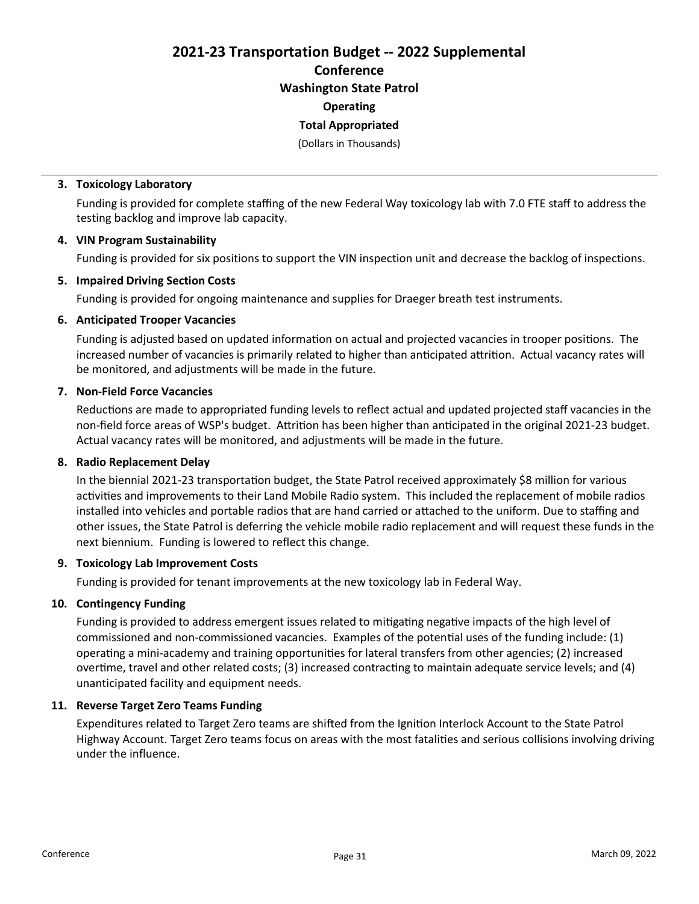**3. Toxicology Laboratory**

Funding is provided for complete staffing of the new Federal Way toxicology lab with 7.0 FTE staff to address the testing backlog and improve lab capacity.

**4. VIN Program Sustainability**

Funding is provided for six positions to support the VIN inspection unit and decrease the backlog of inspections.

**5. Impaired Driving Section Costs**

Funding is provided for ongoing maintenance and supplies for Draeger breath test instruments.

**6. Anticipated Trooper Vacancies**

Funding is adjusted based on updated information on actual and projected vacancies in trooper positions. The increased number of vacancies is primarily related to higher than anticipated attrition. Actual vacancy rates will be monitored, and adjustments will be made in the future.

**7. Non-Field Force Vacancies**

Reductions are made to appropriated funding levels to reflect actual and updated projected staff vacancies in the non-field force areas of WSP's budget. Attrition has been higher than anticipated in the original 2021-23 budget. Actual vacancy rates will be monitored, and adjustments will be made in the future.

**8. Radio Replacement Delay**

In the biennial 2021-23 transportation budget, the State Patrol received approximately $8 million for various activities and improvements to their Land Mobile Radio system. This included the replacement of mobile radios installed into vehicles and portable radios that are hand carried or attached to the uniform. Due to staffing and other issues, the State Patrol is deferring the vehicle mobile radio replacement and will request these funds in the next biennium. Funding is lowered to reflect this change.

**9. Toxicology Lab Improvement Costs**

Funding is provided for tenant improvements at the new toxicology lab in Federal Way.

**10. Contingency Funding**

Funding is provided to address emergent issues related to mitigating negative impacts of the high level of commissioned and non-commissioned vacancies. Examples of the potential uses of the funding include: (1) operating a mini-academy and training opportunities for lateral transfers from other agencies; (2) increased overtime, travel and other related costs; (3) increased contracting to maintain adequate service levels; and (4) unanticipated facility and equipment needs.

**11. Reverse Target Zero Teams Funding**

Expenditures related to Target Zero teams are shifted from the Ignition Interlock Account to the State Patrol Highway Account. Target Zero teams focus on areas with the most fatalities and serious collisions involving driving under the influence.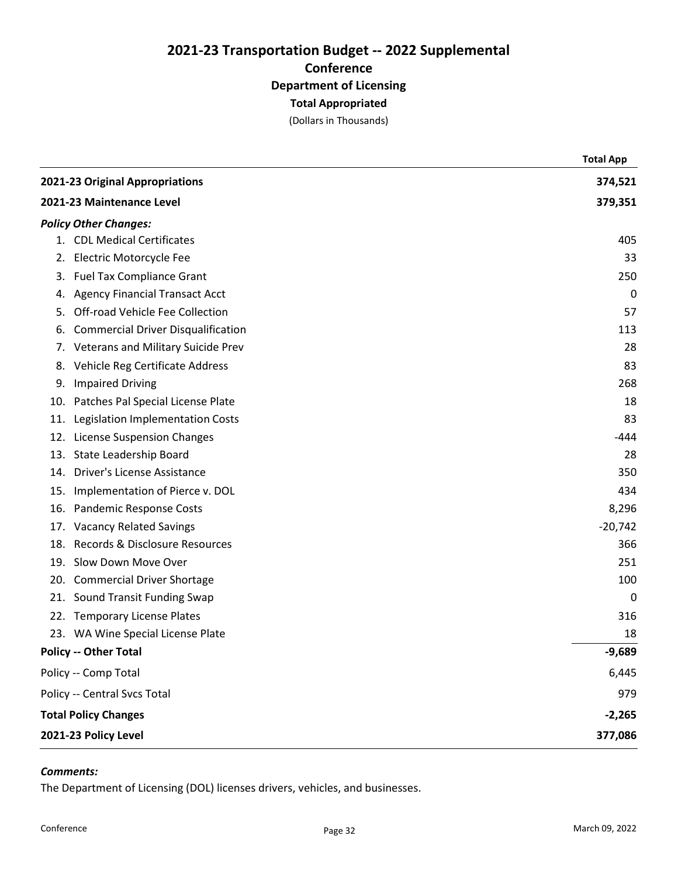# 2021-23 Transportation Budget -- 2022 Supplemental

## Conference

### Department of Licensing

### Total Appropriated

(Dollars in Thousands)

| | Total App |
|---|---|
| **2021-23 Original Appropriations** | **374,521** |
| **2021-23 Maintenance Level** | **379,351** |
| ***Policy Other Changes:*** | |
| 1. CDL Medical Certificates | 405 |
| 2. Electric Motorcycle Fee | 33 |
| 3. Fuel Tax Compliance Grant | 250 |
| 4. Agency Financial Transact Acct | 0 |
| 5. Off-road Vehicle Fee Collection | 57 |
| 6. Commercial Driver Disqualification | 113 |
| 7. Veterans and Military Suicide Prev | 28 |
| 8. Vehicle Reg Certificate Address | 83 |
| 9. Impaired Driving | 268 |
| 10. Patches Pal Special License Plate | 18 |
| 11. Legislation Implementation Costs | 83 |
| 12. License Suspension Changes | -444 |
| 13. State Leadership Board | 28 |
| 14. Driver's License Assistance | 350 |
| 15. Implementation of Pierce v. DOL | 434 |
| 16. Pandemic Response Costs | 8,296 |
| 17. Vacancy Related Savings | -20,742 |
| 18. Records & Disclosure Resources | 366 |
| 19. Slow Down Move Over | 251 |
| 20. Commercial Driver Shortage | 100 |
| 21. Sound Transit Funding Swap | 0 |
| 22. Temporary License Plates | 316 |
| 23. WA Wine Special License Plate | 18 |
| **Policy -- Other Total** | **-9,689** |
| Policy -- Comp Total | 6,445 |
| Policy -- Central Svcs Total | 979 |
| **Total Policy Changes** | **-2,265** |
| **2021-23 Policy Level** | **377,086** |

***Comments:***

The Department of Licensing (DOL) licenses drivers, vehicles, and businesses.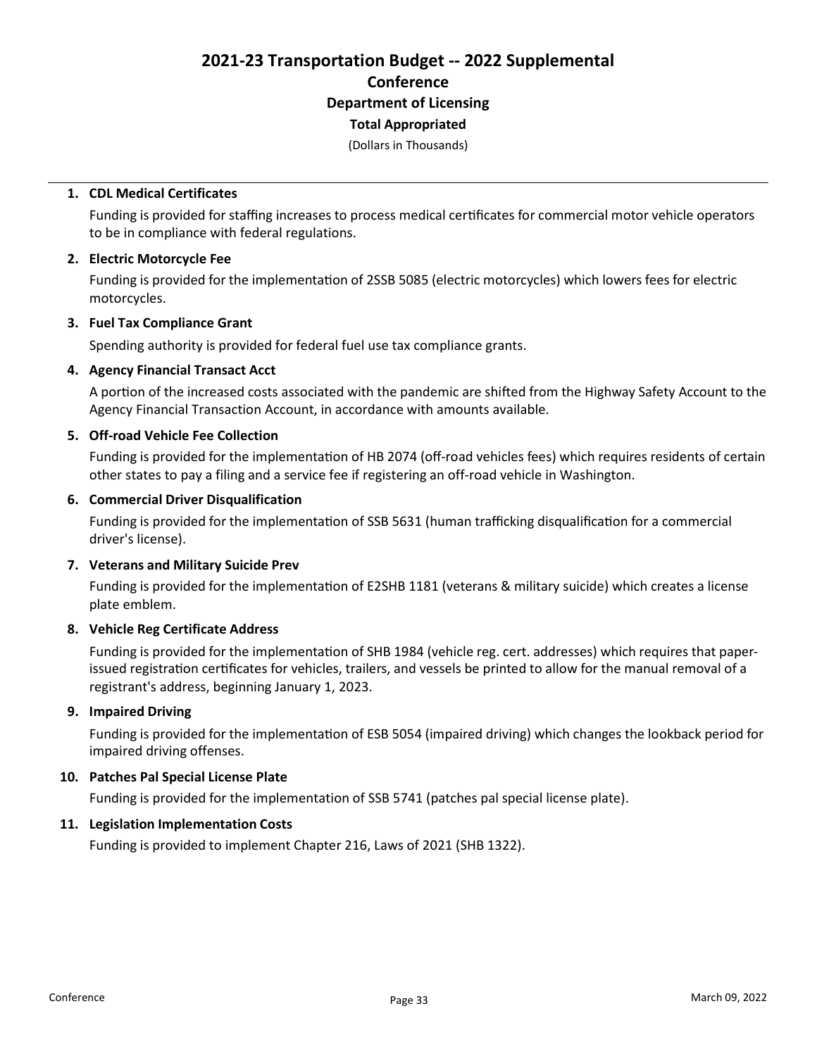# 2021-23 Transportation Budget -- 2022 Supplemental

## Conference

## Department of Licensing

### Total Appropriated

(Dollars in Thousands)

---

**1. CDL Medical Certificates**

Funding is provided for staffing increases to process medical certificates for commercial motor vehicle operators to be in compliance with federal regulations.

**2. Electric Motorcycle Fee**

Funding is provided for the implementation of 2SSB 5085 (electric motorcycles) which lowers fees for electric motorcycles.

**3. Fuel Tax Compliance Grant**

Spending authority is provided for federal fuel use tax compliance grants.

**4. Agency Financial Transact Acct**

A portion of the increased costs associated with the pandemic are shifted from the Highway Safety Account to the Agency Financial Transaction Account, in accordance with amounts available.

**5. Off-road Vehicle Fee Collection**

Funding is provided for the implementation of HB 2074 (off-road vehicles fees) which requires residents of certain other states to pay a filing and a service fee if registering an off-road vehicle in Washington.

**6. Commercial Driver Disqualification**

Funding is provided for the implementation of SSB 5631 (human trafficking disqualification for a commercial driver's license).

**7. Veterans and Military Suicide Prev**

Funding is provided for the implementation of E2SHB 1181 (veterans & military suicide) which creates a license plate emblem.

**8. Vehicle Reg Certificate Address**

Funding is provided for the implementation of SHB 1984 (vehicle reg. cert. addresses) which requires that paper-issued registration certificates for vehicles, trailers, and vessels be printed to allow for the manual removal of a registrant's address, beginning January 1, 2023.

**9. Impaired Driving**

Funding is provided for the implementation of ESB 5054 (impaired driving) which changes the lookback period for impaired driving offenses.

**10. Patches Pal Special License Plate**

Funding is provided for the implementation of SSB 5741 (patches pal special license plate).

**11. Legislation Implementation Costs**

Funding is provided to implement Chapter 216, Laws of 2021 (SHB 1322).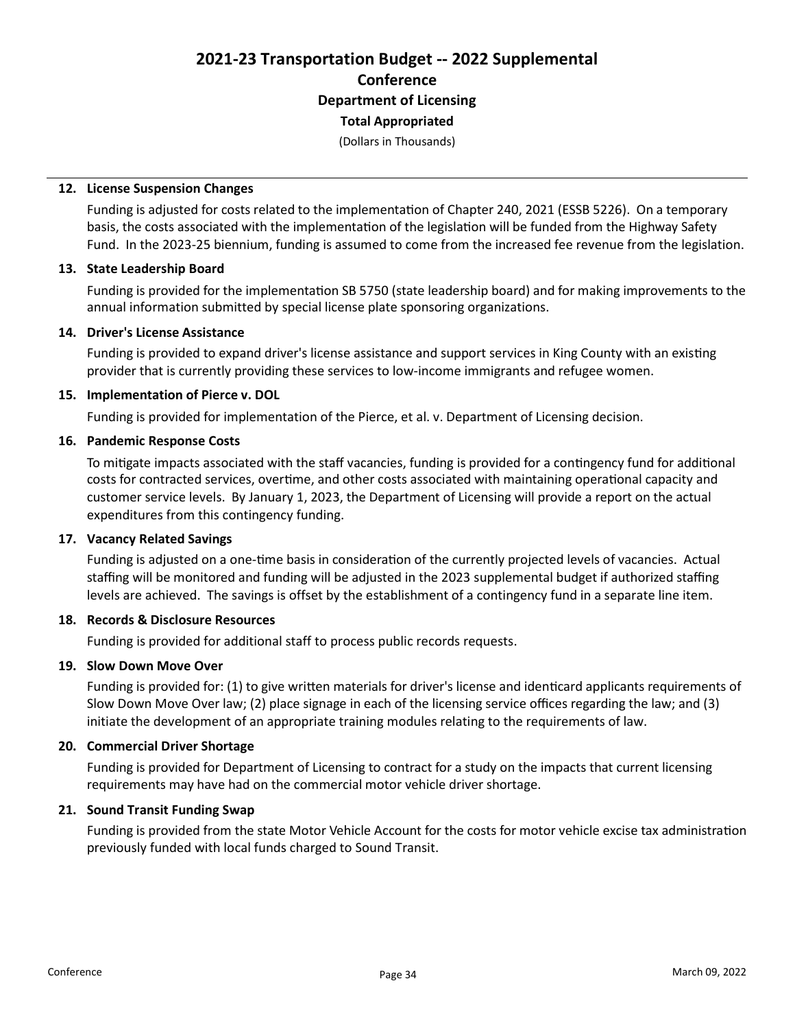# 2021-23 Transportation Budget -- 2022 Supplemental

## Conference

## Department of Licensing

### Total Appropriated

(Dollars in Thousands)

**12. License Suspension Changes**

Funding is adjusted for costs related to the implementation of Chapter 240, 2021 (ESSB 5226). On a temporary basis, the costs associated with the implementation of the legislation will be funded from the Highway Safety Fund. In the 2023-25 biennium, funding is assumed to come from the increased fee revenue from the legislation.

**13. State Leadership Board**

Funding is provided for the implementation SB 5750 (state leadership board) and for making improvements to the annual information submitted by special license plate sponsoring organizations.

**14. Driver's License Assistance**

Funding is provided to expand driver's license assistance and support services in King County with an existing provider that is currently providing these services to low-income immigrants and refugee women.

**15. Implementation of Pierce v. DOL**

Funding is provided for implementation of the Pierce, et al. v. Department of Licensing decision.

**16. Pandemic Response Costs**

To mitigate impacts associated with the staff vacancies, funding is provided for a contingency fund for additional costs for contracted services, overtime, and other costs associated with maintaining operational capacity and customer service levels. By January 1, 2023, the Department of Licensing will provide a report on the actual expenditures from this contingency funding.

**17. Vacancy Related Savings**

Funding is adjusted on a one-time basis in consideration of the currently projected levels of vacancies. Actual staffing will be monitored and funding will be adjusted in the 2023 supplemental budget if authorized staffing levels are achieved. The savings is offset by the establishment of a contingency fund in a separate line item.

**18. Records & Disclosure Resources**

Funding is provided for additional staff to process public records requests.

**19. Slow Down Move Over**

Funding is provided for: (1) to give written materials for driver's license and identicard applicants requirements of Slow Down Move Over law; (2) place signage in each of the licensing service offices regarding the law; and (3) initiate the development of an appropriate training modules relating to the requirements of law.

**20. Commercial Driver Shortage**

Funding is provided for Department of Licensing to contract for a study on the impacts that current licensing requirements may have had on the commercial motor vehicle driver shortage.

**21. Sound Transit Funding Swap**

Funding is provided from the state Motor Vehicle Account for the costs for motor vehicle excise tax administration previously funded with local funds charged to Sound Transit.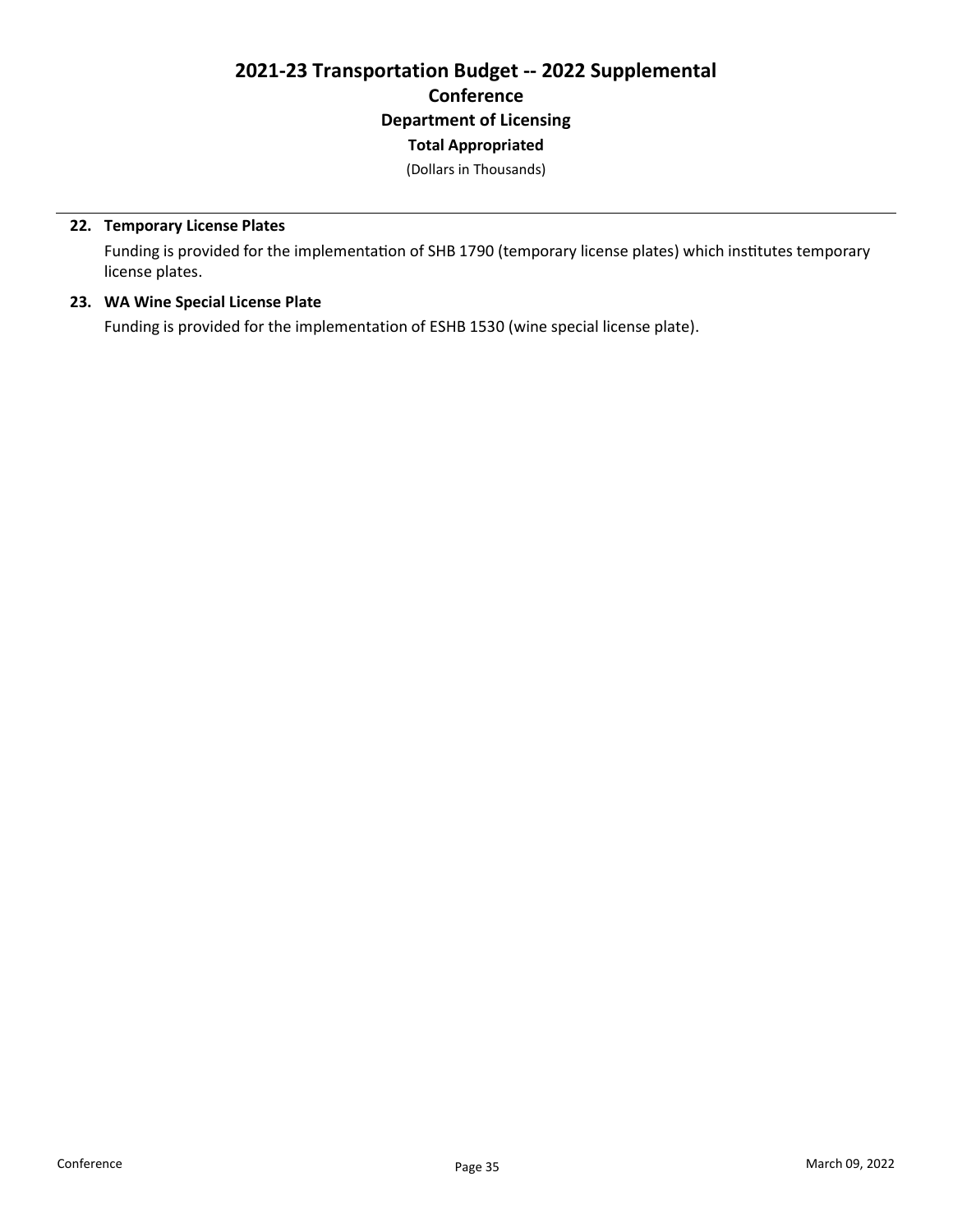# 2021-23 Transportation Budget -- 2022 Supplemental

## Conference

### Department of Licensing

### Total Appropriated

(Dollars in Thousands)

**22. Temporary License Plates**

Funding is provided for the implementation of SHB 1790 (temporary license plates) which institutes temporary license plates.

**23. WA Wine Special License Plate**

Funding is provided for the implementation of ESHB 1530 (wine special license plate).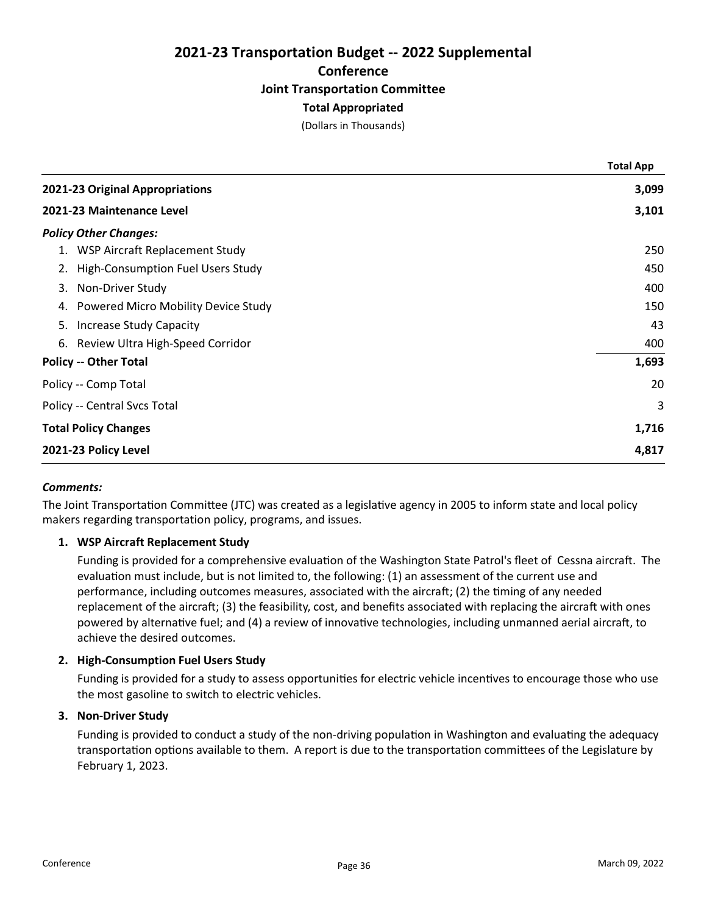# 2021-23 Transportation Budget -- 2022 Supplemental

## Conference

### Joint Transportation Committee

**Total Appropriated**

(Dollars in Thousands)

| | Total App |
|---|---|
| **2021-23 Original Appropriations** | **3,099** |
| **2021-23 Maintenance Level** | **3,101** |
| ***Policy Other Changes:*** | |
| 1. WSP Aircraft Replacement Study | 250 |
| 2. High-Consumption Fuel Users Study | 450 |
| 3. Non-Driver Study | 400 |
| 4. Powered Micro Mobility Device Study | 150 |
| 5. Increase Study Capacity | 43 |
| 6. Review Ultra High-Speed Corridor | 400 |
| **Policy -- Other Total** | **1,693** |
| Policy -- Comp Total | 20 |
| Policy -- Central Svcs Total | 3 |
| **Total Policy Changes** | **1,716** |
| **2021-23 Policy Level** | **4,817** |

***Comments:***

The Joint Transportation Committee (JTC) was created as a legislative agency in 2005 to inform state and local policy makers regarding transportation policy, programs, and issues.

1. **WSP Aircraft Replacement Study**

   Funding is provided for a comprehensive evaluation of the Washington State Patrol's fleet of Cessna aircraft. The evaluation must include, but is not limited to, the following: (1) an assessment of the current use and performance, including outcomes measures, associated with the aircraft; (2) the timing of any needed replacement of the aircraft; (3) the feasibility, cost, and benefits associated with replacing the aircraft with ones powered by alternative fuel; and (4) a review of innovative technologies, including unmanned aerial aircraft, to achieve the desired outcomes.

2. **High-Consumption Fuel Users Study**

   Funding is provided for a study to assess opportunities for electric vehicle incentives to encourage those who use the most gasoline to switch to electric vehicles.

3. **Non-Driver Study**

   Funding is provided to conduct a study of the non-driving population in Washington and evaluating the adequacy transportation options available to them. A report is due to the transportation committees of the Legislature by February 1, 2023.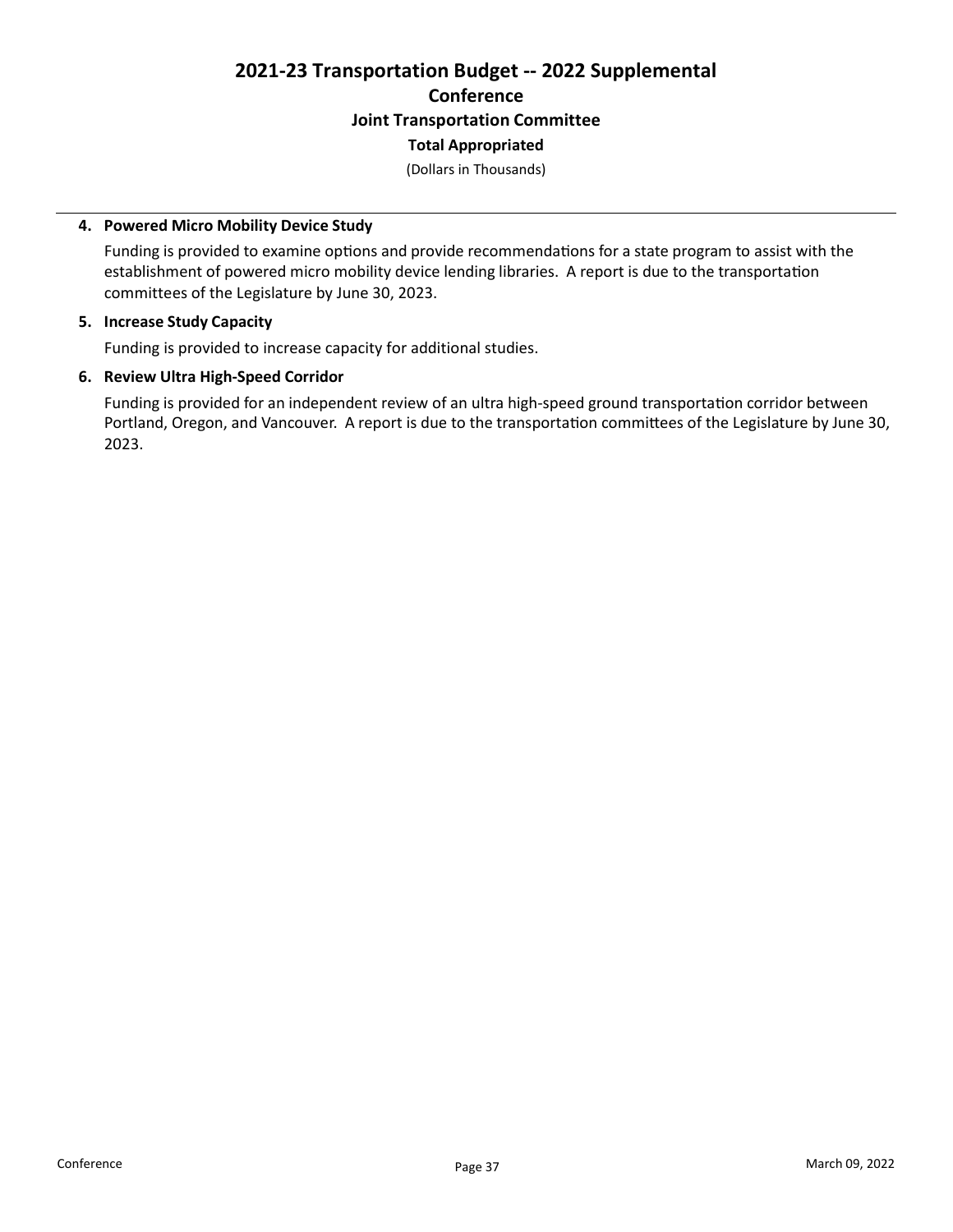# 2021-23 Transportation Budget -- 2022 Supplemental

## Conference

### Joint Transportation Committee

**Total Appropriated**

(Dollars in Thousands)

4. **Powered Micro Mobility Device Study**

   Funding is provided to examine options and provide recommendations for a state program to assist with the establishment of powered micro mobility device lending libraries. A report is due to the transportation committees of the Legislature by June 30, 2023.

5. **Increase Study Capacity**

   Funding is provided to increase capacity for additional studies.

6. **Review Ultra High-Speed Corridor**

   Funding is provided for an independent review of an ultra high-speed ground transportation corridor between Portland, Oregon, and Vancouver. A report is due to the transportation committees of the Legislature by June 30, 2023.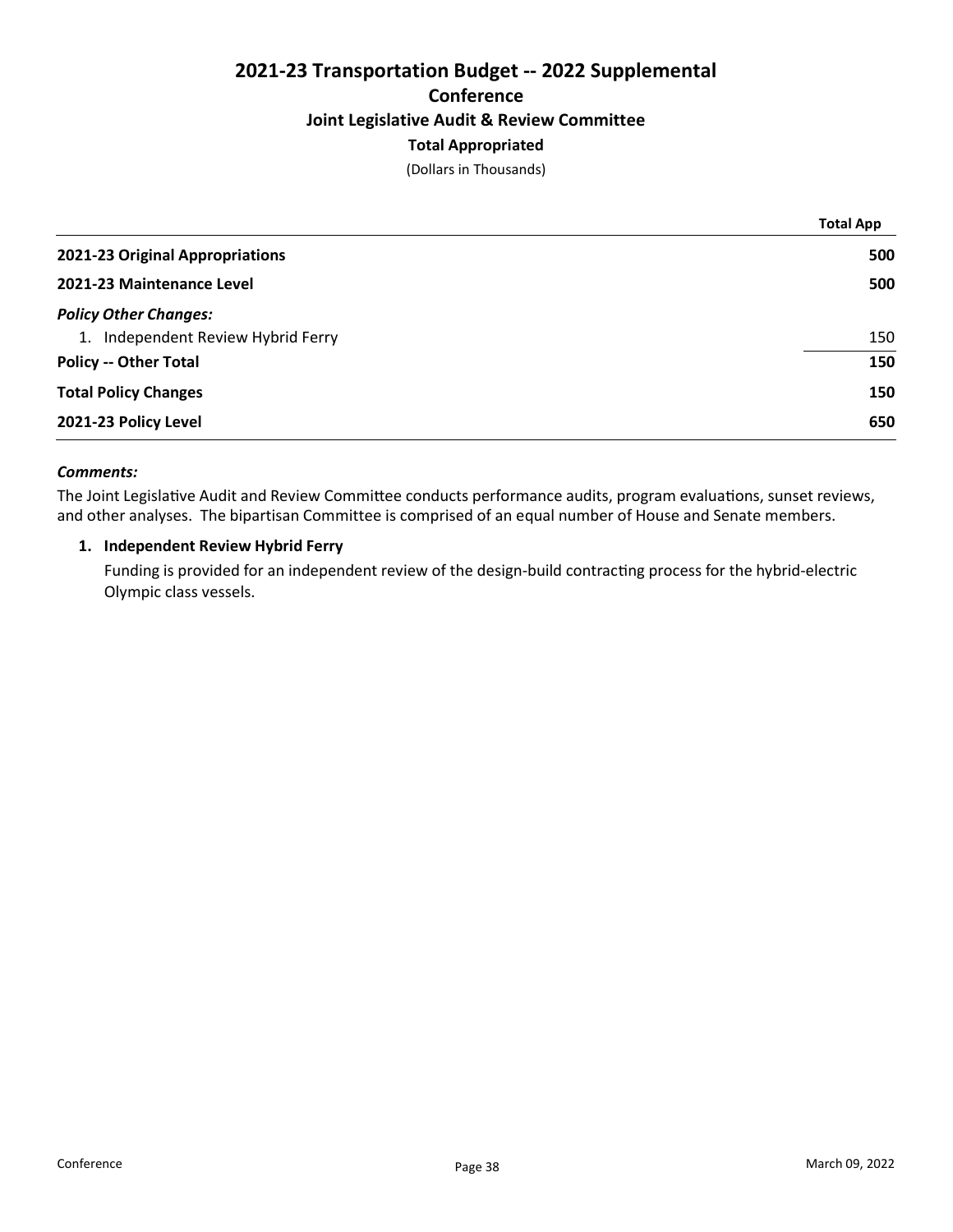# 2021-23 Transportation Budget -- 2022 Supplemental

## Conference

### Joint Legislative Audit & Review Committee

### Total Appropriated

(Dollars in Thousands)

| | Total App |
|---|---|
| **2021-23 Original Appropriations** | **500** |
| **2021-23 Maintenance Level** | **500** |
| ***Policy Other Changes:*** | |
| 1. Independent Review Hybrid Ferry | 150 |
| **Policy -- Other Total** | **150** |
| **Total Policy Changes** | **150** |
| **2021-23 Policy Level** | **650** |

***Comments:***

The Joint Legislative Audit and Review Committee conducts performance audits, program evaluations, sunset reviews, and other analyses. The bipartisan Committee is comprised of an equal number of House and Senate members.

1. **Independent Review Hybrid Ferry**

   Funding is provided for an independent review of the design-build contracting process for the hybrid-electric Olympic class vessels.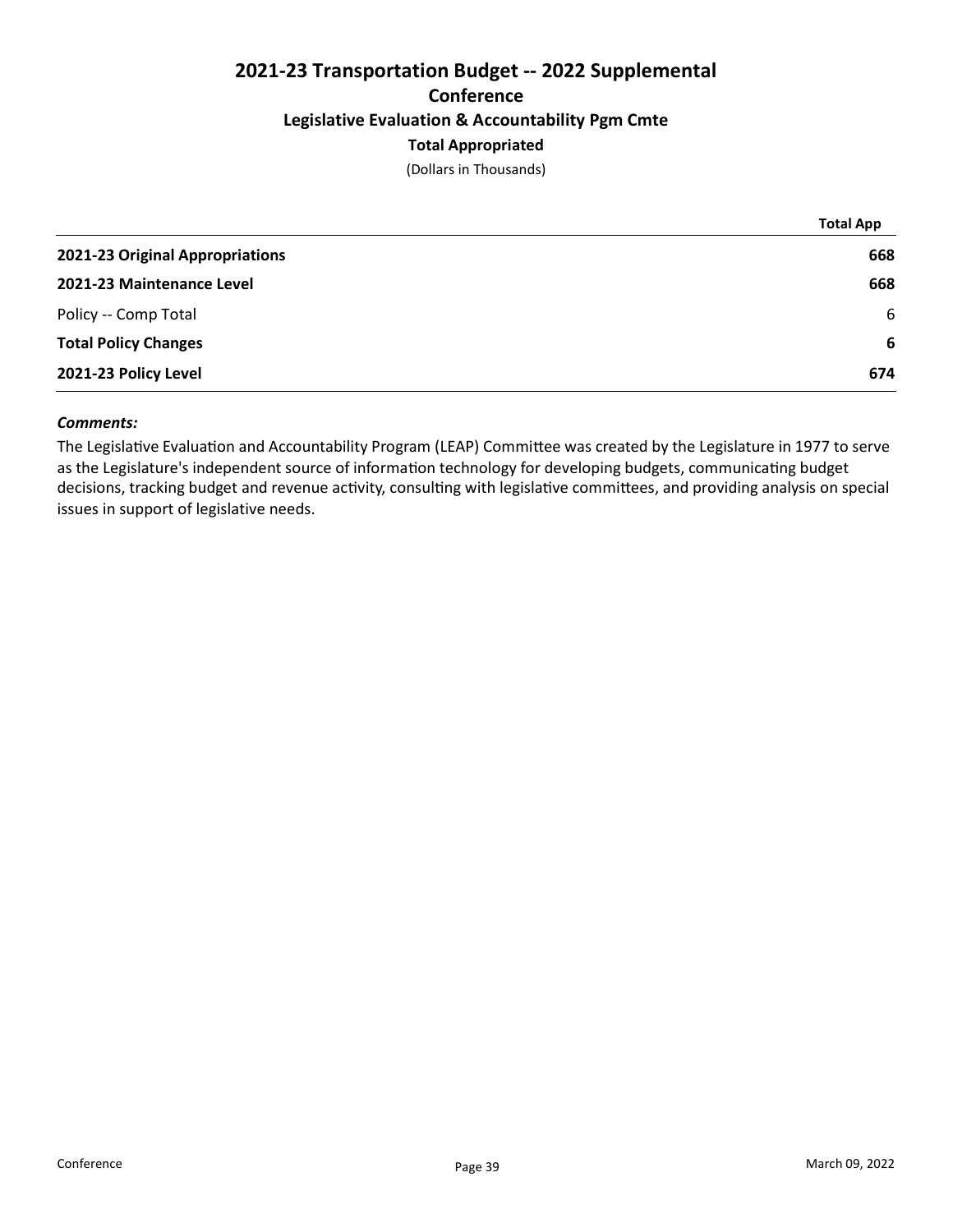# 2021-23 Transportation Budget -- 2022 Supplemental

## Conference

### Legislative Evaluation & Accountability Pgm Cmte

### Total Appropriated

(Dollars in Thousands)

| | Total App |
|---|---|
| **2021-23 Original Appropriations** | **668** |
| **2021-23 Maintenance Level** | **668** |
| Policy -- Comp Total | 6 |
| **Total Policy Changes** | **6** |
| **2021-23 Policy Level** | **674** |

***Comments:***

The Legislative Evaluation and Accountability Program (LEAP) Committee was created by the Legislature in 1977 to serve as the Legislature's independent source of information technology for developing budgets, communicating budget decisions, tracking budget and revenue activity, consulting with legislative committees, and providing analysis on special issues in support of legislative needs.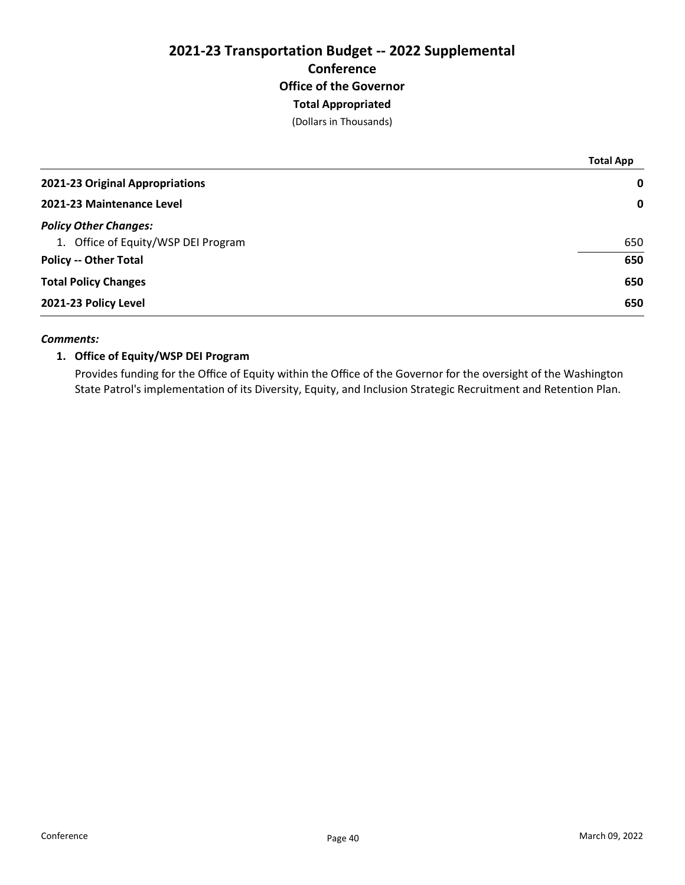# 2021-23 Transportation Budget -- 2022 Supplemental
## Conference
### Office of the Governor
### Total Appropriated
(Dollars in Thousands)

| | Total App |
|---|---|
| **2021-23 Original Appropriations** | **0** |
| **2021-23 Maintenance Level** | **0** |
| ***Policy Other Changes:*** | |
| 1. Office of Equity/WSP DEI Program | 650 |
| **Policy -- Other Total** | **650** |
| **Total Policy Changes** | **650** |
| **2021-23 Policy Level** | **650** |

***Comments:***

1. **Office of Equity/WSP DEI Program**

   Provides funding for the Office of Equity within the Office of the Governor for the oversight of the Washington State Patrol's implementation of its Diversity, Equity, and Inclusion Strategic Recruitment and Retention Plan.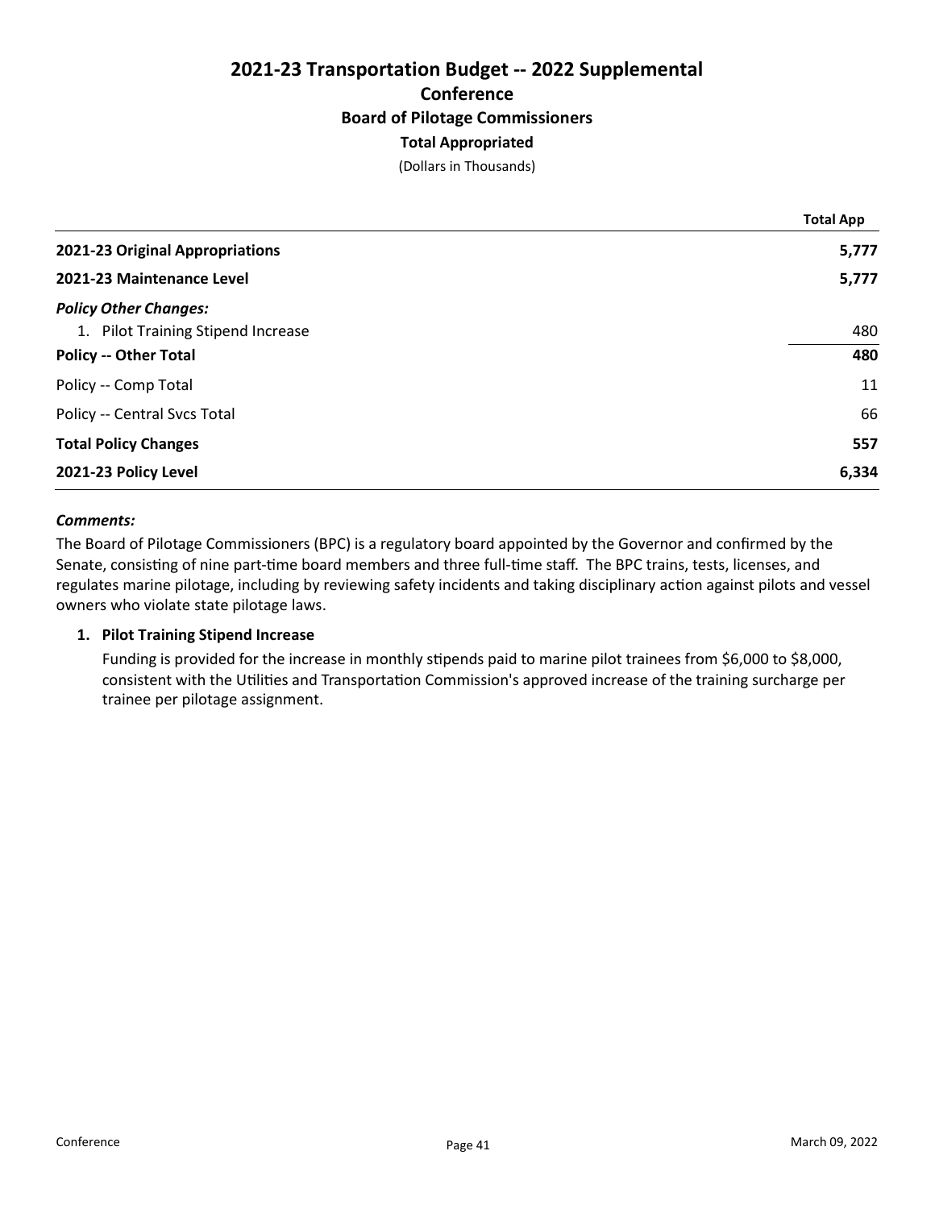# 2021-23 Transportation Budget -- 2022 Supplemental

## Conference

### Board of Pilotage Commissioners

#### Total Appropriated

(Dollars in Thousands)

| | Total App |
|---|---|
| **2021-23 Original Appropriations** | **5,777** |
| **2021-23 Maintenance Level** | **5,777** |
| ***Policy Other Changes:*** | |
| 1. Pilot Training Stipend Increase | 480 |
| **Policy -- Other Total** | **480** |
| Policy -- Comp Total | 11 |
| Policy -- Central Svcs Total | 66 |
| **Total Policy Changes** | **557** |
| **2021-23 Policy Level** | **6,334** |

***Comments:***

The Board of Pilotage Commissioners (BPC) is a regulatory board appointed by the Governor and confirmed by the Senate, consisting of nine part-time board members and three full-time staff. The BPC trains, tests, licenses, and regulates marine pilotage, including by reviewing safety incidents and taking disciplinary action against pilots and vessel owners who violate state pilotage laws.

1. **Pilot Training Stipend Increase**

   Funding is provided for the increase in monthly stipends paid to marine pilot trainees from $6,000 to $8,000, consistent with the Utilities and Transportation Commission's approved increase of the training surcharge per trainee per pilotage assignment.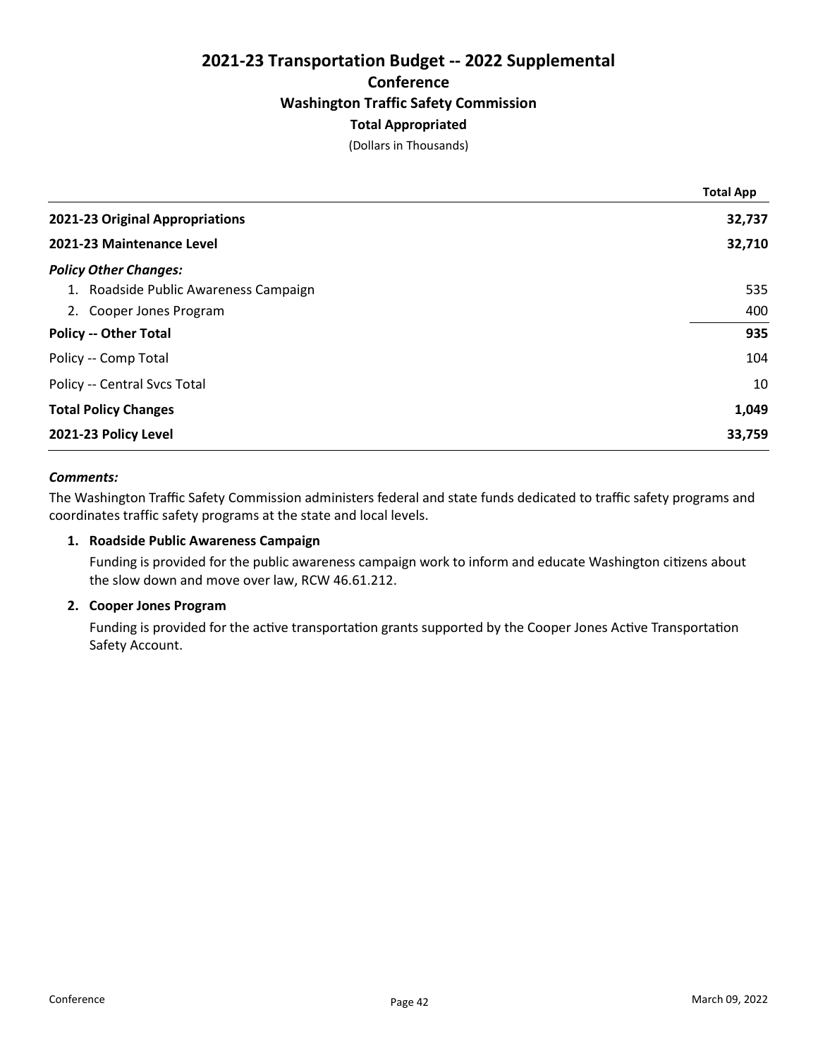# 2021-23 Transportation Budget -- 2022 Supplemental

## Conference

### Washington Traffic Safety Commission

**Total Appropriated**

(Dollars in Thousands)

| | Total App |
|---|---|
| **2021-23 Original Appropriations** | **32,737** |
| **2021-23 Maintenance Level** | **32,710** |
| ***Policy Other Changes:*** | |
| 1. Roadside Public Awareness Campaign | 535 |
| 2. Cooper Jones Program | 400 |
| **Policy -- Other Total** | **935** |
| Policy -- Comp Total | 104 |
| Policy -- Central Svcs Total | 10 |
| **Total Policy Changes** | **1,049** |
| **2021-23 Policy Level** | **33,759** |

***Comments:***

The Washington Traffic Safety Commission administers federal and state funds dedicated to traffic safety programs and coordinates traffic safety programs at the state and local levels.

1. **Roadside Public Awareness Campaign**

   Funding is provided for the public awareness campaign work to inform and educate Washington citizens about the slow down and move over law, RCW 46.61.212.

2. **Cooper Jones Program**

   Funding is provided for the active transportation grants supported by the Cooper Jones Active Transportation Safety Account.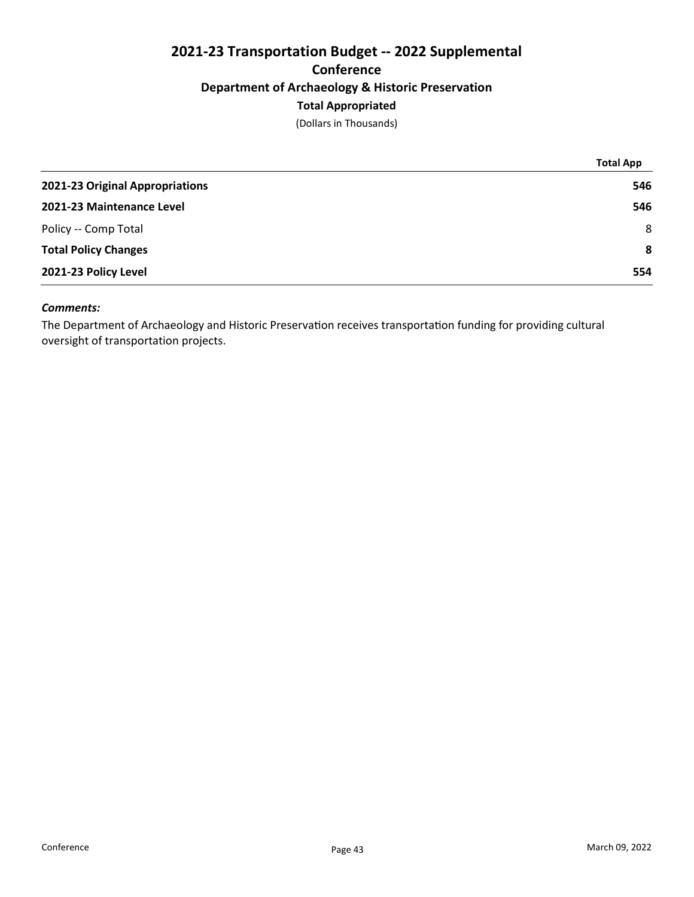# 2021-23 Transportation Budget -- 2022 Supplemental

## Conference

### Department of Archaeology & Historic Preservation

### Total Appropriated

(Dollars in Thousands)

| | Total App |
|---|---|
| **2021-23 Original Appropriations** | **546** |
| **2021-23 Maintenance Level** | **546** |
| Policy -- Comp Total | 8 |
| **Total Policy Changes** | **8** |
| **2021-23 Policy Level** | **554** |

***Comments:***

The Department of Archaeology and Historic Preservation receives transportation funding for providing cultural oversight of transportation projects.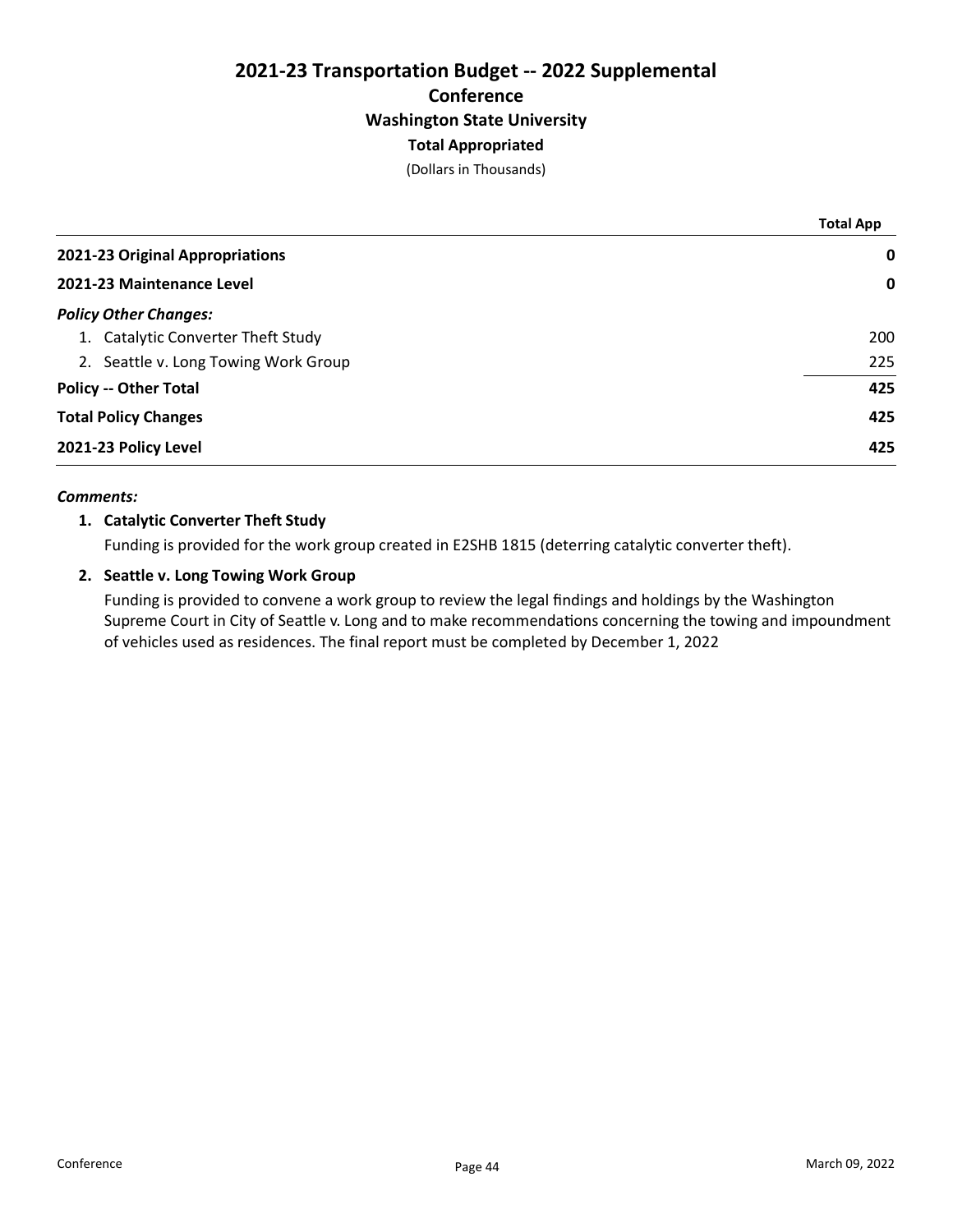# 2021-23 Transportation Budget -- 2022 Supplemental

## Conference

## Washington State University

### Total Appropriated

(Dollars in Thousands)

| | Total App |
|---|---|
| **2021-23 Original Appropriations** | **0** |
| **2021-23 Maintenance Level** | **0** |
| ***Policy Other Changes:*** | |
| 1. Catalytic Converter Theft Study | 200 |
| 2. Seattle v. Long Towing Work Group | 225 |
| **Policy -- Other Total** | **425** |
| **Total Policy Changes** | **425** |
| **2021-23 Policy Level** | **425** |

***Comments:***

1. **Catalytic Converter Theft Study**

   Funding is provided for the work group created in E2SHB 1815 (deterring catalytic converter theft).

2. **Seattle v. Long Towing Work Group**

   Funding is provided to convene a work group to review the legal findings and holdings by the Washington Supreme Court in City of Seattle v. Long and to make recommendations concerning the towing and impoundment of vehicles used as residences. The final report must be completed by December 1, 2022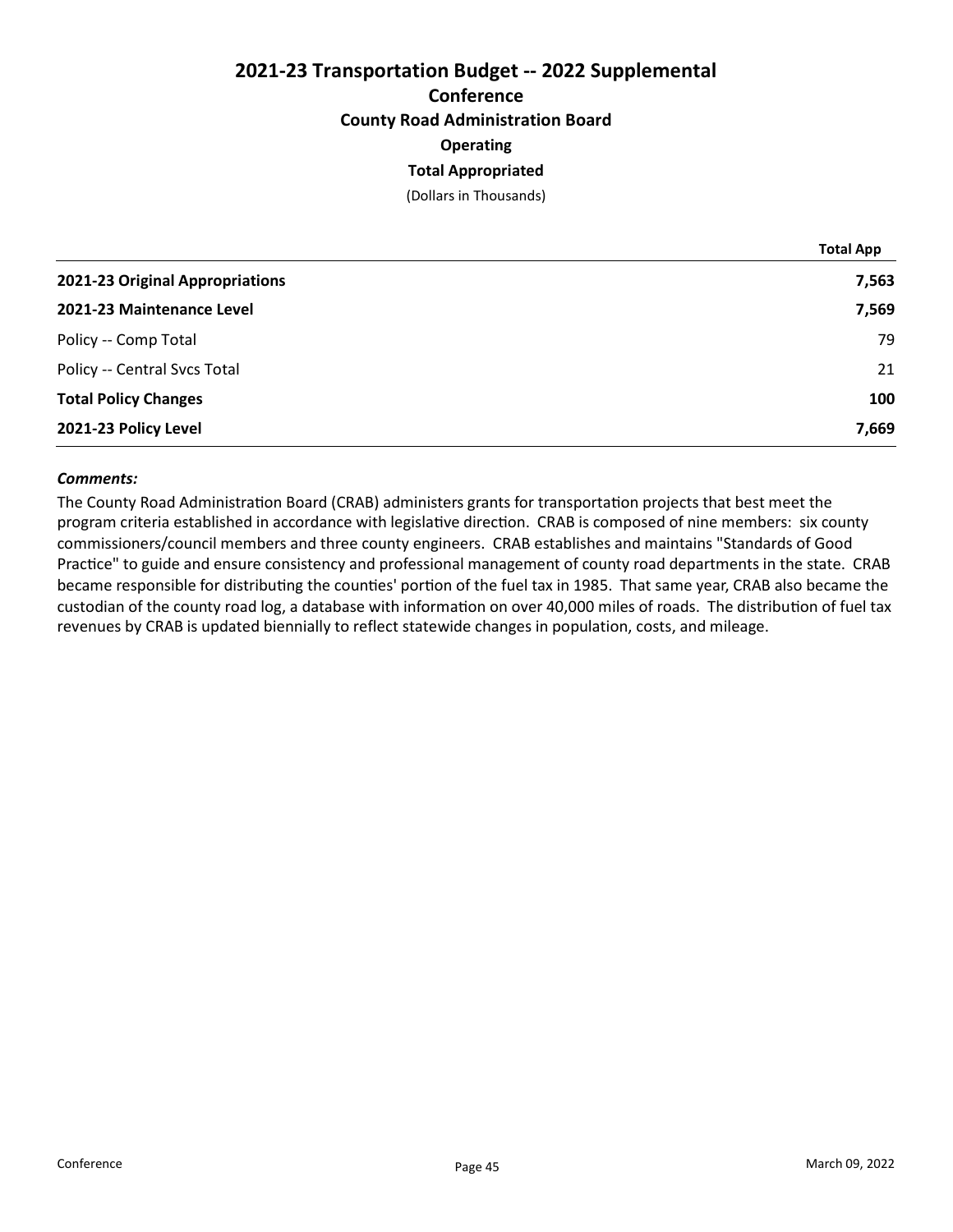# 2021-23 Transportation Budget -- 2022 Supplemental

## Conference

### County Road Administration Board

### Operating

### Total Appropriated

(Dollars in Thousands)

| | Total App |
|---|---:|
| **2021-23 Original Appropriations** | **7,563** |
| **2021-23 Maintenance Level** | **7,569** |
| Policy -- Comp Total | 79 |
| Policy -- Central Svcs Total | 21 |
| **Total Policy Changes** | **100** |
| **2021-23 Policy Level** | **7,669** |

***Comments:***

The County Road Administration Board (CRAB) administers grants for transportation projects that best meet the program criteria established in accordance with legislative direction. CRAB is composed of nine members: six county commissioners/council members and three county engineers. CRAB establishes and maintains "Standards of Good Practice" to guide and ensure consistency and professional management of county road departments in the state. CRAB became responsible for distributing the counties' portion of the fuel tax in 1985. That same year, CRAB also became the custodian of the county road log, a database with information on over 40,000 miles of roads. The distribution of fuel tax revenues by CRAB is updated biennially to reflect statewide changes in population, costs, and mileage.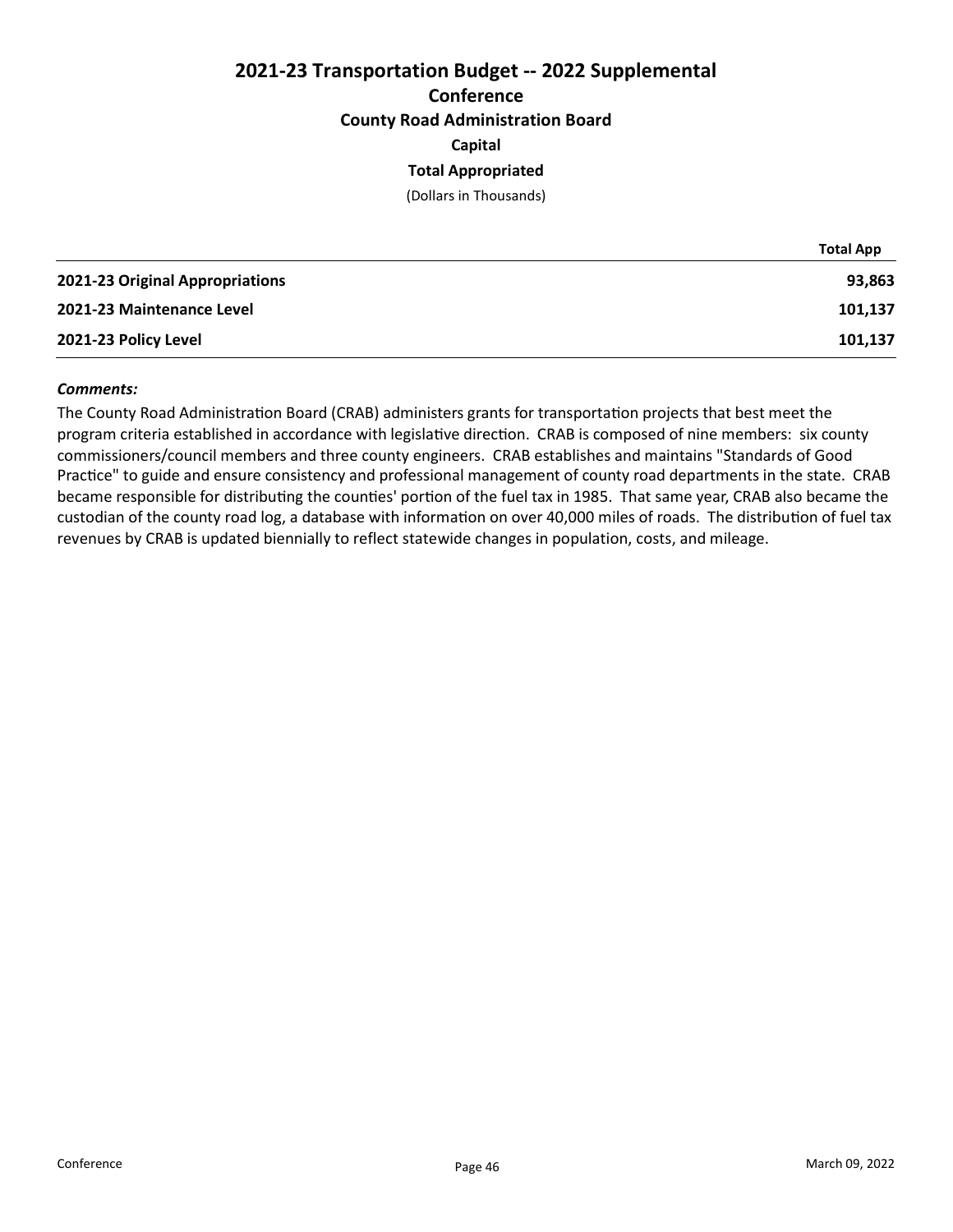# 2021-23 Transportation Budget -- 2022 Supplemental

## Conference

### County Road Administration Board

### Capital

### Total Appropriated

(Dollars in Thousands)

| | Total App |
|---|---|
| **2021-23 Original Appropriations** | **93,863** |
| **2021-23 Maintenance Level** | **101,137** |
| **2021-23 Policy Level** | **101,137** |

***Comments:***

The County Road Administration Board (CRAB) administers grants for transportation projects that best meet the program criteria established in accordance with legislative direction. CRAB is composed of nine members: six county commissioners/council members and three county engineers. CRAB establishes and maintains "Standards of Good Practice" to guide and ensure consistency and professional management of county road departments in the state. CRAB became responsible for distributing the counties' portion of the fuel tax in 1985. That same year, CRAB also became the custodian of the county road log, a database with information on over 40,000 miles of roads. The distribution of fuel tax revenues by CRAB is updated biennially to reflect statewide changes in population, costs, and mileage.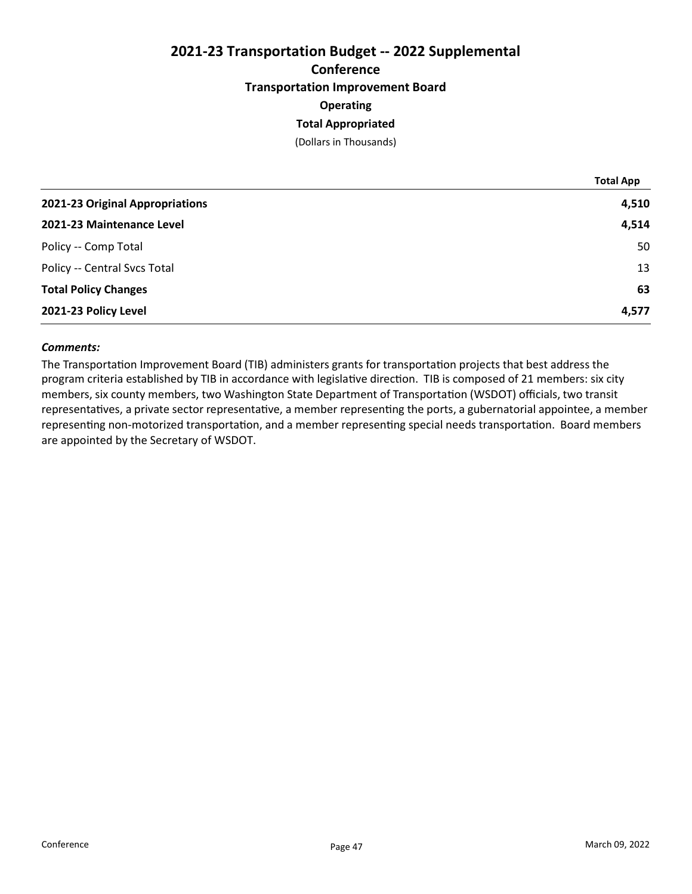# 2021-23 Transportation Budget -- 2022 Supplemental

## Conference

### Transportation Improvement Board

### Operating

### Total Appropriated

(Dollars in Thousands)

| | Total App |
|---|---|
| **2021-23 Original Appropriations** | **4,510** |
| **2021-23 Maintenance Level** | **4,514** |
| Policy -- Comp Total | 50 |
| Policy -- Central Svcs Total | 13 |
| **Total Policy Changes** | **63** |
| **2021-23 Policy Level** | **4,577** |

***Comments:***

The Transportation Improvement Board (TIB) administers grants for transportation projects that best address the program criteria established by TIB in accordance with legislative direction. TIB is composed of 21 members: six city members, six county members, two Washington State Department of Transportation (WSDOT) officials, two transit representatives, a private sector representative, a member representing the ports, a gubernatorial appointee, a member representing non-motorized transportation, and a member representing special needs transportation. Board members are appointed by the Secretary of WSDOT.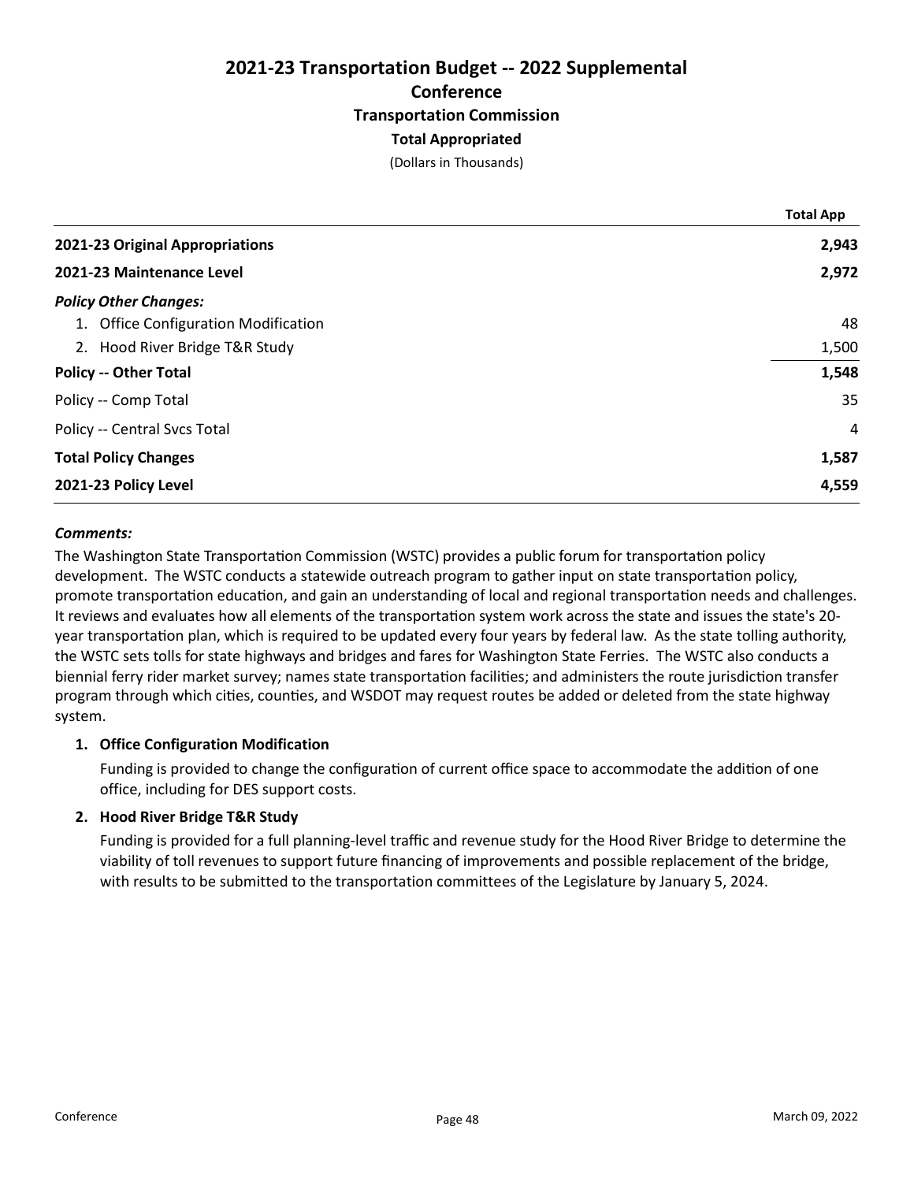# 2021-23 Transportation Budget -- 2022 Supplemental

## Conference

## Transportation Commission

### Total Appropriated

(Dollars in Thousands)

| | Total App |
|---|---|
| **2021-23 Original Appropriations** | **2,943** |
| **2021-23 Maintenance Level** | **2,972** |
| ***Policy Other Changes:*** | |
| 1. Office Configuration Modification | 48 |
| 2. Hood River Bridge T&R Study | 1,500 |
| **Policy -- Other Total** | **1,548** |
| Policy -- Comp Total | 35 |
| Policy -- Central Svcs Total | 4 |
| **Total Policy Changes** | **1,587** |
| **2021-23 Policy Level** | **4,559** |

***Comments:***

The Washington State Transportation Commission (WSTC) provides a public forum for transportation policy development. The WSTC conducts a statewide outreach program to gather input on state transportation policy, promote transportation education, and gain an understanding of local and regional transportation needs and challenges. It reviews and evaluates how all elements of the transportation system work across the state and issues the state's 20-year transportation plan, which is required to be updated every four years by federal law. As the state tolling authority, the WSTC sets tolls for state highways and bridges and fares for Washington State Ferries. The WSTC also conducts a biennial ferry rider market survey; names state transportation facilities; and administers the route jurisdiction transfer program through which cities, counties, and WSDOT may request routes be added or deleted from the state highway system.

1. **Office Configuration Modification**

   Funding is provided to change the configuration of current office space to accommodate the addition of one office, including for DES support costs.

2. **Hood River Bridge T&R Study**

   Funding is provided for a full planning-level traffic and revenue study for the Hood River Bridge to determine the viability of toll revenues to support future financing of improvements and possible replacement of the bridge, with results to be submitted to the transportation committees of the Legislature by January 5, 2024.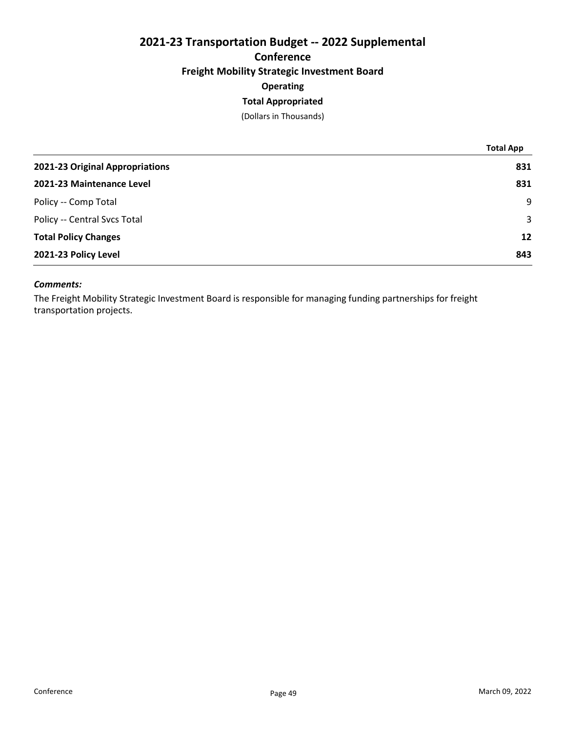# 2021-23 Transportation Budget -- 2022 Supplemental

## Conference

### Freight Mobility Strategic Investment Board

### Operating

### Total Appropriated

(Dollars in Thousands)

| | Total App |
|---|---|
| **2021-23 Original Appropriations** | **831** |
| **2021-23 Maintenance Level** | **831** |
| Policy -- Comp Total | 9 |
| Policy -- Central Svcs Total | 3 |
| **Total Policy Changes** | **12** |
| **2021-23 Policy Level** | **843** |

***Comments:***

The Freight Mobility Strategic Investment Board is responsible for managing funding partnerships for freight transportation projects.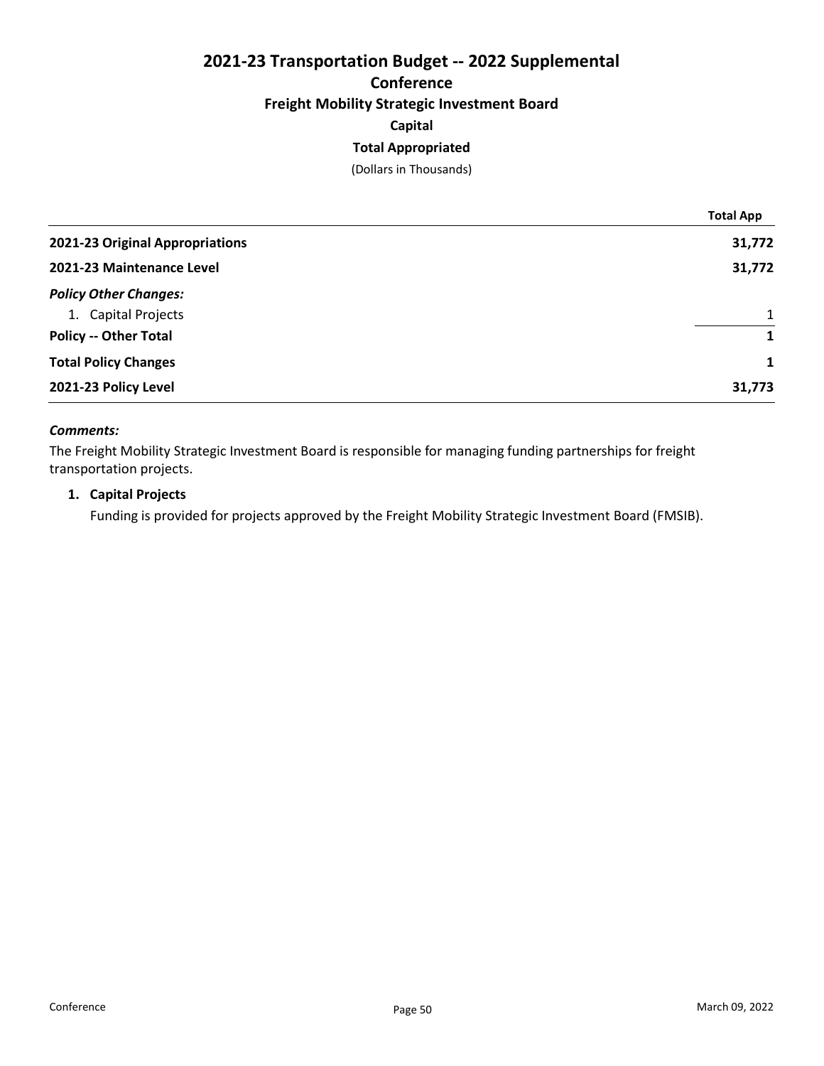# 2021-23 Transportation Budget -- 2022 Supplemental

## Conference

### Freight Mobility Strategic Investment Board

### Capital

### Total Appropriated

(Dollars in Thousands)

| | Total App |
|---|---|
| **2021-23 Original Appropriations** | **31,772** |
| **2021-23 Maintenance Level** | **31,772** |
| ***Policy Other Changes:*** | |
| 1. Capital Projects | 1 |
| **Policy -- Other Total** | **1** |
| **Total Policy Changes** | **1** |
| **2021-23 Policy Level** | **31,773** |

***Comments:***

The Freight Mobility Strategic Investment Board is responsible for managing funding partnerships for freight transportation projects.

1. **Capital Projects**

   Funding is provided for projects approved by the Freight Mobility Strategic Investment Board (FMSIB).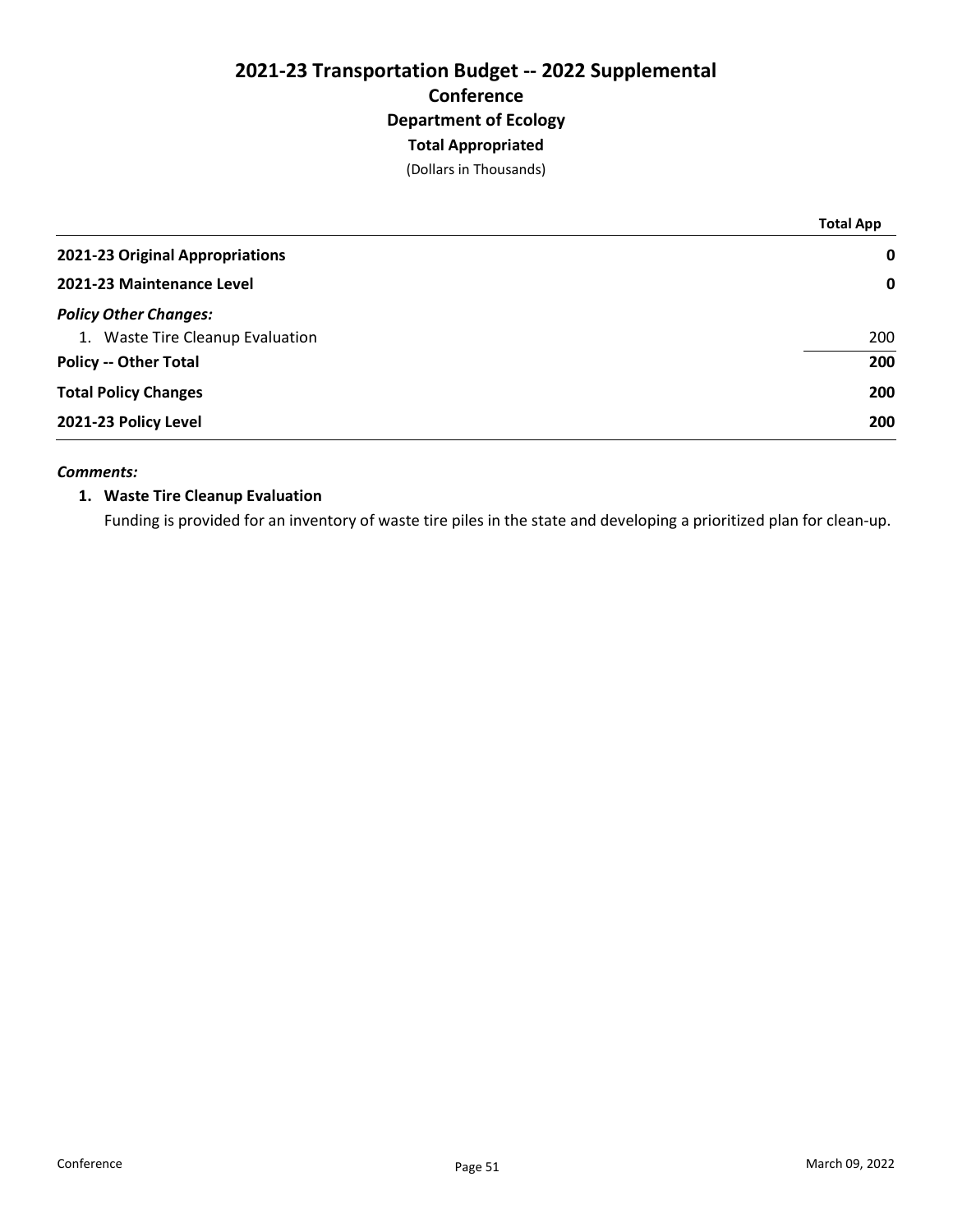# 2021-23 Transportation Budget -- 2022 Supplemental

## Conference

## Department of Ecology

### Total Appropriated

(Dollars in Thousands)

| | Total App |
|---|---|
| **2021-23 Original Appropriations** | **0** |
| **2021-23 Maintenance Level** | **0** |
| ***Policy Other Changes:*** | |
| 1. Waste Tire Cleanup Evaluation | 200 |
| **Policy -- Other Total** | **200** |
| **Total Policy Changes** | **200** |
| **2021-23 Policy Level** | **200** |

***Comments:***

1. **Waste Tire Cleanup Evaluation**

   Funding is provided for an inventory of waste tire piles in the state and developing a prioritized plan for clean-up.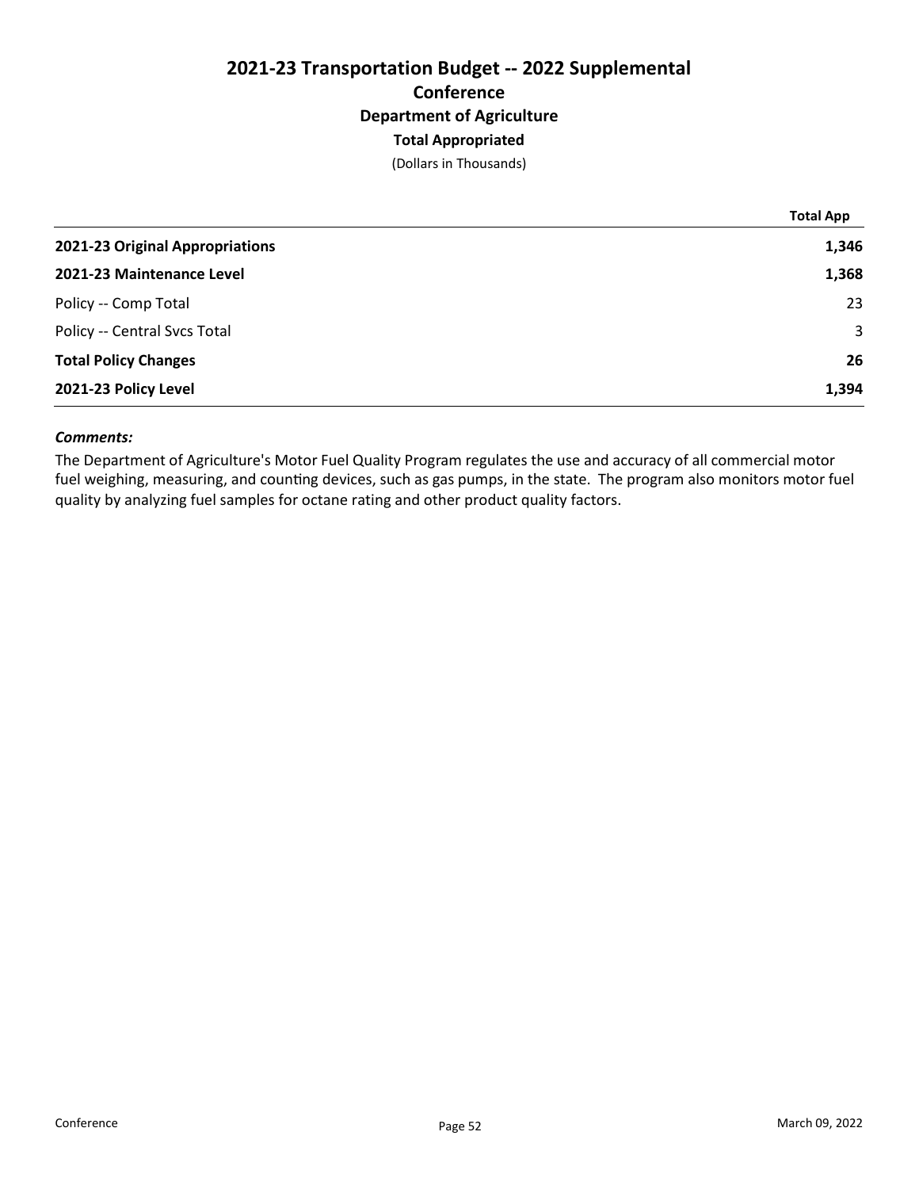# 2021-23 Transportation Budget -- 2022 Supplemental

## Conference

### Department of Agriculture

### Total Appropriated

(Dollars in Thousands)

| | Total App |
|---|---|
| **2021-23 Original Appropriations** | **1,346** |
| **2021-23 Maintenance Level** | **1,368** |
| Policy -- Comp Total | 23 |
| Policy -- Central Svcs Total | 3 |
| **Total Policy Changes** | **26** |
| **2021-23 Policy Level** | **1,394** |

***Comments:***

The Department of Agriculture's Motor Fuel Quality Program regulates the use and accuracy of all commercial motor fuel weighing, measuring, and counting devices, such as gas pumps, in the state. The program also monitors motor fuel quality by analyzing fuel samples for octane rating and other product quality factors.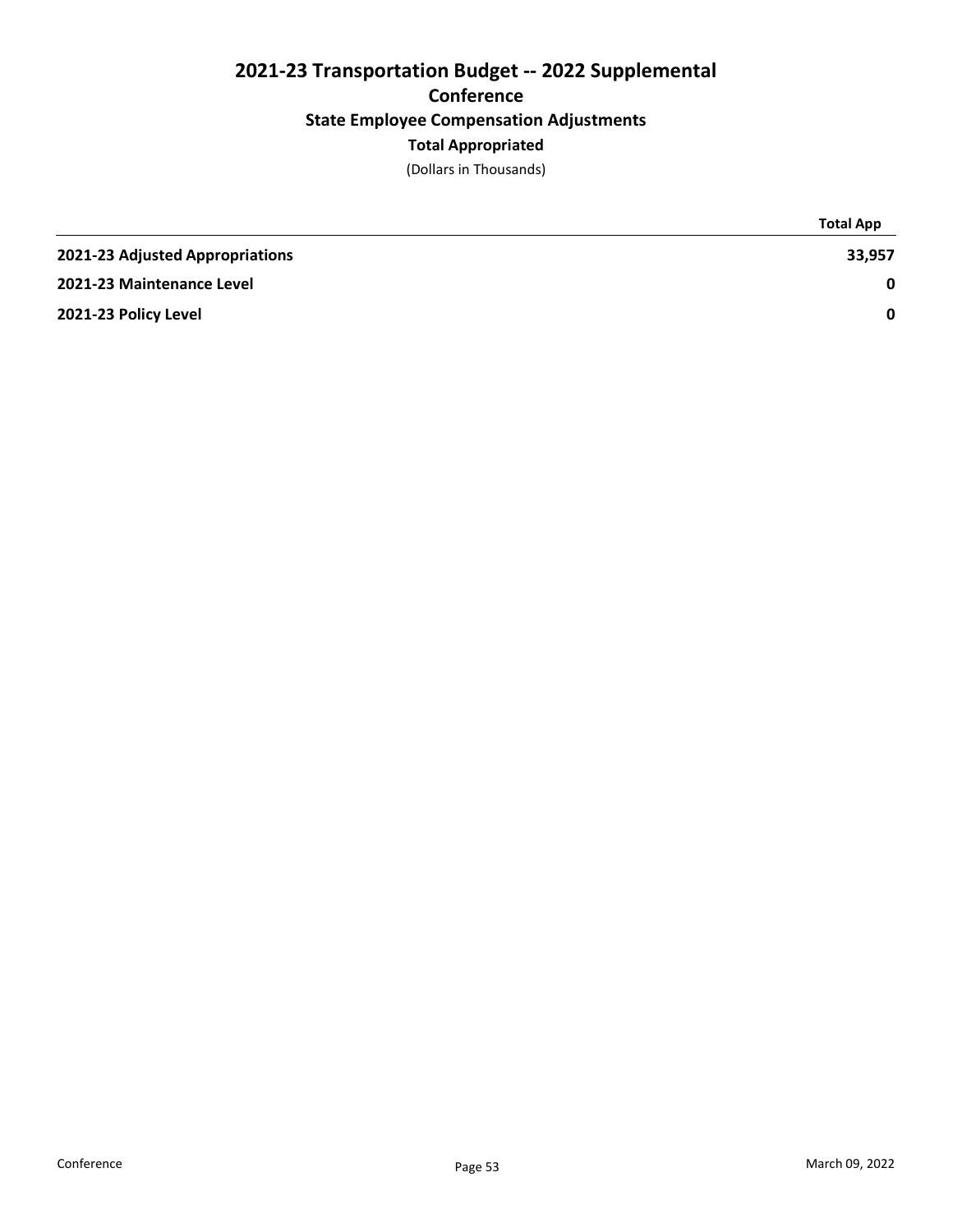# 2021-23 Transportation Budget -- 2022 Supplemental

## Conference

### State Employee Compensation Adjustments

#### Total Appropriated

(Dollars in Thousands)

| | Total App |
|---|---|
| **2021-23 Adjusted Appropriations** | **33,957** |
| **2021-23 Maintenance Level** | **0** |
| **2021-23 Policy Level** | **0** |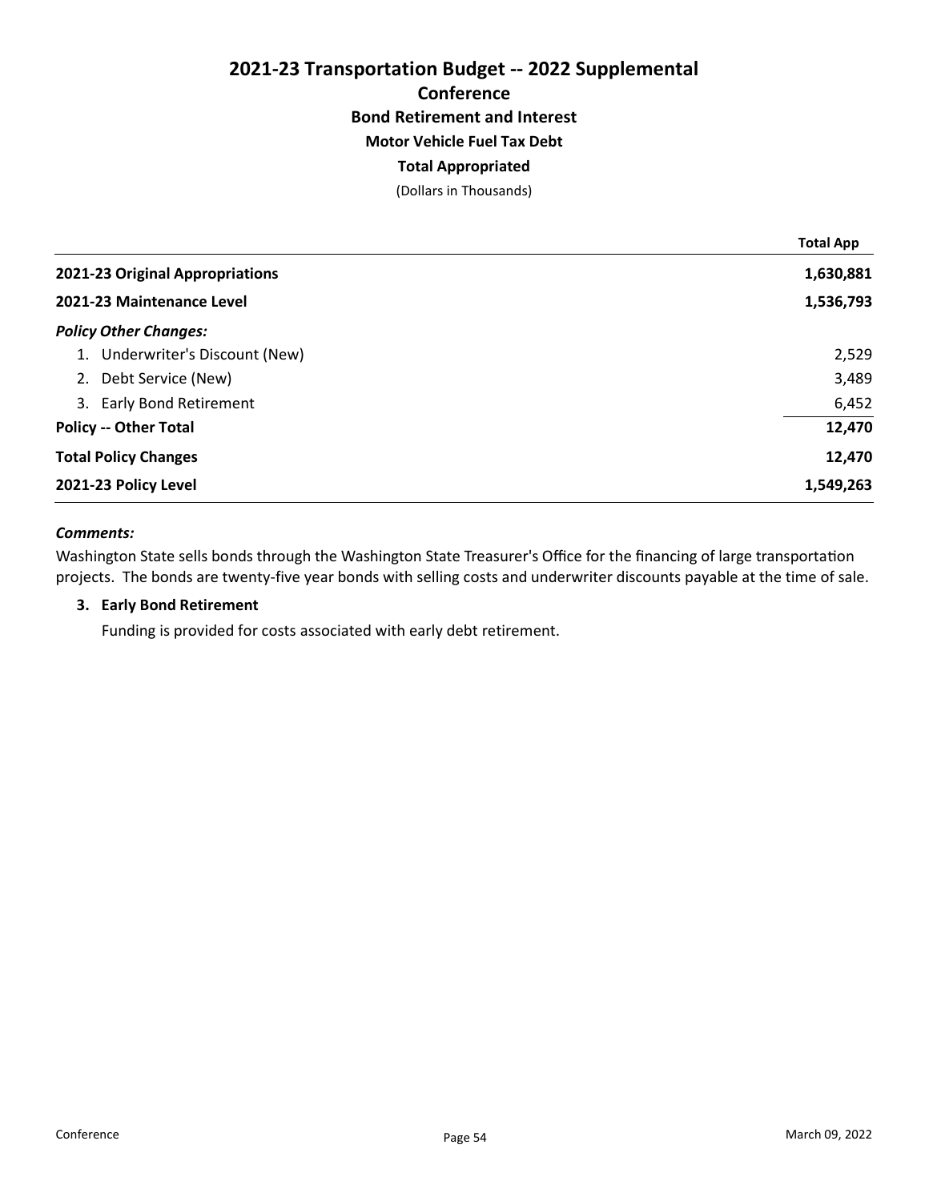# 2021-23 Transportation Budget -- 2022 Supplemental

## Conference

### Bond Retirement and Interest

### Motor Vehicle Fuel Tax Debt

### Total Appropriated

(Dollars in Thousands)

| | Total App |
|---|---|
| **2021-23 Original Appropriations** | **1,630,881** |
| **2021-23 Maintenance Level** | **1,536,793** |
| ***Policy Other Changes:*** | |
| 1. Underwriter's Discount (New) | 2,529 |
| 2. Debt Service (New) | 3,489 |
| 3. Early Bond Retirement | 6,452 |
| **Policy -- Other Total** | **12,470** |
| **Total Policy Changes** | **12,470** |
| **2021-23 Policy Level** | **1,549,263** |

***Comments:***

Washington State sells bonds through the Washington State Treasurer's Office for the financing of large transportation projects. The bonds are twenty-five year bonds with selling costs and underwriter discounts payable at the time of sale.

**3. Early Bond Retirement**

Funding is provided for costs associated with early debt retirement.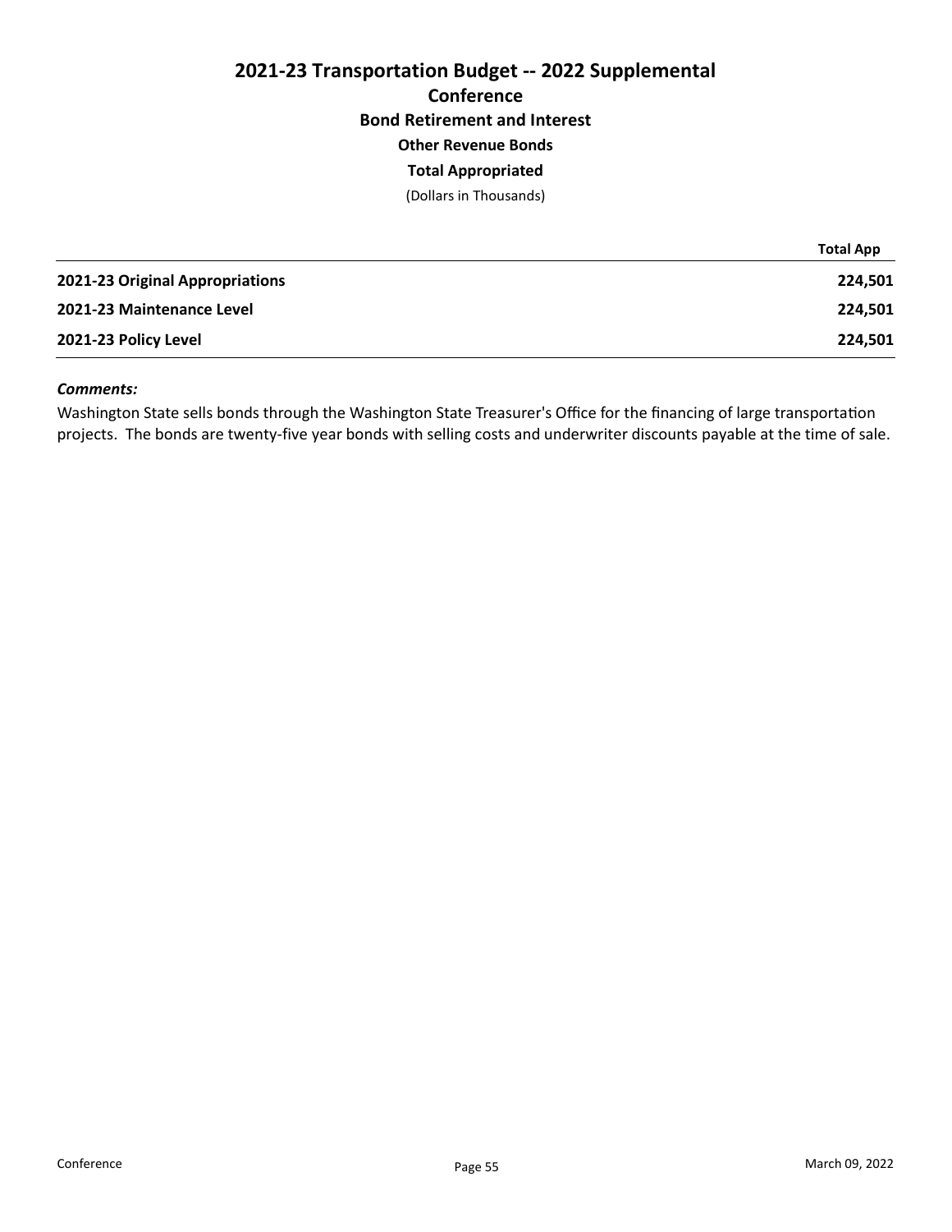# 2021-23 Transportation Budget -- 2022 Supplemental

## Conference

### Bond Retirement and Interest

### Other Revenue Bonds

### Total Appropriated

(Dollars in Thousands)

| | Total App |
|---|---|
| **2021-23 Original Appropriations** | **224,501** |
| **2021-23 Maintenance Level** | **224,501** |
| **2021-23 Policy Level** | **224,501** |

***Comments:***

Washington State sells bonds through the Washington State Treasurer's Office for the financing of large transportation projects. The bonds are twenty-five year bonds with selling costs and underwriter discounts payable at the time of sale.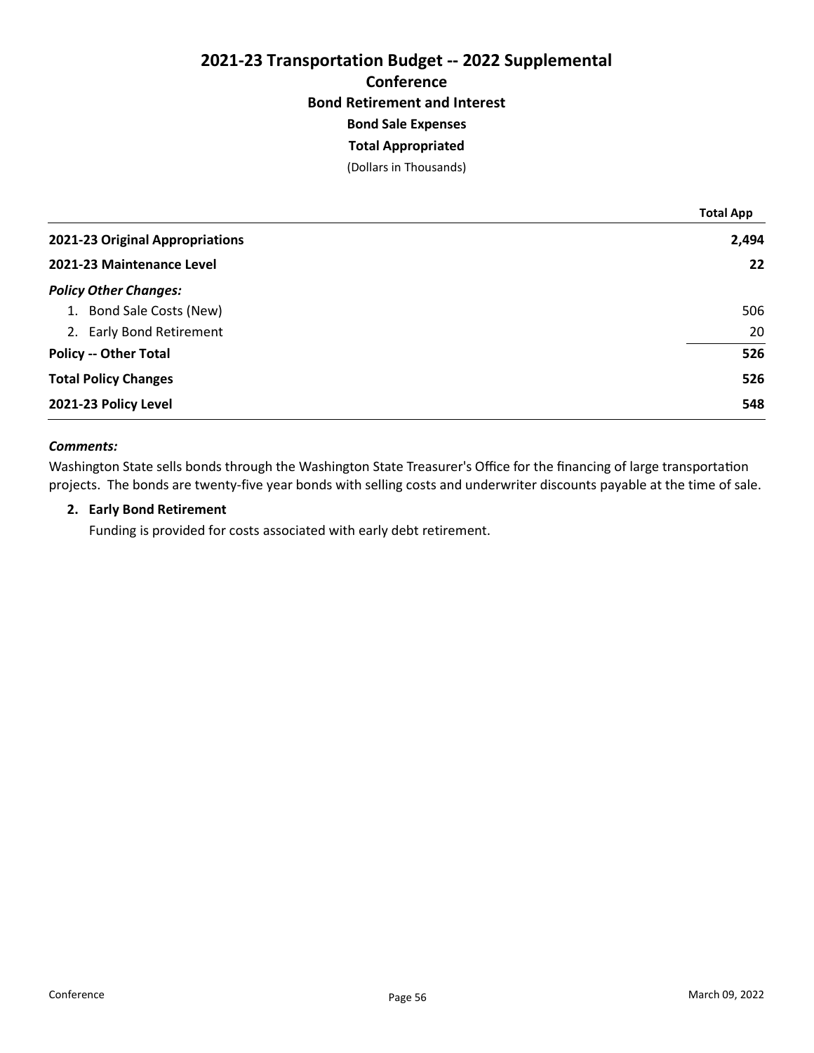# 2021-23 Transportation Budget -- 2022 Supplemental

## Conference

### Bond Retirement and Interest

### Bond Sale Expenses

### Total Appropriated

(Dollars in Thousands)

| | Total App |
|---|---|
| **2021-23 Original Appropriations** | **2,494** |
| **2021-23 Maintenance Level** | **22** |
| ***Policy Other Changes:*** | |
| 1. Bond Sale Costs (New) | 506 |
| 2. Early Bond Retirement | 20 |
| **Policy -- Other Total** | **526** |
| **Total Policy Changes** | **526** |
| **2021-23 Policy Level** | **548** |

***Comments:***

Washington State sells bonds through the Washington State Treasurer's Office for the financing of large transportation projects. The bonds are twenty-five year bonds with selling costs and underwriter discounts payable at the time of sale.

**2. Early Bond Retirement**

Funding is provided for costs associated with early debt retirement.